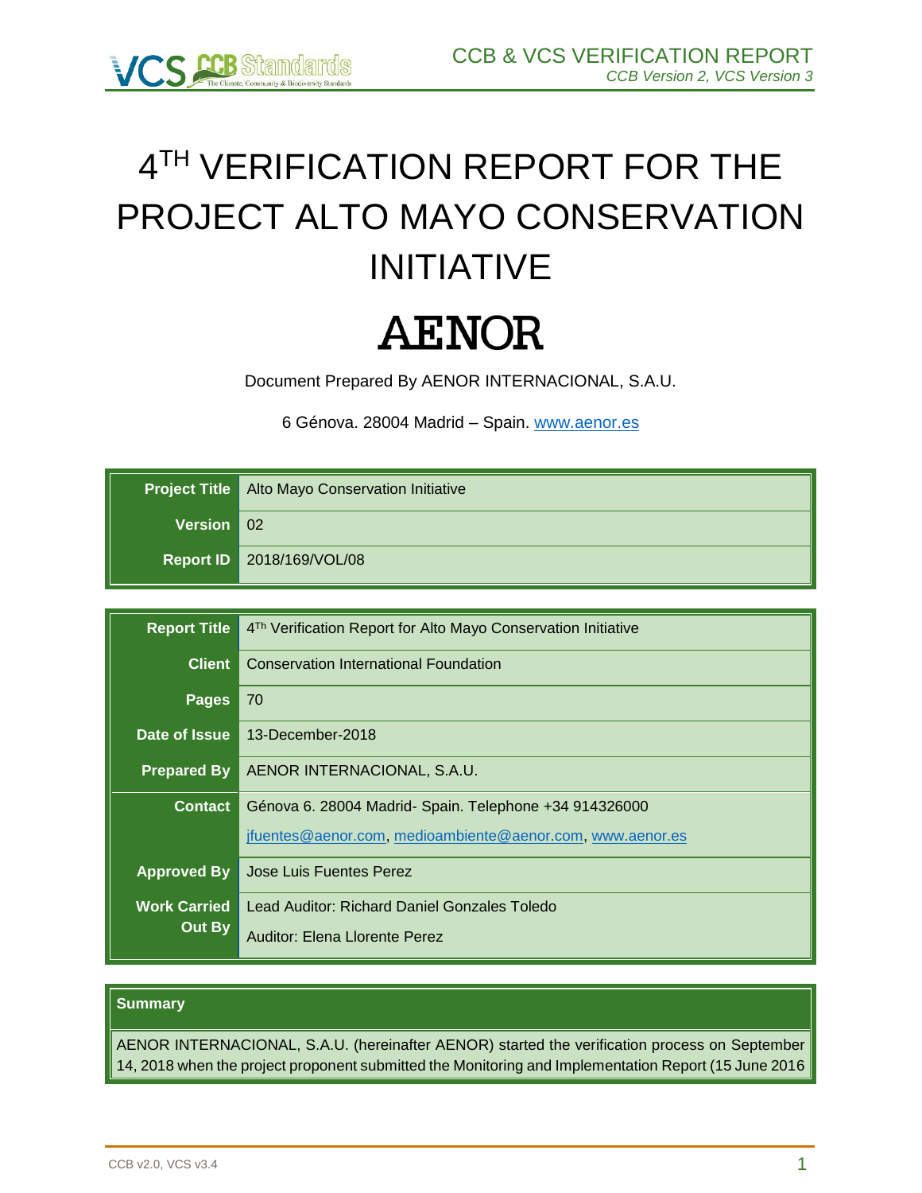# 4TH VERIFICATION REPORT FOR THE PROJECT ALTO MAYO CONSERVATION INITIATIVE

AENOR

Document Prepared By AENOR INTERNACIONAL, S.A.U.

6 Génova. 28004 Madrid – Spain. www.aenor.es

| | |
|---|---|
| **Project Title** | Alto Mayo Conservation Initiative |
| **Version** | 02 |
| **Report ID** | 2018/169/VOL/08 |

| | |
|---|---|
| **Report Title** | 4Th Verification Report for Alto Mayo Conservation Initiative |
| **Client** | Conservation International Foundation |
| **Pages** | 70 |
| **Date of Issue** | 13-December-2018 |
| **Prepared By** | AENOR INTERNACIONAL, S.A.U. |
| **Contact** | Génova 6. 28004 Madrid- Spain. Telephone +34 914326000<br>jfuentes@aenor.com, medioambiente@aenor.com, www.aenor.es |
| **Approved By** | Jose Luis Fuentes Perez |
| **Work Carried Out By** | Lead Auditor: Richard Daniel Gonzales Toledo<br>Auditor: Elena Llorente Perez |

| **Summary** |
|---|
| AENOR INTERNACIONAL, S.A.U. (hereinafter AENOR) started the verification process on September 14, 2018 when the project proponent submitted the Monitoring and Implementation Report (15 June 2016 |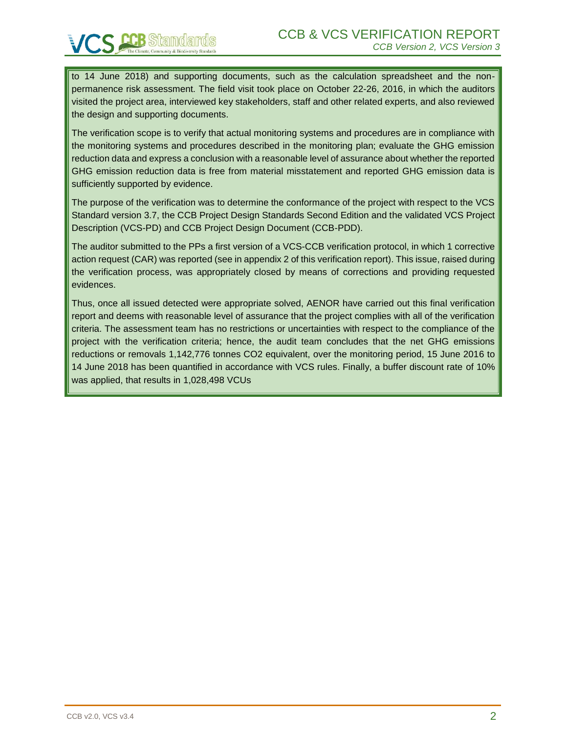to 14 June 2018) and supporting documents, such as the calculation spreadsheet and the non-permanence risk assessment. The field visit took place on October 22-26, 2016, in which the auditors visited the project area, interviewed key stakeholders, staff and other related experts, and also reviewed the design and supporting documents.

The verification scope is to verify that actual monitoring systems and procedures are in compliance with the monitoring systems and procedures described in the monitoring plan; evaluate the GHG emission reduction data and express a conclusion with a reasonable level of assurance about whether the reported GHG emission reduction data is free from material misstatement and reported GHG emission data is sufficiently supported by evidence.

The purpose of the verification was to determine the conformance of the project with respect to the VCS Standard version 3.7, the CCB Project Design Standards Second Edition and the validated VCS Project Description (VCS-PD) and CCB Project Design Document (CCB-PDD).

The auditor submitted to the PPs a first version of a VCS-CCB verification protocol, in which 1 corrective action request (CAR) was reported (see in appendix 2 of this verification report). This issue, raised during the verification process, was appropriately closed by means of corrections and providing requested evidences.

Thus, once all issued detected were appropriate solved, AENOR have carried out this final verification report and deems with reasonable level of assurance that the project complies with all of the verification criteria. The assessment team has no restrictions or uncertainties with respect to the compliance of the project with the verification criteria; hence, the audit team concludes that the net GHG emissions reductions or removals 1,142,776 tonnes CO2 equivalent, over the monitoring period, 15 June 2016 to 14 June 2018 has been quantified in accordance with VCS rules. Finally, a buffer discount rate of 10% was applied, that results in 1,028,498 VCUs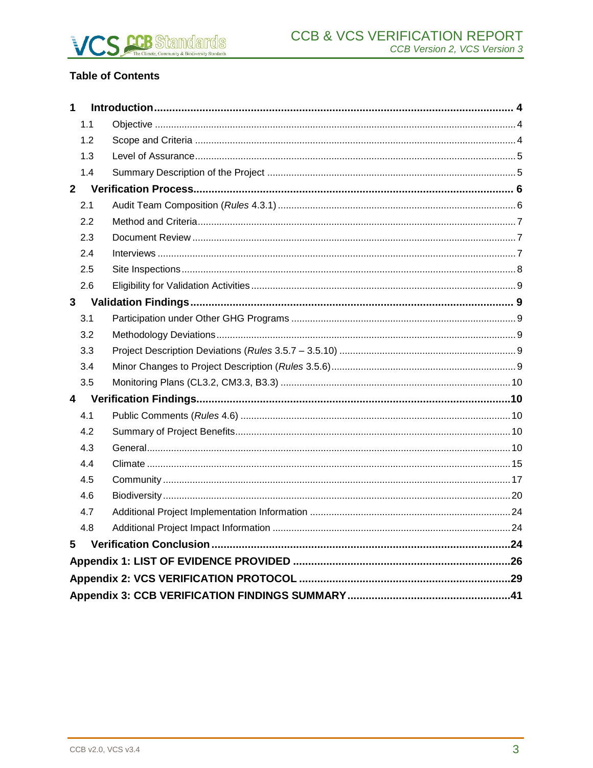## Table of Contents

| | | |
|---|---|---|
| **1** | **Introduction** | **4** |
| 1.1 | Objective | 4 |
| 1.2 | Scope and Criteria | 4 |
| 1.3 | Level of Assurance | 5 |
| 1.4 | Summary Description of the Project | 5 |
| **2** | **Verification Process** | **6** |
| 2.1 | Audit Team Composition (*Rules* 4.3.1) | 6 |
| 2.2 | Method and Criteria | 7 |
| 2.3 | Document Review | 7 |
| 2.4 | Interviews | 7 |
| 2.5 | Site Inspections | 8 |
| 2.6 | Eligibility for Validation Activities | 9 |
| **3** | **Validation Findings** | **9** |
| 3.1 | Participation under Other GHG Programs | 9 |
| 3.2 | Methodology Deviations | 9 |
| 3.3 | Project Description Deviations (*Rules* 3.5.7 – 3.5.10) | 9 |
| 3.4 | Minor Changes to Project Description (*Rules* 3.5.6) | 9 |
| 3.5 | Monitoring Plans (CL3.2, CM3.3, B3.3) | 10 |
| **4** | **Verification Findings** | **10** |
| 4.1 | Public Comments (*Rules* 4.6) | 10 |
| 4.2 | Summary of Project Benefits | 10 |
| 4.3 | General | 10 |
| 4.4 | Climate | 15 |
| 4.5 | Community | 17 |
| 4.6 | Biodiversity | 20 |
| 4.7 | Additional Project Implementation Information | 24 |
| 4.8 | Additional Project Impact Information | 24 |
| **5** | **Verification Conclusion** | **24** |
| **Appendix 1: LIST OF EVIDENCE PROVIDED** | | **26** |
| **Appendix 2: VCS VERIFICATION PROTOCOL** | | **29** |
| **Appendix 3: CCB VERIFICATION FINDINGS SUMMARY** | | **41** |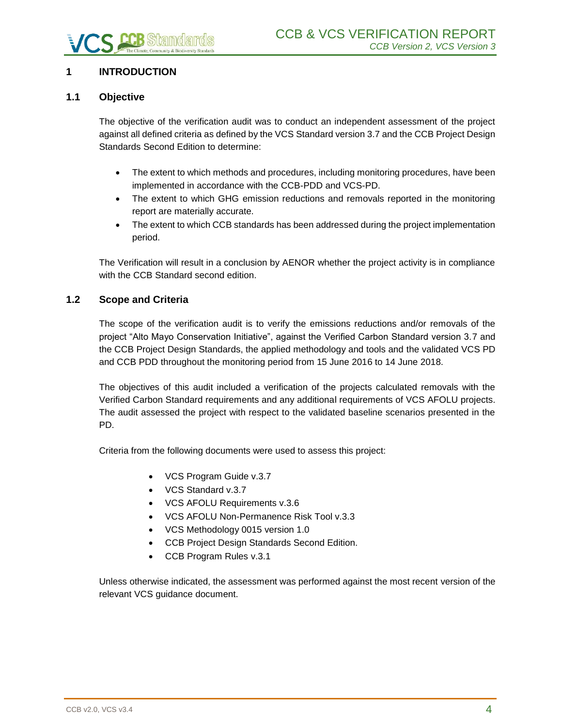# 1 INTRODUCTION

## 1.1 Objective

The objective of the verification audit was to conduct an independent assessment of the project against all defined criteria as defined by the VCS Standard version 3.7 and the CCB Project Design Standards Second Edition to determine:

- The extent to which methods and procedures, including monitoring procedures, have been implemented in accordance with the CCB-PDD and VCS-PD.
- The extent to which GHG emission reductions and removals reported in the monitoring report are materially accurate.
- The extent to which CCB standards has been addressed during the project implementation period.

The Verification will result in a conclusion by AENOR whether the project activity is in compliance with the CCB Standard second edition.

## 1.2 Scope and Criteria

The scope of the verification audit is to verify the emissions reductions and/or removals of the project "Alto Mayo Conservation Initiative", against the Verified Carbon Standard version 3.7 and the CCB Project Design Standards, the applied methodology and tools and the validated VCS PD and CCB PDD throughout the monitoring period from 15 June 2016 to 14 June 2018.

The objectives of this audit included a verification of the projects calculated removals with the Verified Carbon Standard requirements and any additional requirements of VCS AFOLU projects. The audit assessed the project with respect to the validated baseline scenarios presented in the PD.

Criteria from the following documents were used to assess this project:

- VCS Program Guide v.3.7
- VCS Standard v.3.7
- VCS AFOLU Requirements v.3.6
- VCS AFOLU Non-Permanence Risk Tool v.3.3
- VCS Methodology 0015 version 1.0
- CCB Project Design Standards Second Edition.
- CCB Program Rules v.3.1

Unless otherwise indicated, the assessment was performed against the most recent version of the relevant VCS guidance document.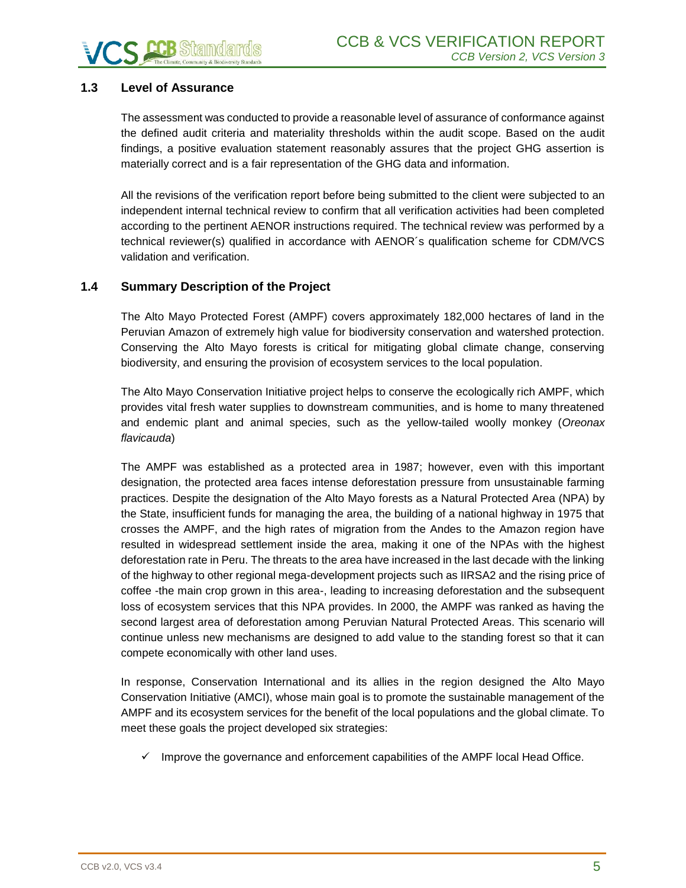### 1.3 Level of Assurance

The assessment was conducted to provide a reasonable level of assurance of conformance against the defined audit criteria and materiality thresholds within the audit scope. Based on the audit findings, a positive evaluation statement reasonably assures that the project GHG assertion is materially correct and is a fair representation of the GHG data and information.

All the revisions of the verification report before being submitted to the client were subjected to an independent internal technical review to confirm that all verification activities had been completed according to the pertinent AENOR instructions required. The technical review was performed by a technical reviewer(s) qualified in accordance with AENOR´s qualification scheme for CDM/VCS validation and verification.

### 1.4 Summary Description of the Project

The Alto Mayo Protected Forest (AMPF) covers approximately 182,000 hectares of land in the Peruvian Amazon of extremely high value for biodiversity conservation and watershed protection. Conserving the Alto Mayo forests is critical for mitigating global climate change, conserving biodiversity, and ensuring the provision of ecosystem services to the local population.

The Alto Mayo Conservation Initiative project helps to conserve the ecologically rich AMPF, which provides vital fresh water supplies to downstream communities, and is home to many threatened and endemic plant and animal species, such as the yellow-tailed woolly monkey (*Oreonax flavicauda*)

The AMPF was established as a protected area in 1987; however, even with this important designation, the protected area faces intense deforestation pressure from unsustainable farming practices. Despite the designation of the Alto Mayo forests as a Natural Protected Area (NPA) by the State, insufficient funds for managing the area, the building of a national highway in 1975 that crosses the AMPF, and the high rates of migration from the Andes to the Amazon region have resulted in widespread settlement inside the area, making it one of the NPAs with the highest deforestation rate in Peru. The threats to the area have increased in the last decade with the linking of the highway to other regional mega-development projects such as IIRSA2 and the rising price of coffee -the main crop grown in this area-, leading to increasing deforestation and the subsequent loss of ecosystem services that this NPA provides. In 2000, the AMPF was ranked as having the second largest area of deforestation among Peruvian Natural Protected Areas. This scenario will continue unless new mechanisms are designed to add value to the standing forest so that it can compete economically with other land uses.

In response, Conservation International and its allies in the region designed the Alto Mayo Conservation Initiative (AMCI), whose main goal is to promote the sustainable management of the AMPF and its ecosystem services for the benefit of the local populations and the global climate. To meet these goals the project developed six strategies:

- ✓ Improve the governance and enforcement capabilities of the AMPF local Head Office.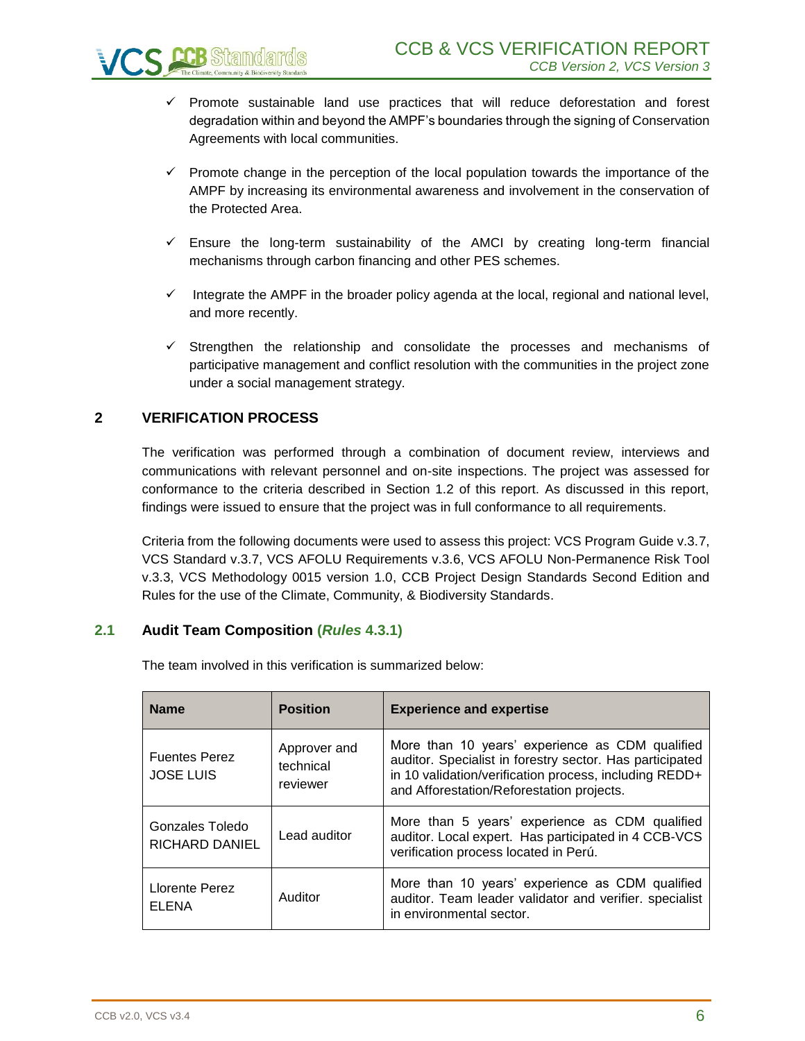- ✓ Promote sustainable land use practices that will reduce deforestation and forest degradation within and beyond the AMPF's boundaries through the signing of Conservation Agreements with local communities.
- ✓ Promote change in the perception of the local population towards the importance of the AMPF by increasing its environmental awareness and involvement in the conservation of the Protected Area.
- ✓ Ensure the long-term sustainability of the AMCI by creating long-term financial mechanisms through carbon financing and other PES schemes.
- ✓ Integrate the AMPF in the broader policy agenda at the local, regional and national level, and more recently.
- ✓ Strengthen the relationship and consolidate the processes and mechanisms of participative management and conflict resolution with the communities in the project zone under a social management strategy.

# 2 VERIFICATION PROCESS

The verification was performed through a combination of document review, interviews and communications with relevant personnel and on-site inspections. The project was assessed for conformance to the criteria described in Section 1.2 of this report. As discussed in this report, findings were issued to ensure that the project was in full conformance to all requirements.

Criteria from the following documents were used to assess this project: VCS Program Guide v.3.7, VCS Standard v.3.7, VCS AFOLU Requirements v.3.6, VCS AFOLU Non-Permanence Risk Tool v.3.3, VCS Methodology 0015 version 1.0, CCB Project Design Standards Second Edition and Rules for the use of the Climate, Community, & Biodiversity Standards.

## 2.1 Audit Team Composition (*Rules* 4.3.1)

The team involved in this verification is summarized below:

| Name | Position | Experience and expertise |
|---|---|---|
| Fuentes Perez JOSE LUIS | Approver and technical reviewer | More than 10 years' experience as CDM qualified auditor. Specialist in forestry sector. Has participated in 10 validation/verification process, including REDD+ and Afforestation/Reforestation projects. |
| Gonzales Toledo RICHARD DANIEL | Lead auditor | More than 5 years' experience as CDM qualified auditor. Local expert. Has participated in 4 CCB-VCS verification process located in Perú. |
| Llorente Perez ELENA | Auditor | More than 10 years' experience as CDM qualified auditor. Team leader validator and verifier. specialist in environmental sector. |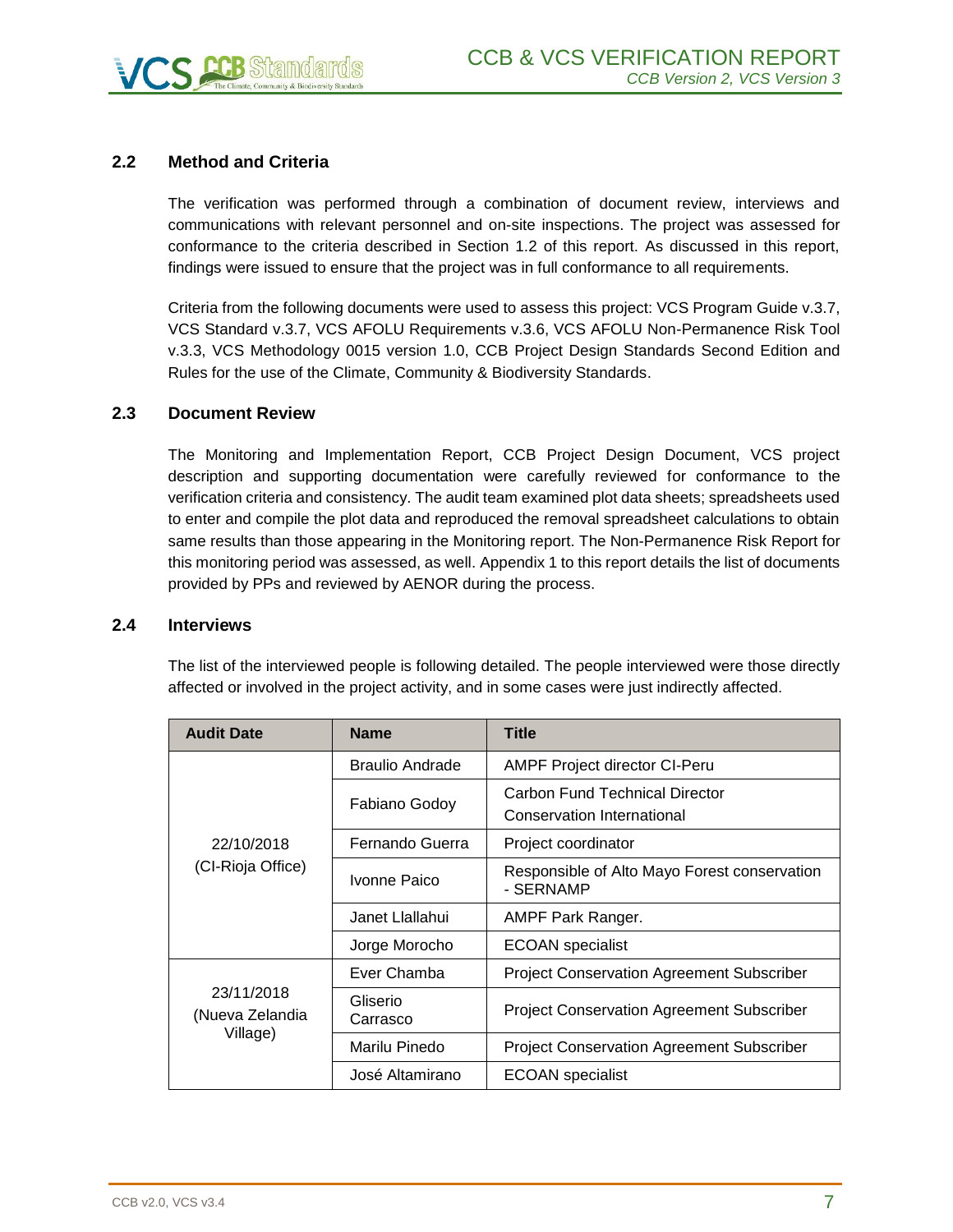## 2.2 Method and Criteria

The verification was performed through a combination of document review, interviews and communications with relevant personnel and on-site inspections. The project was assessed for conformance to the criteria described in Section 1.2 of this report. As discussed in this report, findings were issued to ensure that the project was in full conformance to all requirements.

Criteria from the following documents were used to assess this project: VCS Program Guide v.3.7, VCS Standard v.3.7, VCS AFOLU Requirements v.3.6, VCS AFOLU Non-Permanence Risk Tool v.3.3, VCS Methodology 0015 version 1.0, CCB Project Design Standards Second Edition and Rules for the use of the Climate, Community & Biodiversity Standards.

## 2.3 Document Review

The Monitoring and Implementation Report, CCB Project Design Document, VCS project description and supporting documentation were carefully reviewed for conformance to the verification criteria and consistency. The audit team examined plot data sheets; spreadsheets used to enter and compile the plot data and reproduced the removal spreadsheet calculations to obtain same results than those appearing in the Monitoring report. The Non-Permanence Risk Report for this monitoring period was assessed, as well. Appendix 1 to this report details the list of documents provided by PPs and reviewed by AENOR during the process.

## 2.4 Interviews

The list of the interviewed people is following detailed. The people interviewed were those directly affected or involved in the project activity, and in some cases were just indirectly affected.

| Audit Date | Name | Title |
|---|---|---|
| 22/10/2018 (CI-Rioja Office) | Braulio Andrade | AMPF Project director CI-Peru |
| | Fabiano Godoy | Carbon Fund Technical Director Conservation International |
| | Fernando Guerra | Project coordinator |
| | Ivonne Paico | Responsible of Alto Mayo Forest conservation - SERNAMP |
| | Janet Llallahui | AMPF Park Ranger. |
| | Jorge Morocho | ECOAN specialist |
| 23/11/2018 (Nueva Zelandia Village) | Ever Chamba | Project Conservation Agreement Subscriber |
| | Gliserio Carrasco | Project Conservation Agreement Subscriber |
| | Marilu Pinedo | Project Conservation Agreement Subscriber |
| | José Altamirano | ECOAN specialist |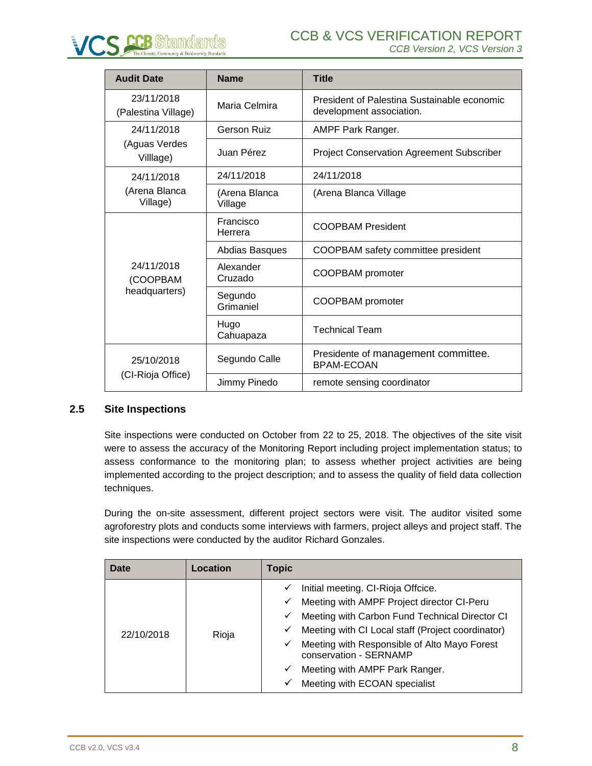| Audit Date | Name | Title |
|---|---|---|
| 23/11/2018 (Palestina Village) | Maria Celmira | President of Palestina Sustainable economic development association. |
| 24/11/2018 (Aguas Verdes Villlage) | Gerson Ruiz | AMPF Park Ranger. |
| | Juan Pérez | Project Conservation Agreement Subscriber |
| 24/11/2018 (Arena Blanca Village) | 24/11/2018 | 24/11/2018 |
| | (Arena Blanca Village | (Arena Blanca Village |
| 24/11/2018 (COOPBAM headquarters) | Francisco Herrera | COOPBAM President |
| | Abdias Basques | COOPBAM safety committee president |
| | Alexander Cruzado | COOPBAM promoter |
| | Segundo Grimaniel | COOPBAM promoter |
| | Hugo Cahuapaza | Technical Team |
| 25/10/2018 (CI-Rioja Office) | Segundo Calle | Presidente of management committee. BPAM-ECOAN |
| | Jimmy Pinedo | remote sensing coordinator |

## 2.5 Site Inspections

Site inspections were conducted on October from 22 to 25, 2018. The objectives of the site visit were to assess the accuracy of the Monitoring Report including project implementation status; to assess conformance to the monitoring plan; to assess whether project activities are being implemented according to the project description; and to assess the quality of field data collection techniques.

During the on-site assessment, different project sectors were visit. The auditor visited some agroforestry plots and conducts some interviews with farmers, project alleys and project staff. The site inspections were conducted by the auditor Richard Gonzales.

| Date | Location | Topic |
|---|---|---|
| 22/10/2018 | Rioja | ✓ Initial meeting. CI-Rioja Offcice.<br>✓ Meeting with AMPF Project director CI-Peru<br>✓ Meeting with Carbon Fund Technical Director CI<br>✓ Meeting with CI Local staff (Project coordinator)<br>✓ Meeting with Responsible of Alto Mayo Forest conservation - SERNAMP<br>✓ Meeting with AMPF Park Ranger.<br>✓ Meeting with ECOAN specialist |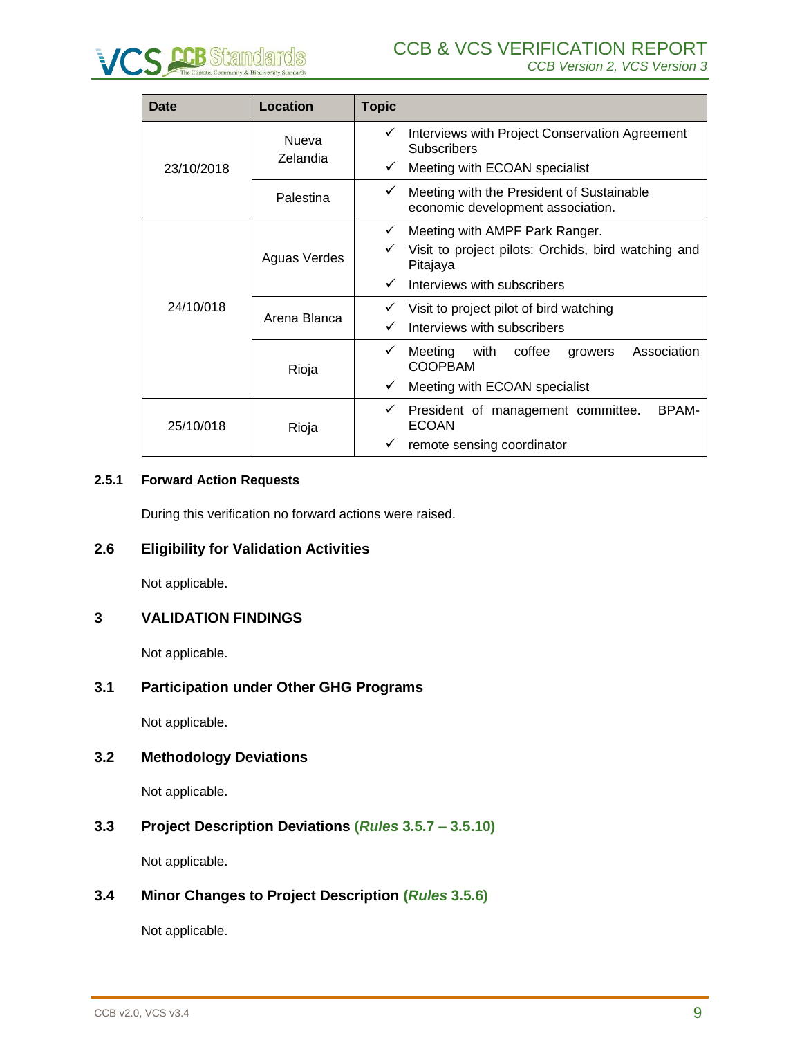| Date | Location | Topic |
|---|---|---|
| 23/10/2018 | Nueva Zelandia | ✓ Interviews with Project Conservation Agreement Subscribers<br>✓ Meeting with ECOAN specialist |
| | Palestina | ✓ Meeting with the President of Sustainable economic development association. |
| 24/10/018 | Aguas Verdes | ✓ Meeting with AMPF Park Ranger.<br>✓ Visit to project pilots: Orchids, bird watching and Pitajaya<br>✓ Interviews with subscribers |
| | Arena Blanca | ✓ Visit to project pilot of bird watching<br>✓ Interviews with subscribers |
| | Rioja | ✓ Meeting with coffee growers Association COOPBAM<br>✓ Meeting with ECOAN specialist |
| 25/10/018 | Rioja | ✓ President of management committee. BPAM-ECOAN<br>✓ remote sensing coordinator |

#### 2.5.1 Forward Action Requests

During this verification no forward actions were raised.

### 2.6 Eligibility for Validation Activities

Not applicable.

## 3 VALIDATION FINDINGS

Not applicable.

### 3.1 Participation under Other GHG Programs

Not applicable.

### 3.2 Methodology Deviations

Not applicable.

### 3.3 Project Description Deviations (*Rules* 3.5.7 – 3.5.10)

Not applicable.

### 3.4 Minor Changes to Project Description (*Rules* 3.5.6)

Not applicable.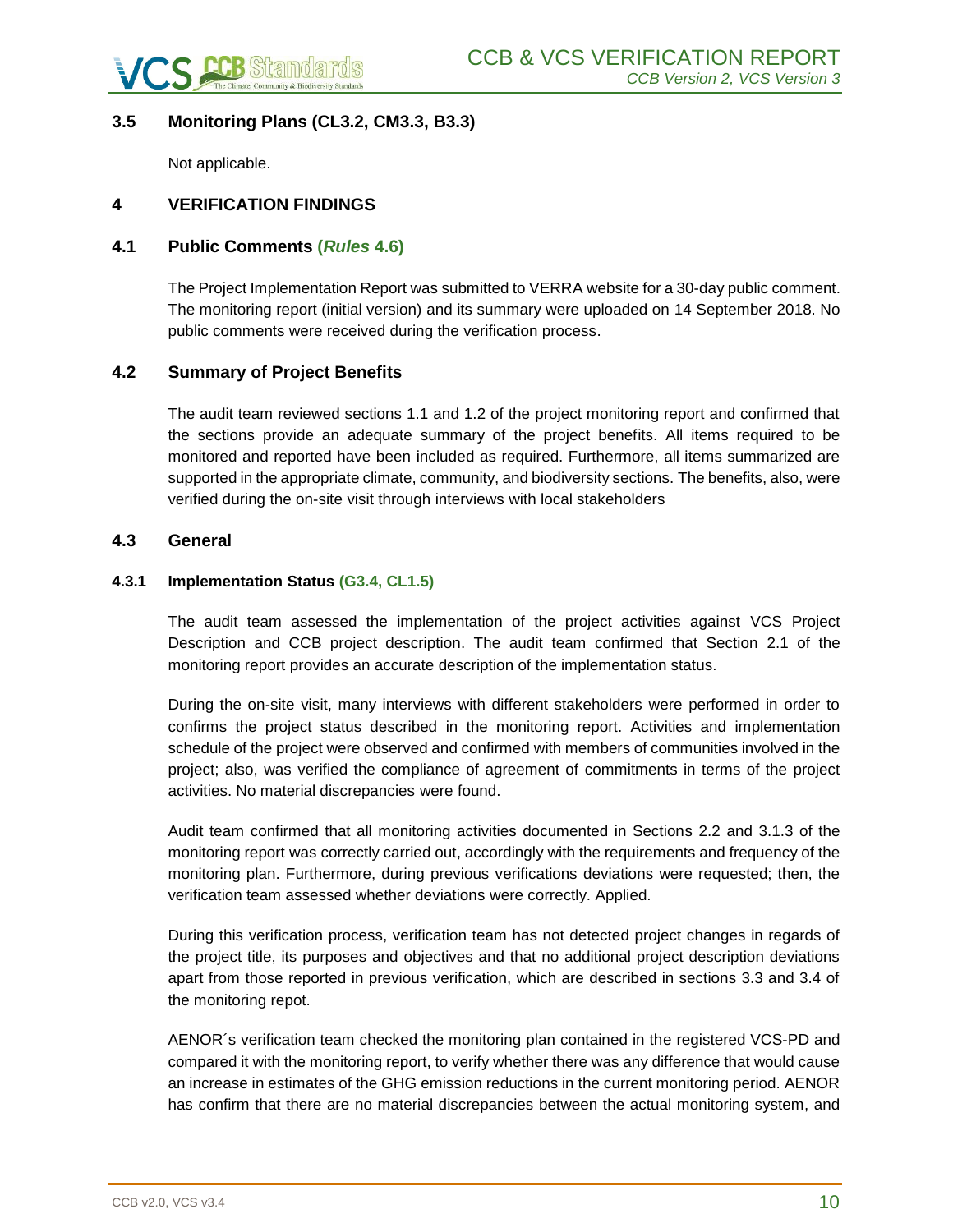### 3.5 Monitoring Plans (CL3.2, CM3.3, B3.3)

Not applicable.

## 4 VERIFICATION FINDINGS

### 4.1 Public Comments (*Rules* 4.6)

The Project Implementation Report was submitted to VERRA website for a 30-day public comment. The monitoring report (initial version) and its summary were uploaded on 14 September 2018. No public comments were received during the verification process.

### 4.2 Summary of Project Benefits

The audit team reviewed sections 1.1 and 1.2 of the project monitoring report and confirmed that the sections provide an adequate summary of the project benefits. All items required to be monitored and reported have been included as required. Furthermore, all items summarized are supported in the appropriate climate, community, and biodiversity sections. The benefits, also, were verified during the on-site visit through interviews with local stakeholders

### 4.3 General

#### 4.3.1 Implementation Status (G3.4, CL1.5)

The audit team assessed the implementation of the project activities against VCS Project Description and CCB project description. The audit team confirmed that Section 2.1 of the monitoring report provides an accurate description of the implementation status.

During the on-site visit, many interviews with different stakeholders were performed in order to confirms the project status described in the monitoring report. Activities and implementation schedule of the project were observed and confirmed with members of communities involved in the project; also, was verified the compliance of agreement of commitments in terms of the project activities. No material discrepancies were found.

Audit team confirmed that all monitoring activities documented in Sections 2.2 and 3.1.3 of the monitoring report was correctly carried out, accordingly with the requirements and frequency of the monitoring plan. Furthermore, during previous verifications deviations were requested; then, the verification team assessed whether deviations were correctly. Applied.

During this verification process, verification team has not detected project changes in regards of the project title, its purposes and objectives and that no additional project description deviations apart from those reported in previous verification, which are described in sections 3.3 and 3.4 of the monitoring repot.

AENOR´s verification team checked the monitoring plan contained in the registered VCS-PD and compared it with the monitoring report, to verify whether there was any difference that would cause an increase in estimates of the GHG emission reductions in the current monitoring period. AENOR has confirm that there are no material discrepancies between the actual monitoring system, and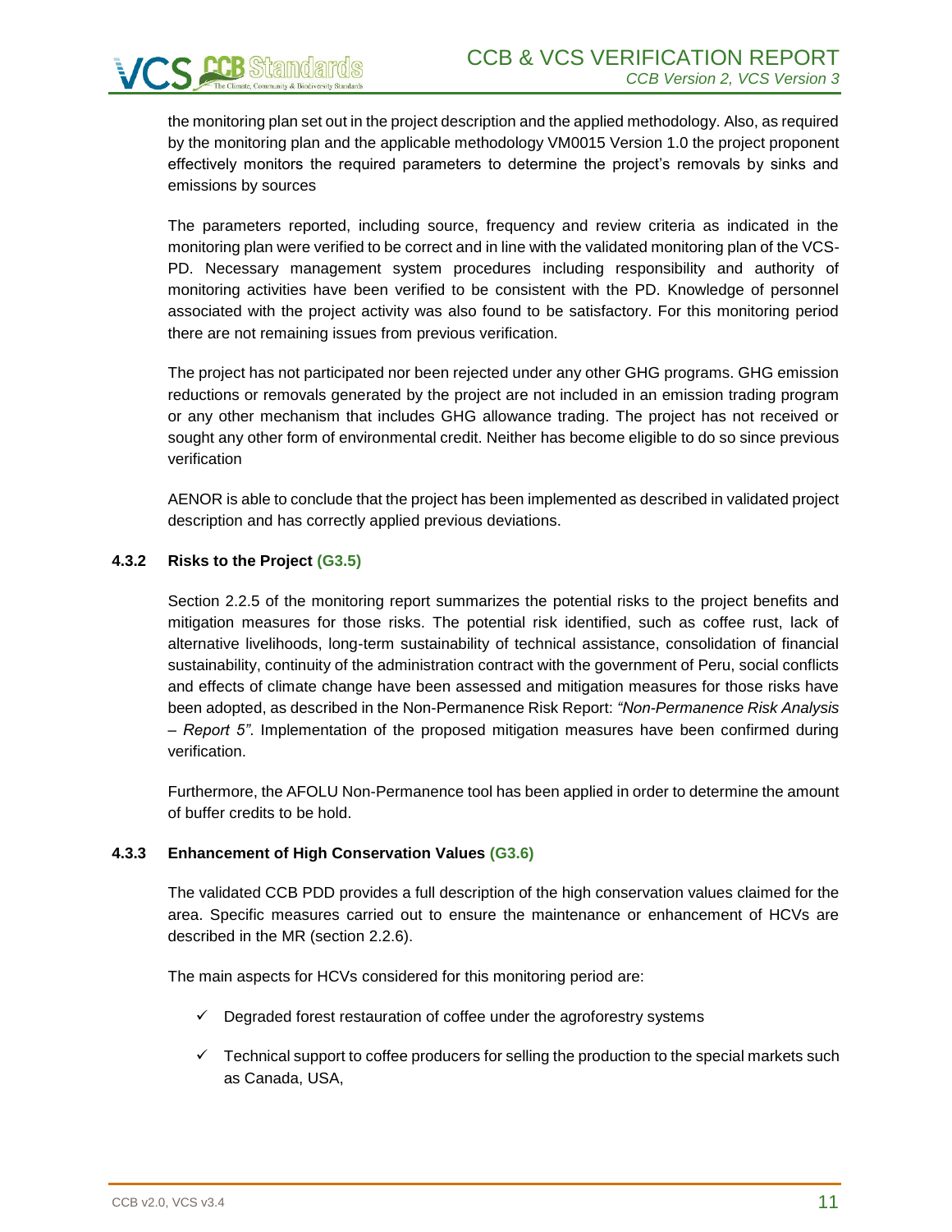the monitoring plan set out in the project description and the applied methodology. Also, as required by the monitoring plan and the applicable methodology VM0015 Version 1.0 the project proponent effectively monitors the required parameters to determine the project's removals by sinks and emissions by sources

The parameters reported, including source, frequency and review criteria as indicated in the monitoring plan were verified to be correct and in line with the validated monitoring plan of the VCS-PD. Necessary management system procedures including responsibility and authority of monitoring activities have been verified to be consistent with the PD. Knowledge of personnel associated with the project activity was also found to be satisfactory. For this monitoring period there are not remaining issues from previous verification.

The project has not participated nor been rejected under any other GHG programs. GHG emission reductions or removals generated by the project are not included in an emission trading program or any other mechanism that includes GHG allowance trading. The project has not received or sought any other form of environmental credit. Neither has become eligible to do so since previous verification

AENOR is able to conclude that the project has been implemented as described in validated project description and has correctly applied previous deviations.

### 4.3.2 Risks to the Project (G3.5)

Section 2.2.5 of the monitoring report summarizes the potential risks to the project benefits and mitigation measures for those risks. The potential risk identified, such as coffee rust, lack of alternative livelihoods, long-term sustainability of technical assistance, consolidation of financial sustainability, continuity of the administration contract with the government of Peru, social conflicts and effects of climate change have been assessed and mitigation measures for those risks have been adopted, as described in the Non-Permanence Risk Report: *"Non-Permanence Risk Analysis – Report 5"*. Implementation of the proposed mitigation measures have been confirmed during verification.

Furthermore, the AFOLU Non-Permanence tool has been applied in order to determine the amount of buffer credits to be hold.

### 4.3.3 Enhancement of High Conservation Values (G3.6)

The validated CCB PDD provides a full description of the high conservation values claimed for the area. Specific measures carried out to ensure the maintenance or enhancement of HCVs are described in the MR (section 2.2.6).

The main aspects for HCVs considered for this monitoring period are:

- ✓ Degraded forest restauration of coffee under the agroforestry systems
- ✓ Technical support to coffee producers for selling the production to the special markets such as Canada, USA,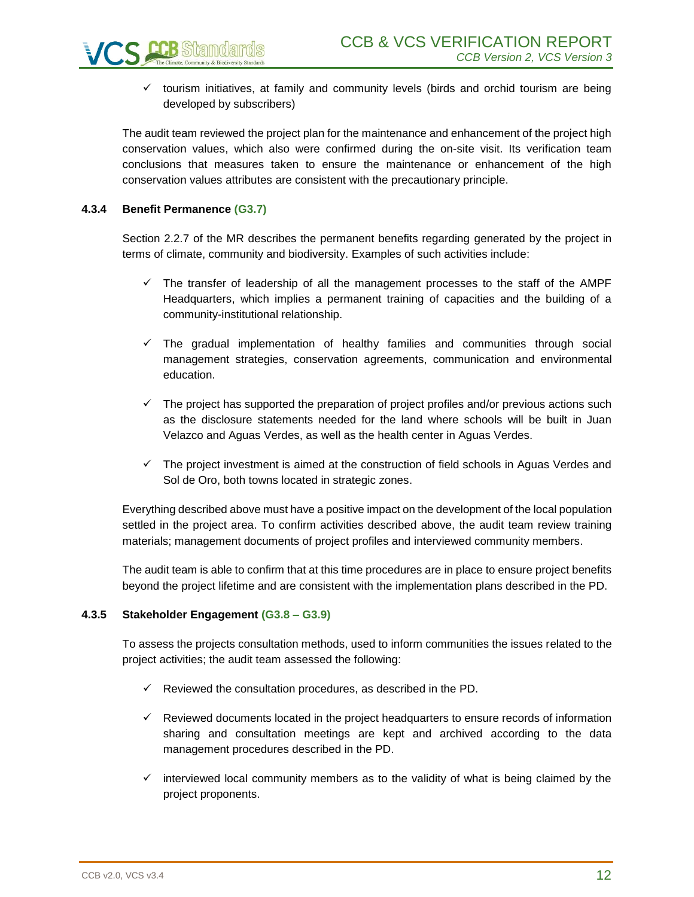- ✓ tourism initiatives, at family and community levels (birds and orchid tourism are being developed by subscribers)

The audit team reviewed the project plan for the maintenance and enhancement of the project high conservation values, which also were confirmed during the on-site visit. Its verification team conclusions that measures taken to ensure the maintenance or enhancement of the high conservation values attributes are consistent with the precautionary principle.

### 4.3.4 Benefit Permanence (G3.7)

Section 2.2.7 of the MR describes the permanent benefits regarding generated by the project in terms of climate, community and biodiversity. Examples of such activities include:

- ✓ The transfer of leadership of all the management processes to the staff of the AMPF Headquarters, which implies a permanent training of capacities and the building of a community-institutional relationship.
- ✓ The gradual implementation of healthy families and communities through social management strategies, conservation agreements, communication and environmental education.
- ✓ The project has supported the preparation of project profiles and/or previous actions such as the disclosure statements needed for the land where schools will be built in Juan Velazco and Aguas Verdes, as well as the health center in Aguas Verdes.
- ✓ The project investment is aimed at the construction of field schools in Aguas Verdes and Sol de Oro, both towns located in strategic zones.

Everything described above must have a positive impact on the development of the local population settled in the project area. To confirm activities described above, the audit team review training materials; management documents of project profiles and interviewed community members.

The audit team is able to confirm that at this time procedures are in place to ensure project benefits beyond the project lifetime and are consistent with the implementation plans described in the PD.

### 4.3.5 Stakeholder Engagement (G3.8 – G3.9)

To assess the projects consultation methods, used to inform communities the issues related to the project activities; the audit team assessed the following:

- ✓ Reviewed the consultation procedures, as described in the PD.
- ✓ Reviewed documents located in the project headquarters to ensure records of information sharing and consultation meetings are kept and archived according to the data management procedures described in the PD.
- ✓ interviewed local community members as to the validity of what is being claimed by the project proponents.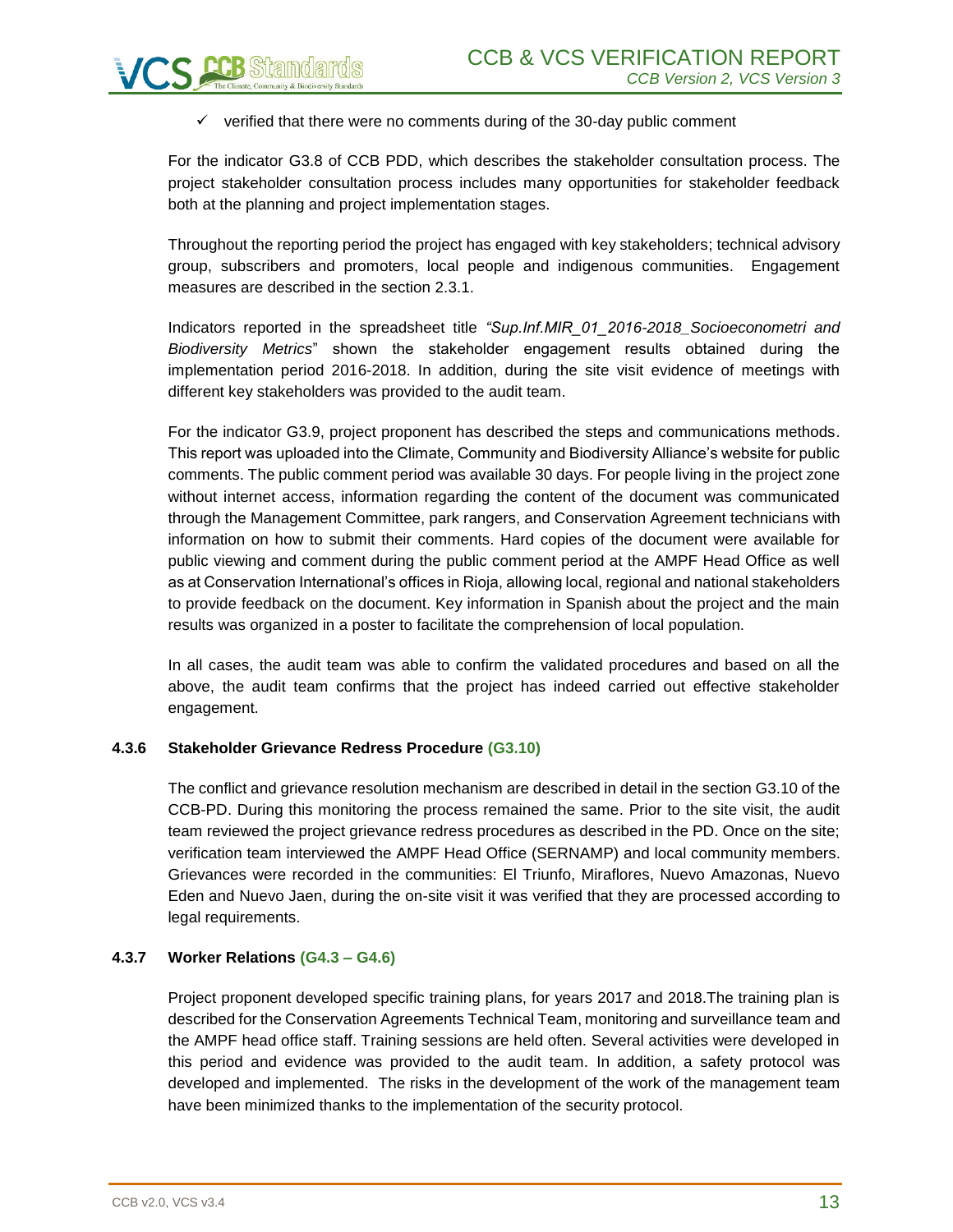- ✓ verified that there were no comments during of the 30-day public comment

For the indicator G3.8 of CCB PDD, which describes the stakeholder consultation process. The project stakeholder consultation process includes many opportunities for stakeholder feedback both at the planning and project implementation stages.

Throughout the reporting period the project has engaged with key stakeholders; technical advisory group, subscribers and promoters, local people and indigenous communities. Engagement measures are described in the section 2.3.1.

Indicators reported in the spreadsheet title *"Sup.Inf.MIR_01_2016-2018_Socioeconometri and Biodiversity Metrics"* shown the stakeholder engagement results obtained during the implementation period 2016-2018. In addition, during the site visit evidence of meetings with different key stakeholders was provided to the audit team.

For the indicator G3.9, project proponent has described the steps and communications methods. This report was uploaded into the Climate, Community and Biodiversity Alliance's website for public comments. The public comment period was available 30 days. For people living in the project zone without internet access, information regarding the content of the document was communicated through the Management Committee, park rangers, and Conservation Agreement technicians with information on how to submit their comments. Hard copies of the document were available for public viewing and comment during the public comment period at the AMPF Head Office as well as at Conservation International's offices in Rioja, allowing local, regional and national stakeholders to provide feedback on the document. Key information in Spanish about the project and the main results was organized in a poster to facilitate the comprehension of local population.

In all cases, the audit team was able to confirm the validated procedures and based on all the above, the audit team confirms that the project has indeed carried out effective stakeholder engagement.

### 4.3.6 Stakeholder Grievance Redress Procedure (G3.10)

The conflict and grievance resolution mechanism are described in detail in the section G3.10 of the CCB-PD. During this monitoring the process remained the same. Prior to the site visit, the audit team reviewed the project grievance redress procedures as described in the PD. Once on the site; verification team interviewed the AMPF Head Office (SERNAMP) and local community members. Grievances were recorded in the communities: El Triunfo, Miraflores, Nuevo Amazonas, Nuevo Eden and Nuevo Jaen, during the on-site visit it was verified that they are processed according to legal requirements.

### 4.3.7 Worker Relations (G4.3 – G4.6)

Project proponent developed specific training plans, for years 2017 and 2018.The training plan is described for the Conservation Agreements Technical Team, monitoring and surveillance team and the AMPF head office staff. Training sessions are held often. Several activities were developed in this period and evidence was provided to the audit team. In addition, a safety protocol was developed and implemented. The risks in the development of the work of the management team have been minimized thanks to the implementation of the security protocol.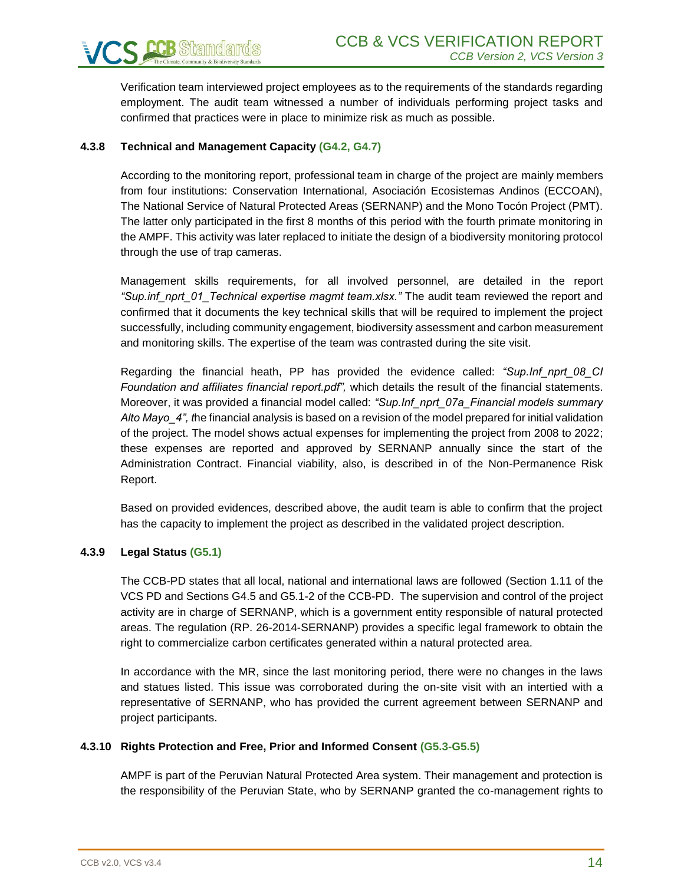Verification team interviewed project employees as to the requirements of the standards regarding employment. The audit team witnessed a number of individuals performing project tasks and confirmed that practices were in place to minimize risk as much as possible.

### 4.3.8 Technical and Management Capacity (G4.2, G4.7)

According to the monitoring report, professional team in charge of the project are mainly members from four institutions: Conservation International, Asociación Ecosistemas Andinos (ECCOAN), The National Service of Natural Protected Areas (SERNANP) and the Mono Tocón Project (PMT). The latter only participated in the first 8 months of this period with the fourth primate monitoring in the AMPF. This activity was later replaced to initiate the design of a biodiversity monitoring protocol through the use of trap cameras.

Management skills requirements, for all involved personnel, are detailed in the report *"Sup.inf_nprt_01_Technical expertise magmt team.xlsx."* The audit team reviewed the report and confirmed that it documents the key technical skills that will be required to implement the project successfully, including community engagement, biodiversity assessment and carbon measurement and monitoring skills. The expertise of the team was contrasted during the site visit.

Regarding the financial heath, PP has provided the evidence called: *"Sup.Inf_nprt_08_CI Foundation and affiliates financial report.pdf",* which details the result of the financial statements. Moreover, it was provided a financial model called: *"Sup.Inf_nprt_07a_Financial models summary Alto Mayo_4", t*he financial analysis is based on a revision of the model prepared for initial validation of the project. The model shows actual expenses for implementing the project from 2008 to 2022; these expenses are reported and approved by SERNANP annually since the start of the Administration Contract. Financial viability, also, is described in of the Non-Permanence Risk Report.

Based on provided evidences, described above, the audit team is able to confirm that the project has the capacity to implement the project as described in the validated project description.

### 4.3.9 Legal Status (G5.1)

The CCB-PD states that all local, national and international laws are followed (Section 1.11 of the VCS PD and Sections G4.5 and G5.1-2 of the CCB-PD. The supervision and control of the project activity are in charge of SERNANP, which is a government entity responsible of natural protected areas. The regulation (RP. 26-2014-SERNANP) provides a specific legal framework to obtain the right to commercialize carbon certificates generated within a natural protected area.

In accordance with the MR, since the last monitoring period, there were no changes in the laws and statues listed. This issue was corroborated during the on-site visit with an intertied with a representative of SERNANP, who has provided the current agreement between SERNANP and project participants.

### 4.3.10 Rights Protection and Free, Prior and Informed Consent (G5.3-G5.5)

AMPF is part of the Peruvian Natural Protected Area system. Their management and protection is the responsibility of the Peruvian State, who by SERNANP granted the co-management rights to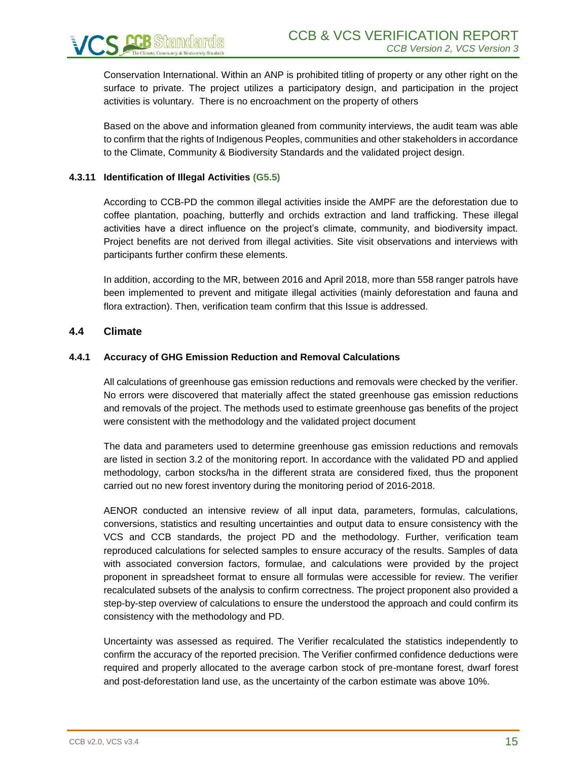Conservation International. Within an ANP is prohibited titling of property or any other right on the surface to private. The project utilizes a participatory design, and participation in the project activities is voluntary. There is no encroachment on the property of others

Based on the above and information gleaned from community interviews, the audit team was able to confirm that the rights of Indigenous Peoples, communities and other stakeholders in accordance to the Climate, Community & Biodiversity Standards and the validated project design.

#### 4.3.11 Identification of Illegal Activities (G5.5)

According to CCB-PD the common illegal activities inside the AMPF are the deforestation due to coffee plantation, poaching, butterfly and orchids extraction and land trafficking. These illegal activities have a direct influence on the project's climate, community, and biodiversity impact. Project benefits are not derived from illegal activities. Site visit observations and interviews with participants further confirm these elements.

In addition, according to the MR, between 2016 and April 2018, more than 558 ranger patrols have been implemented to prevent and mitigate illegal activities (mainly deforestation and fauna and flora extraction). Then, verification team confirm that this Issue is addressed.

### 4.4 Climate

#### 4.4.1 Accuracy of GHG Emission Reduction and Removal Calculations

All calculations of greenhouse gas emission reductions and removals were checked by the verifier. No errors were discovered that materially affect the stated greenhouse gas emission reductions and removals of the project. The methods used to estimate greenhouse gas benefits of the project were consistent with the methodology and the validated project document

The data and parameters used to determine greenhouse gas emission reductions and removals are listed in section 3.2 of the monitoring report. In accordance with the validated PD and applied methodology, carbon stocks/ha in the different strata are considered fixed, thus the proponent carried out no new forest inventory during the monitoring period of 2016-2018.

AENOR conducted an intensive review of all input data, parameters, formulas, calculations, conversions, statistics and resulting uncertainties and output data to ensure consistency with the VCS and CCB standards, the project PD and the methodology. Further, verification team reproduced calculations for selected samples to ensure accuracy of the results. Samples of data with associated conversion factors, formulae, and calculations were provided by the project proponent in spreadsheet format to ensure all formulas were accessible for review. The verifier recalculated subsets of the analysis to confirm correctness. The project proponent also provided a step-by-step overview of calculations to ensure the understood the approach and could confirm its consistency with the methodology and PD.

Uncertainty was assessed as required. The Verifier recalculated the statistics independently to confirm the accuracy of the reported precision. The Verifier confirmed confidence deductions were required and properly allocated to the average carbon stock of pre-montane forest, dwarf forest and post-deforestation land use, as the uncertainty of the carbon estimate was above 10%.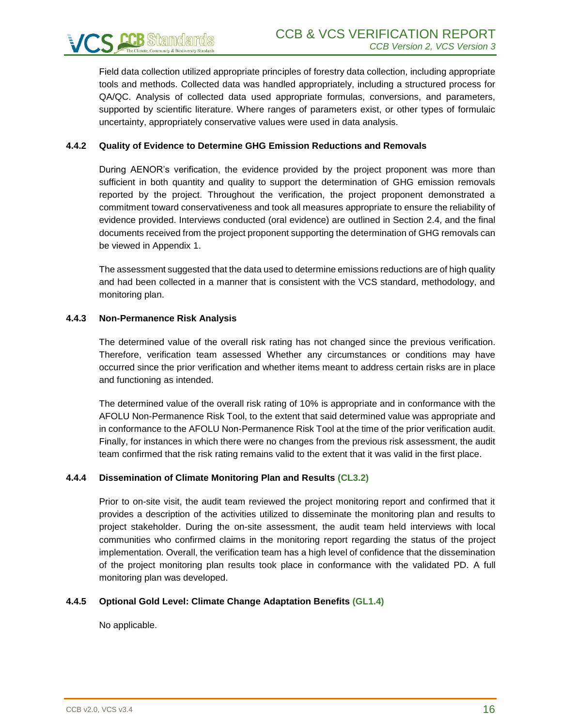Field data collection utilized appropriate principles of forestry data collection, including appropriate tools and methods. Collected data was handled appropriately, including a structured process for QA/QC. Analysis of collected data used appropriate formulas, conversions, and parameters, supported by scientific literature. Where ranges of parameters exist, or other types of formulaic uncertainty, appropriately conservative values were used in data analysis.

### 4.4.2 Quality of Evidence to Determine GHG Emission Reductions and Removals

During AENOR's verification, the evidence provided by the project proponent was more than sufficient in both quantity and quality to support the determination of GHG emission removals reported by the project. Throughout the verification, the project proponent demonstrated a commitment toward conservativeness and took all measures appropriate to ensure the reliability of evidence provided. Interviews conducted (oral evidence) are outlined in Section 2.4, and the final documents received from the project proponent supporting the determination of GHG removals can be viewed in Appendix 1.

The assessment suggested that the data used to determine emissions reductions are of high quality and had been collected in a manner that is consistent with the VCS standard, methodology, and monitoring plan.

### 4.4.3 Non-Permanence Risk Analysis

The determined value of the overall risk rating has not changed since the previous verification. Therefore, verification team assessed Whether any circumstances or conditions may have occurred since the prior verification and whether items meant to address certain risks are in place and functioning as intended.

The determined value of the overall risk rating of 10% is appropriate and in conformance with the AFOLU Non-Permanence Risk Tool, to the extent that said determined value was appropriate and in conformance to the AFOLU Non-Permanence Risk Tool at the time of the prior verification audit. Finally, for instances in which there were no changes from the previous risk assessment, the audit team confirmed that the risk rating remains valid to the extent that it was valid in the first place.

### 4.4.4 Dissemination of Climate Monitoring Plan and Results (CL3.2)

Prior to on-site visit, the audit team reviewed the project monitoring report and confirmed that it provides a description of the activities utilized to disseminate the monitoring plan and results to project stakeholder. During the on-site assessment, the audit team held interviews with local communities who confirmed claims in the monitoring report regarding the status of the project implementation. Overall, the verification team has a high level of confidence that the dissemination of the project monitoring plan results took place in conformance with the validated PD. A full monitoring plan was developed.

### 4.4.5 Optional Gold Level: Climate Change Adaptation Benefits (GL1.4)

No applicable.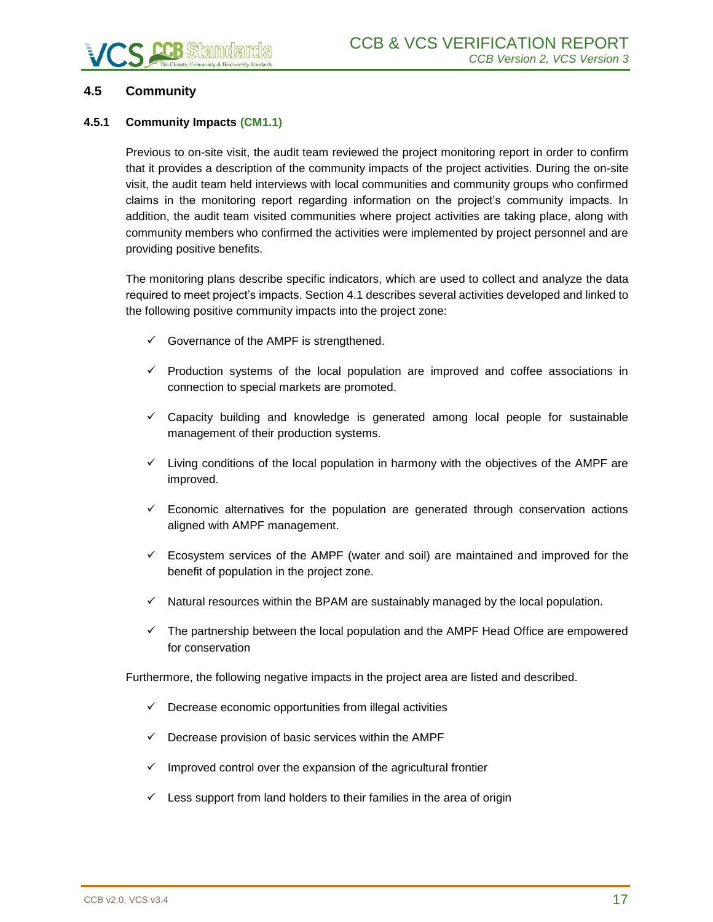### 4.5 Community

#### 4.5.1 Community Impacts (CM1.1)

Previous to on-site visit, the audit team reviewed the project monitoring report in order to confirm that it provides a description of the community impacts of the project activities. During the on-site visit, the audit team held interviews with local communities and community groups who confirmed claims in the monitoring report regarding information on the project's community impacts. In addition, the audit team visited communities where project activities are taking place, along with community members who confirmed the activities were implemented by project personnel and are providing positive benefits.

The monitoring plans describe specific indicators, which are used to collect and analyze the data required to meet project's impacts. Section 4.1 describes several activities developed and linked to the following positive community impacts into the project zone:

- ✓ Governance of the AMPF is strengthened.
- ✓ Production systems of the local population are improved and coffee associations in connection to special markets are promoted.
- ✓ Capacity building and knowledge is generated among local people for sustainable management of their production systems.
- ✓ Living conditions of the local population in harmony with the objectives of the AMPF are improved.
- ✓ Economic alternatives for the population are generated through conservation actions aligned with AMPF management.
- ✓ Ecosystem services of the AMPF (water and soil) are maintained and improved for the benefit of population in the project zone.
- ✓ Natural resources within the BPAM are sustainably managed by the local population.
- ✓ The partnership between the local population and the AMPF Head Office are empowered for conservation

Furthermore, the following negative impacts in the project area are listed and described.

- ✓ Decrease economic opportunities from illegal activities
- ✓ Decrease provision of basic services within the AMPF
- ✓ Improved control over the expansion of the agricultural frontier
- ✓ Less support from land holders to their families in the area of origin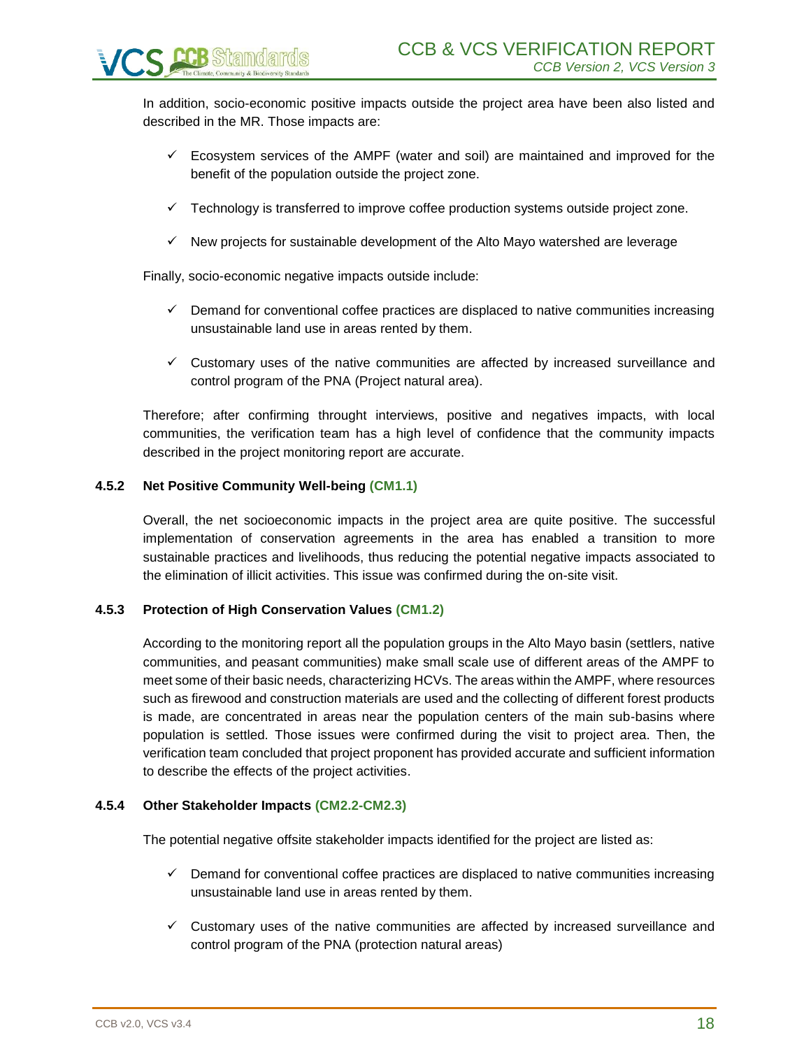In addition, socio-economic positive impacts outside the project area have been also listed and described in the MR. Those impacts are:

- ✓ Ecosystem services of the AMPF (water and soil) are maintained and improved for the benefit of the population outside the project zone.
- ✓ Technology is transferred to improve coffee production systems outside project zone.
- ✓ New projects for sustainable development of the Alto Mayo watershed are leverage

Finally, socio-economic negative impacts outside include:

- ✓ Demand for conventional coffee practices are displaced to native communities increasing unsustainable land use in areas rented by them.
- ✓ Customary uses of the native communities are affected by increased surveillance and control program of the PNA (Project natural area).

Therefore; after confirming throught interviews, positive and negatives impacts, with local communities, the verification team has a high level of confidence that the community impacts described in the project monitoring report are accurate.

### 4.5.2 Net Positive Community Well-being (CM1.1)

Overall, the net socioeconomic impacts in the project area are quite positive. The successful implementation of conservation agreements in the area has enabled a transition to more sustainable practices and livelihoods, thus reducing the potential negative impacts associated to the elimination of illicit activities. This issue was confirmed during the on-site visit.

### 4.5.3 Protection of High Conservation Values (CM1.2)

According to the monitoring report all the population groups in the Alto Mayo basin (settlers, native communities, and peasant communities) make small scale use of different areas of the AMPF to meet some of their basic needs, characterizing HCVs. The areas within the AMPF, where resources such as firewood and construction materials are used and the collecting of different forest products is made, are concentrated in areas near the population centers of the main sub-basins where population is settled. Those issues were confirmed during the visit to project area. Then, the verification team concluded that project proponent has provided accurate and sufficient information to describe the effects of the project activities.

### 4.5.4 Other Stakeholder Impacts (CM2.2-CM2.3)

The potential negative offsite stakeholder impacts identified for the project are listed as:

- ✓ Demand for conventional coffee practices are displaced to native communities increasing unsustainable land use in areas rented by them.
- ✓ Customary uses of the native communities are affected by increased surveillance and control program of the PNA (protection natural areas)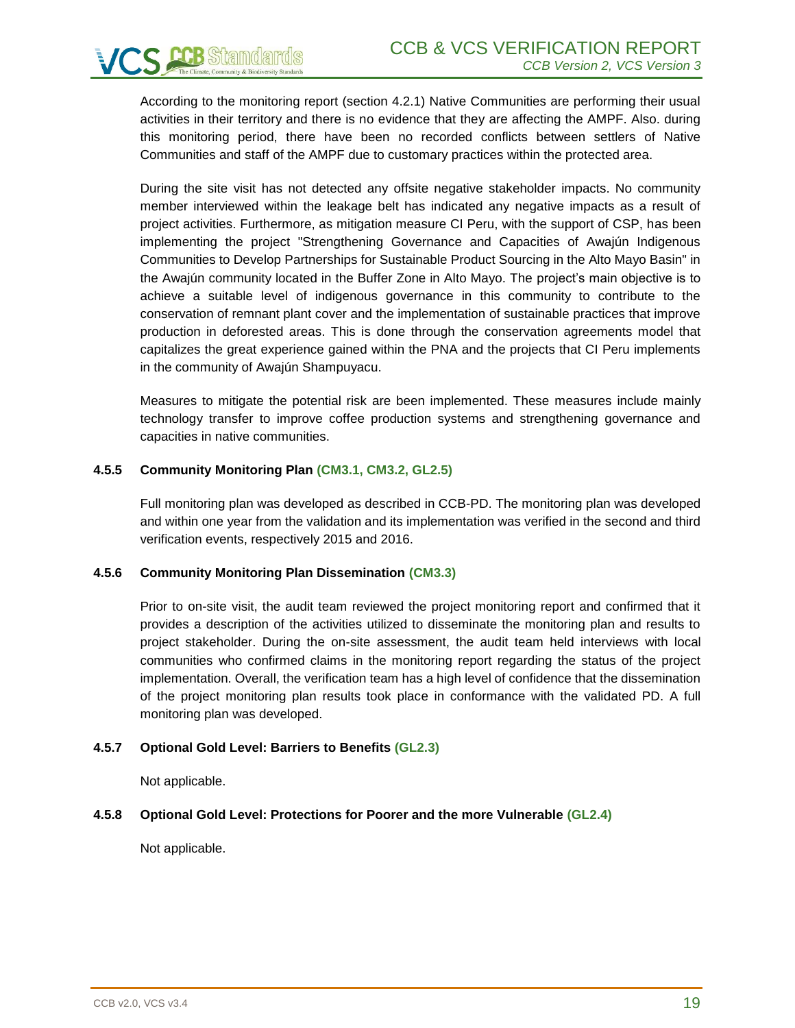According to the monitoring report (section 4.2.1) Native Communities are performing their usual activities in their territory and there is no evidence that they are affecting the AMPF. Also. during this monitoring period, there have been no recorded conflicts between settlers of Native Communities and staff of the AMPF due to customary practices within the protected area.

During the site visit has not detected any offsite negative stakeholder impacts. No community member interviewed within the leakage belt has indicated any negative impacts as a result of project activities. Furthermore, as mitigation measure CI Peru, with the support of CSP, has been implementing the project "Strengthening Governance and Capacities of Awajún Indigenous Communities to Develop Partnerships for Sustainable Product Sourcing in the Alto Mayo Basin" in the Awajún community located in the Buffer Zone in Alto Mayo. The project's main objective is to achieve a suitable level of indigenous governance in this community to contribute to the conservation of remnant plant cover and the implementation of sustainable practices that improve production in deforested areas. This is done through the conservation agreements model that capitalizes the great experience gained within the PNA and the projects that CI Peru implements in the community of Awajún Shampuyacu.

Measures to mitigate the potential risk are been implemented. These measures include mainly technology transfer to improve coffee production systems and strengthening governance and capacities in native communities.

### 4.5.5 Community Monitoring Plan (CM3.1, CM3.2, GL2.5)

Full monitoring plan was developed as described in CCB-PD. The monitoring plan was developed and within one year from the validation and its implementation was verified in the second and third verification events, respectively 2015 and 2016.

### 4.5.6 Community Monitoring Plan Dissemination (CM3.3)

Prior to on-site visit, the audit team reviewed the project monitoring report and confirmed that it provides a description of the activities utilized to disseminate the monitoring plan and results to project stakeholder. During the on-site assessment, the audit team held interviews with local communities who confirmed claims in the monitoring report regarding the status of the project implementation. Overall, the verification team has a high level of confidence that the dissemination of the project monitoring plan results took place in conformance with the validated PD. A full monitoring plan was developed.

### 4.5.7 Optional Gold Level: Barriers to Benefits (GL2.3)

Not applicable.

### 4.5.8 Optional Gold Level: Protections for Poorer and the more Vulnerable (GL2.4)

Not applicable.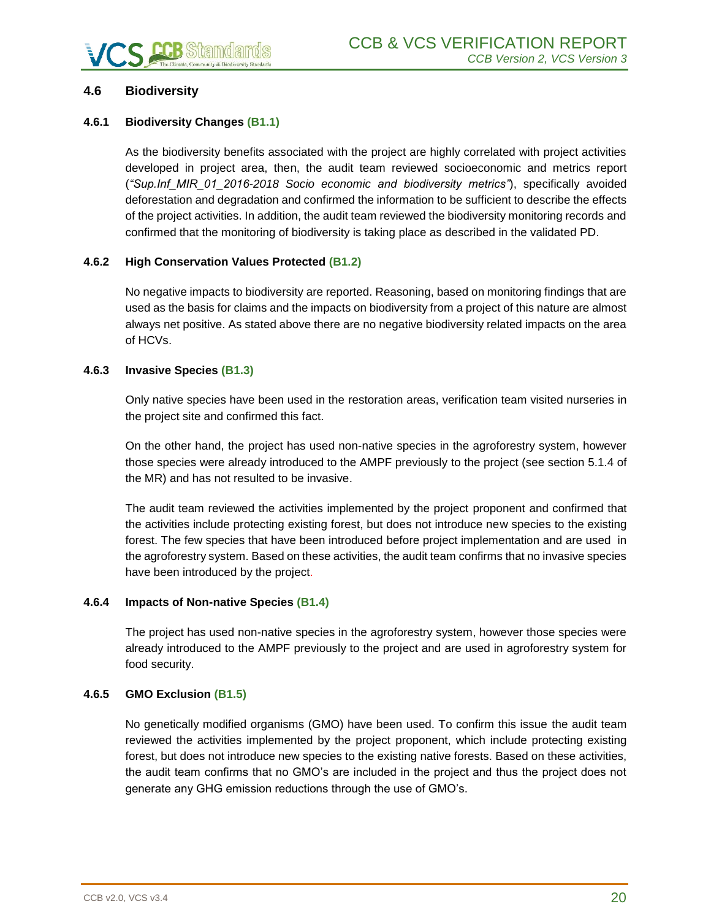## 4.6 Biodiversity

### 4.6.1 Biodiversity Changes (B1.1)

As the biodiversity benefits associated with the project are highly correlated with project activities developed in project area, then, the audit team reviewed socioeconomic and metrics report (*"Sup.Inf_MIR_01_2016-2018 Socio economic and biodiversity metrics"*), specifically avoided deforestation and degradation and confirmed the information to be sufficient to describe the effects of the project activities. In addition, the audit team reviewed the biodiversity monitoring records and confirmed that the monitoring of biodiversity is taking place as described in the validated PD.

### 4.6.2 High Conservation Values Protected (B1.2)

No negative impacts to biodiversity are reported. Reasoning, based on monitoring findings that are used as the basis for claims and the impacts on biodiversity from a project of this nature are almost always net positive. As stated above there are no negative biodiversity related impacts on the area of HCVs.

### 4.6.3 Invasive Species (B1.3)

Only native species have been used in the restoration areas, verification team visited nurseries in the project site and confirmed this fact.

On the other hand, the project has used non-native species in the agroforestry system, however those species were already introduced to the AMPF previously to the project (see section 5.1.4 of the MR) and has not resulted to be invasive.

The audit team reviewed the activities implemented by the project proponent and confirmed that the activities include protecting existing forest, but does not introduce new species to the existing forest. The few species that have been introduced before project implementation and are used in the agroforestry system. Based on these activities, the audit team confirms that no invasive species have been introduced by the project.

### 4.6.4 Impacts of Non-native Species (B1.4)

The project has used non-native species in the agroforestry system, however those species were already introduced to the AMPF previously to the project and are used in agroforestry system for food security.

### 4.6.5 GMO Exclusion (B1.5)

No genetically modified organisms (GMO) have been used. To confirm this issue the audit team reviewed the activities implemented by the project proponent, which include protecting existing forest, but does not introduce new species to the existing native forests. Based on these activities, the audit team confirms that no GMO's are included in the project and thus the project does not generate any GHG emission reductions through the use of GMO's.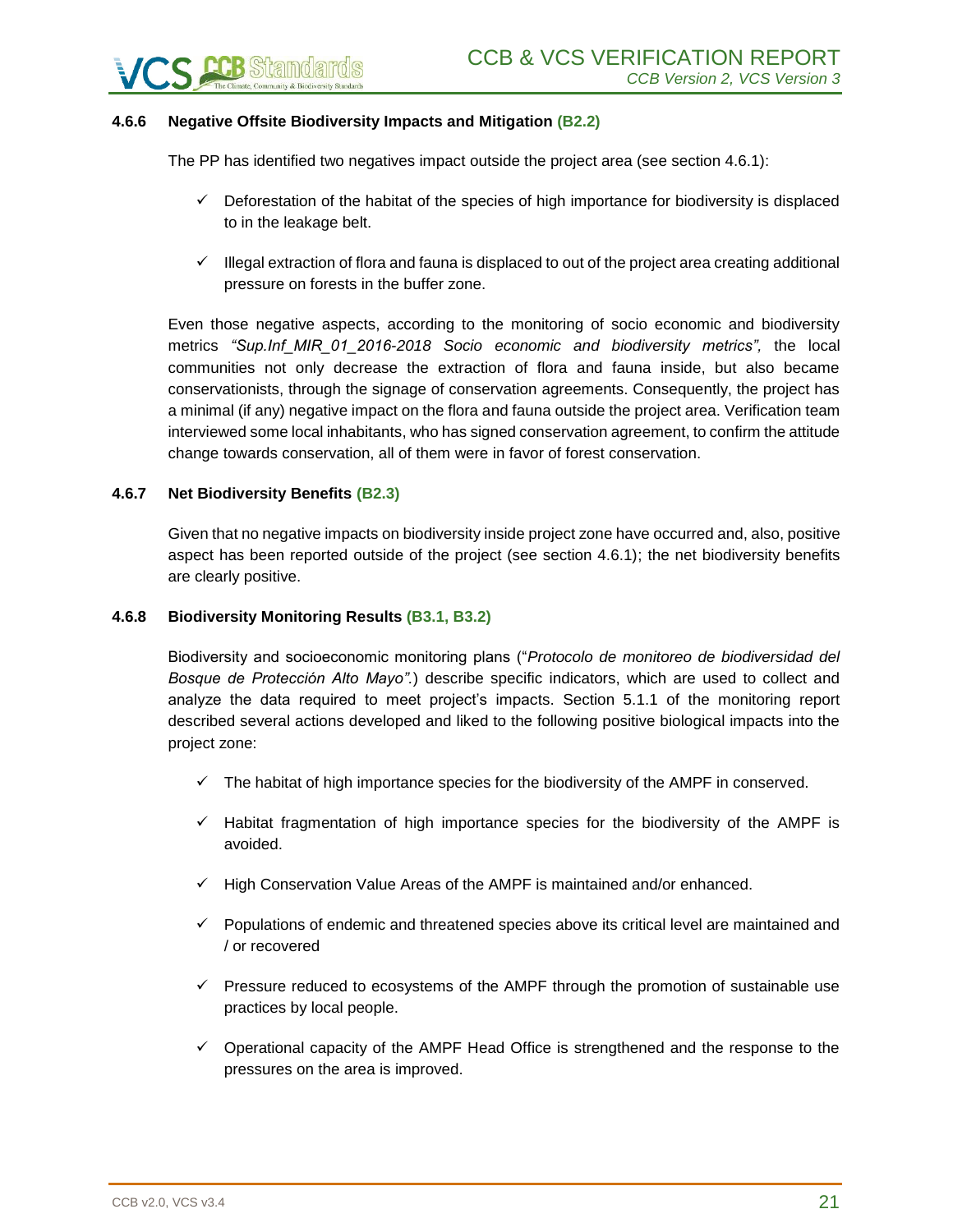### 4.6.6 Negative Offsite Biodiversity Impacts and Mitigation (B2.2)

The PP has identified two negatives impact outside the project area (see section 4.6.1):

- ✓ Deforestation of the habitat of the species of high importance for biodiversity is displaced to in the leakage belt.
- ✓ Illegal extraction of flora and fauna is displaced to out of the project area creating additional pressure on forests in the buffer zone.

Even those negative aspects, according to the monitoring of socio economic and biodiversity metrics *"Sup.Inf_MIR_01_2016-2018 Socio economic and biodiversity metrics",* the local communities not only decrease the extraction of flora and fauna inside, but also became conservationists, through the signage of conservation agreements. Consequently, the project has a minimal (if any) negative impact on the flora and fauna outside the project area. Verification team interviewed some local inhabitants, who has signed conservation agreement, to confirm the attitude change towards conservation, all of them were in favor of forest conservation.

### 4.6.7 Net Biodiversity Benefits (B2.3)

Given that no negative impacts on biodiversity inside project zone have occurred and, also, positive aspect has been reported outside of the project (see section 4.6.1); the net biodiversity benefits are clearly positive.

### 4.6.8 Biodiversity Monitoring Results (B3.1, B3.2)

Biodiversity and socioeconomic monitoring plans ("*Protocolo de monitoreo de biodiversidad del Bosque de Protección Alto Mayo".*) describe specific indicators, which are used to collect and analyze the data required to meet project's impacts. Section 5.1.1 of the monitoring report described several actions developed and liked to the following positive biological impacts into the project zone:

- ✓ The habitat of high importance species for the biodiversity of the AMPF in conserved.
- ✓ Habitat fragmentation of high importance species for the biodiversity of the AMPF is avoided.
- ✓ High Conservation Value Areas of the AMPF is maintained and/or enhanced.
- ✓ Populations of endemic and threatened species above its critical level are maintained and / or recovered
- ✓ Pressure reduced to ecosystems of the AMPF through the promotion of sustainable use practices by local people.
- ✓ Operational capacity of the AMPF Head Office is strengthened and the response to the pressures on the area is improved.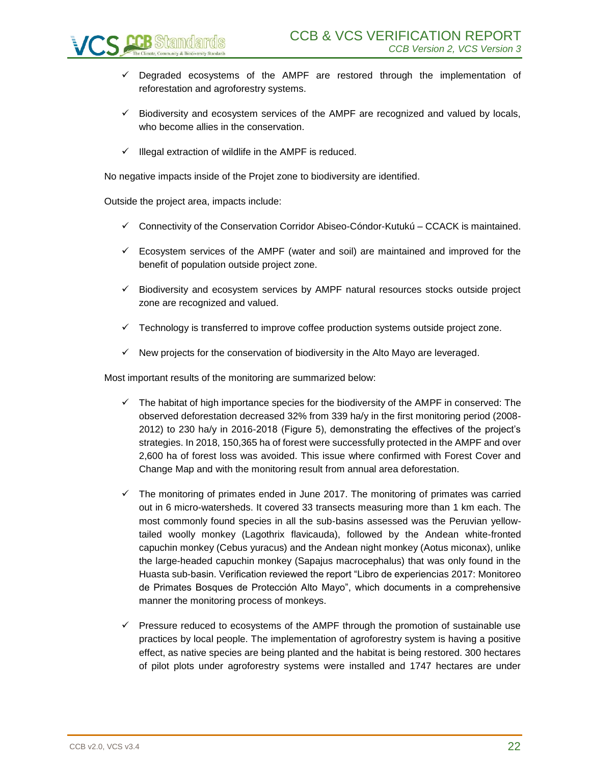- ✓ Degraded ecosystems of the AMPF are restored through the implementation of reforestation and agroforestry systems.
- ✓ Biodiversity and ecosystem services of the AMPF are recognized and valued by locals, who become allies in the conservation.
- ✓ Illegal extraction of wildlife in the AMPF is reduced.

No negative impacts inside of the Projet zone to biodiversity are identified.

Outside the project area, impacts include:

- ✓ Connectivity of the Conservation Corridor Abiseo-Cóndor-Kutukú – CCACK is maintained.
- ✓ Ecosystem services of the AMPF (water and soil) are maintained and improved for the benefit of population outside project zone.
- ✓ Biodiversity and ecosystem services by AMPF natural resources stocks outside project zone are recognized and valued.
- ✓ Technology is transferred to improve coffee production systems outside project zone.
- ✓ New projects for the conservation of biodiversity in the Alto Mayo are leveraged.

Most important results of the monitoring are summarized below:

- ✓ The habitat of high importance species for the biodiversity of the AMPF in conserved: The observed deforestation decreased 32% from 339 ha/y in the first monitoring period (2008-2012) to 230 ha/y in 2016-2018 (Figure 5), demonstrating the effectives of the project's strategies. In 2018, 150,365 ha of forest were successfully protected in the AMPF and over 2,600 ha of forest loss was avoided. This issue where confirmed with Forest Cover and Change Map and with the monitoring result from annual area deforestation.
- ✓ The monitoring of primates ended in June 2017. The monitoring of primates was carried out in 6 micro-watersheds. It covered 33 transects measuring more than 1 km each. The most commonly found species in all the sub-basins assessed was the Peruvian yellow-tailed woolly monkey (Lagothrix flavicauda), followed by the Andean white-fronted capuchin monkey (Cebus yuracus) and the Andean night monkey (Aotus miconax), unlike the large-headed capuchin monkey (Sapajus macrocephalus) that was only found in the Huasta sub-basin. Verification reviewed the report "Libro de experiencias 2017: Monitoreo de Primates Bosques de Protección Alto Mayo", which documents in a comprehensive manner the monitoring process of monkeys.
- ✓ Pressure reduced to ecosystems of the AMPF through the promotion of sustainable use practices by local people. The implementation of agroforestry system is having a positive effect, as native species are being planted and the habitat is being restored. 300 hectares of pilot plots under agroforestry systems were installed and 1747 hectares are under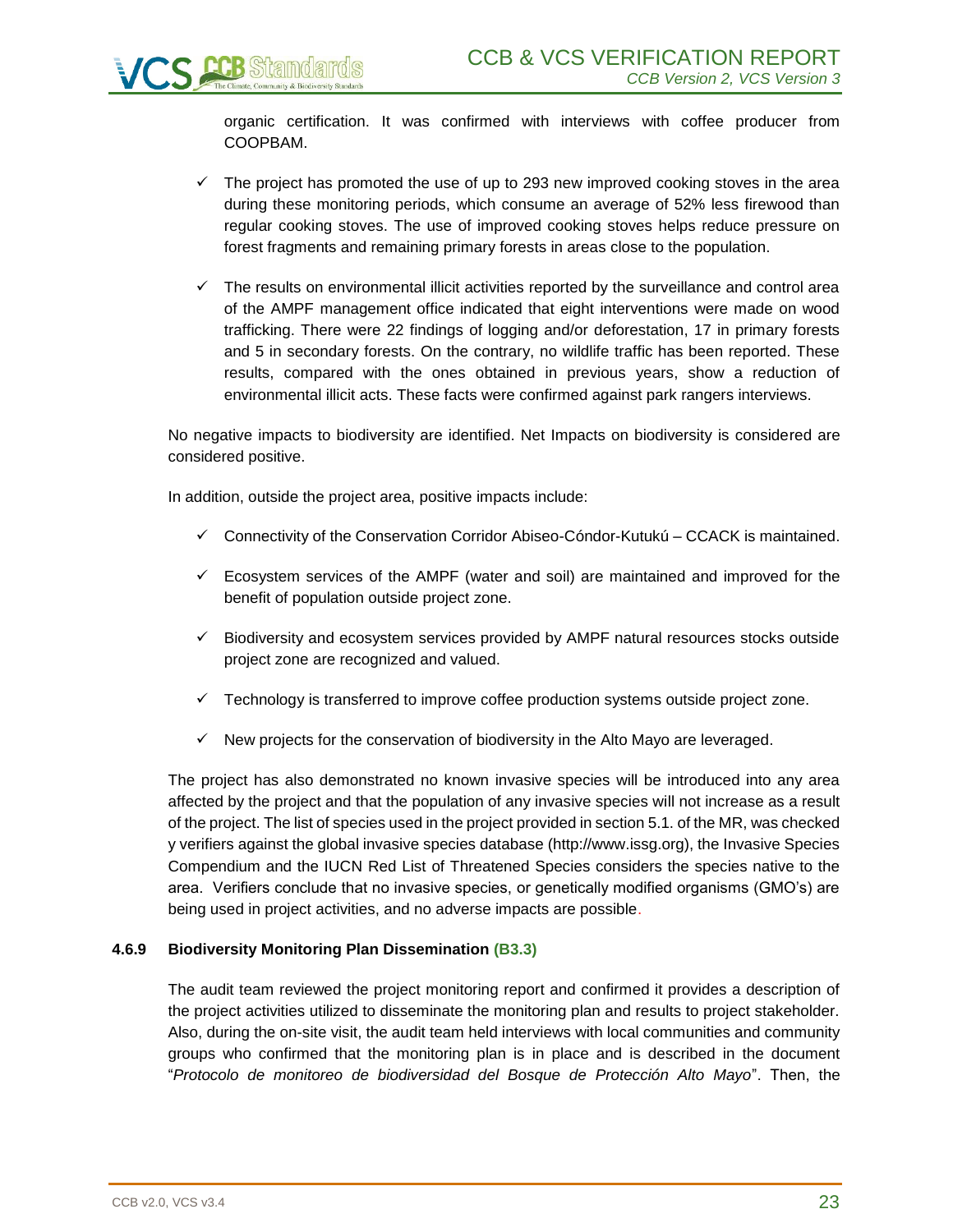organic certification. It was confirmed with interviews with coffee producer from COOPBAM.

- ✓ The project has promoted the use of up to 293 new improved cooking stoves in the area during these monitoring periods, which consume an average of 52% less firewood than regular cooking stoves. The use of improved cooking stoves helps reduce pressure on forest fragments and remaining primary forests in areas close to the population.

- ✓ The results on environmental illicit activities reported by the surveillance and control area of the AMPF management office indicated that eight interventions were made on wood trafficking. There were 22 findings of logging and/or deforestation, 17 in primary forests and 5 in secondary forests. On the contrary, no wildlife traffic has been reported. These results, compared with the ones obtained in previous years, show a reduction of environmental illicit acts. These facts were confirmed against park rangers interviews.

No negative impacts to biodiversity are identified. Net Impacts on biodiversity is considered are considered positive.

In addition, outside the project area, positive impacts include:

- ✓ Connectivity of the Conservation Corridor Abiseo-Cóndor-Kutukú – CCACK is maintained.
- ✓ Ecosystem services of the AMPF (water and soil) are maintained and improved for the benefit of population outside project zone.
- ✓ Biodiversity and ecosystem services provided by AMPF natural resources stocks outside project zone are recognized and valued.
- ✓ Technology is transferred to improve coffee production systems outside project zone.
- ✓ New projects for the conservation of biodiversity in the Alto Mayo are leveraged.

The project has also demonstrated no known invasive species will be introduced into any area affected by the project and that the population of any invasive species will not increase as a result of the project. The list of species used in the project provided in section 5.1. of the MR, was checked y verifiers against the global invasive species database (http://www.issg.org), the Invasive Species Compendium and the IUCN Red List of Threatened Species considers the species native to the area. Verifiers conclude that no invasive species, or genetically modified organisms (GMO's) are being used in project activities, and no adverse impacts are possible.

#### 4.6.9 Biodiversity Monitoring Plan Dissemination (B3.3)

The audit team reviewed the project monitoring report and confirmed it provides a description of the project activities utilized to disseminate the monitoring plan and results to project stakeholder. Also, during the on-site visit, the audit team held interviews with local communities and community groups who confirmed that the monitoring plan is in place and is described in the document "*Protocolo de monitoreo de biodiversidad del Bosque de Protección Alto Mayo*". Then, the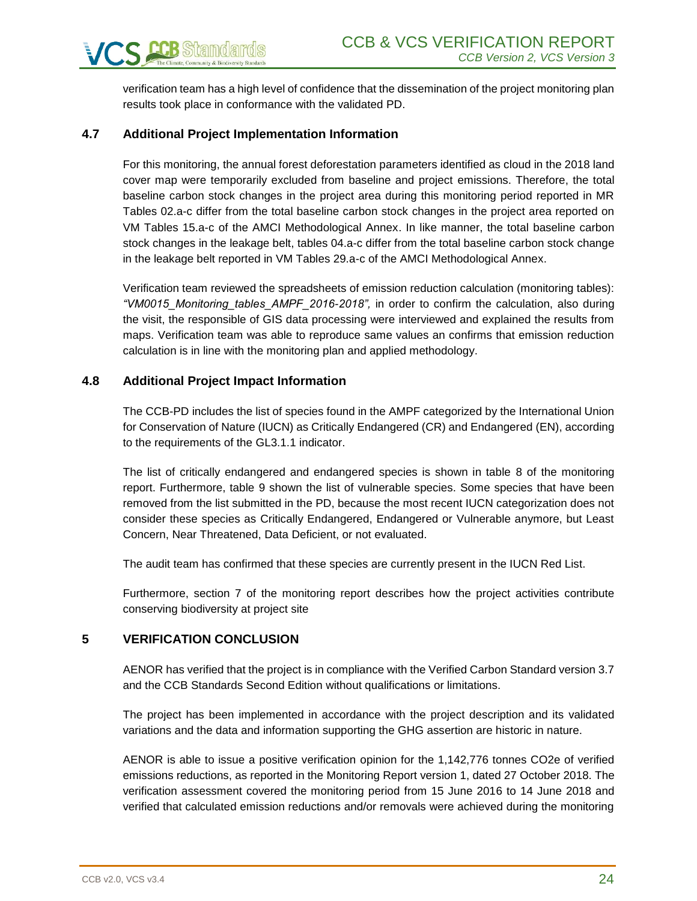verification team has a high level of confidence that the dissemination of the project monitoring plan results took place in conformance with the validated PD.

### 4.7 Additional Project Implementation Information

For this monitoring, the annual forest deforestation parameters identified as cloud in the 2018 land cover map were temporarily excluded from baseline and project emissions. Therefore, the total baseline carbon stock changes in the project area during this monitoring period reported in MR Tables 02.a-c differ from the total baseline carbon stock changes in the project area reported on VM Tables 15.a-c of the AMCI Methodological Annex. In like manner, the total baseline carbon stock changes in the leakage belt, tables 04.a-c differ from the total baseline carbon stock change in the leakage belt reported in VM Tables 29.a-c of the AMCI Methodological Annex.

Verification team reviewed the spreadsheets of emission reduction calculation (monitoring tables): *"VM0015_Monitoring_tables_AMPF_2016-2018",* in order to confirm the calculation, also during the visit, the responsible of GIS data processing were interviewed and explained the results from maps. Verification team was able to reproduce same values an confirms that emission reduction calculation is in line with the monitoring plan and applied methodology.

### 4.8 Additional Project Impact Information

The CCB-PD includes the list of species found in the AMPF categorized by the International Union for Conservation of Nature (IUCN) as Critically Endangered (CR) and Endangered (EN), according to the requirements of the GL3.1.1 indicator.

The list of critically endangered and endangered species is shown in table 8 of the monitoring report. Furthermore, table 9 shown the list of vulnerable species. Some species that have been removed from the list submitted in the PD, because the most recent IUCN categorization does not consider these species as Critically Endangered, Endangered or Vulnerable anymore, but Least Concern, Near Threatened, Data Deficient, or not evaluated.

The audit team has confirmed that these species are currently present in the IUCN Red List.

Furthermore, section 7 of the monitoring report describes how the project activities contribute conserving biodiversity at project site

## 5 VERIFICATION CONCLUSION

AENOR has verified that the project is in compliance with the Verified Carbon Standard version 3.7 and the CCB Standards Second Edition without qualifications or limitations.

The project has been implemented in accordance with the project description and its validated variations and the data and information supporting the GHG assertion are historic in nature.

AENOR is able to issue a positive verification opinion for the 1,142,776 tonnes $CO_2e$ of verified emissions reductions, as reported in the Monitoring Report version 1, dated 27 October 2018. The verification assessment covered the monitoring period from 15 June 2016 to 14 June 2018 and verified that calculated emission reductions and/or removals were achieved during the monitoring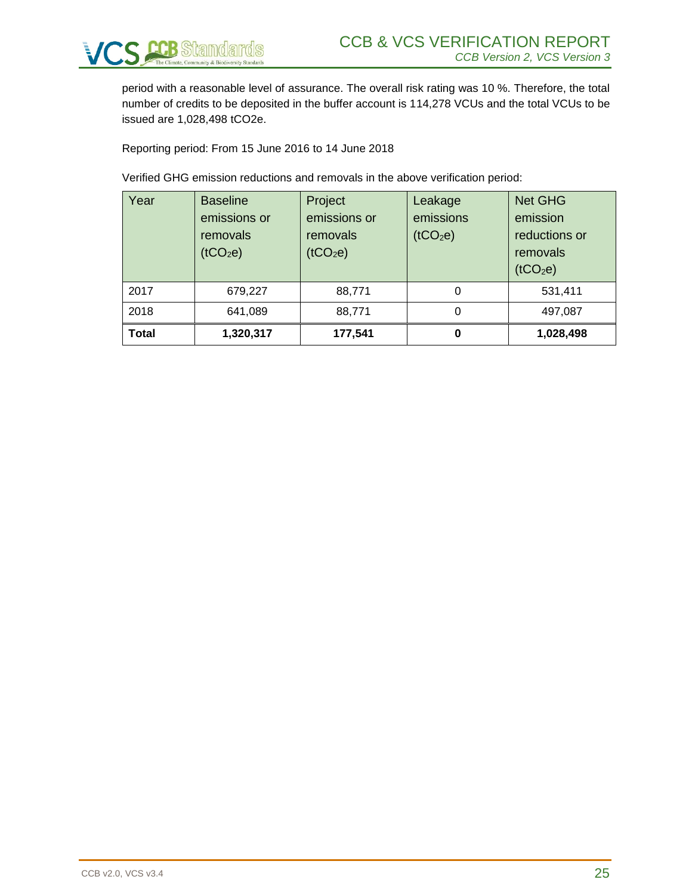period with a reasonable level of assurance. The overall risk rating was 10 %. Therefore, the total number of credits to be deposited in the buffer account is 114,278 VCUs and the total VCUs to be issued are 1,028,498 $tCO_2e$.

Reporting period: From 15 June 2016 to 14 June 2018

Verified GHG emission reductions and removals in the above verification period:

| Year | Baseline emissions or removals ($tCO_2e$) | Project emissions or removals ($tCO_2e$) | Leakage emissions ($tCO_2e$) | Net GHG emission reductions or removals ($tCO_2e$) |
|---|---|---|---|---|
| 2017 | 679,227 | 88,771 | 0 | 531,411 |
| 2018 | 641,089 | 88,771 | 0 | 497,087 |
| **Total** | **1,320,317** | **177,541** | **0** | **1,028,498** |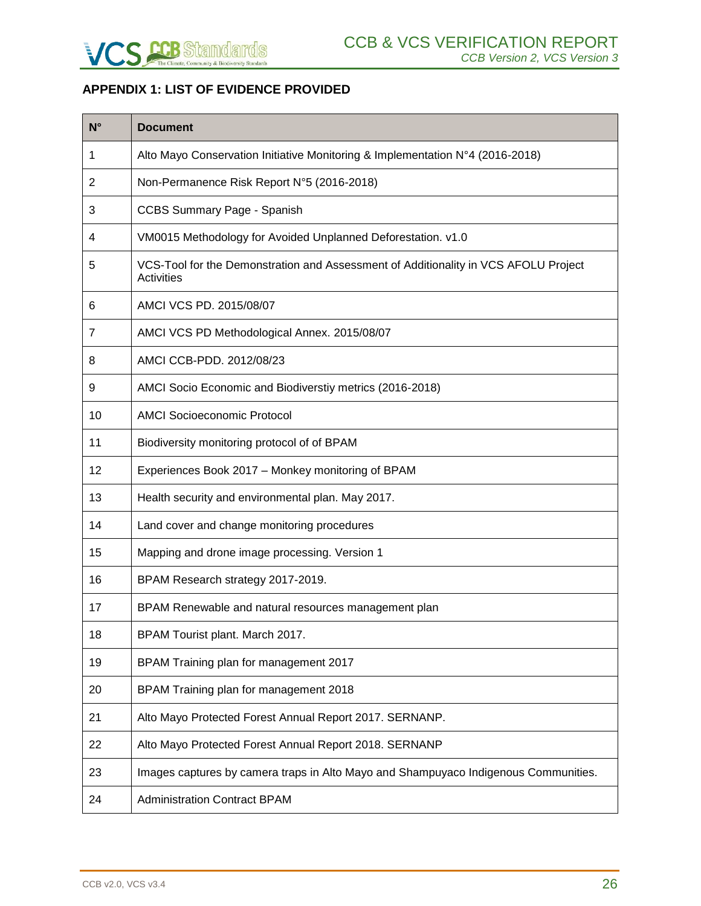## APPENDIX 1: LIST OF EVIDENCE PROVIDED

| N° | Document |
|---|---|
| 1 | Alto Mayo Conservation Initiative Monitoring & Implementation N°4 (2016-2018) |
| 2 | Non-Permanence Risk Report N°5 (2016-2018) |
| 3 | CCBS Summary Page - Spanish |
| 4 | VM0015 Methodology for Avoided Unplanned Deforestation. v1.0 |
| 5 | VCS-Tool for the Demonstration and Assessment of Additionality in VCS AFOLU Project Activities |
| 6 | AMCI VCS PD. 2015/08/07 |
| 7 | AMCI VCS PD Methodological Annex. 2015/08/07 |
| 8 | AMCI CCB-PDD. 2012/08/23 |
| 9 | AMCI Socio Economic and Biodiverstiy metrics (2016-2018) |
| 10 | AMCI Socioeconomic Protocol |
| 11 | Biodiversity monitoring protocol of of BPAM |
| 12 | Experiences Book 2017 – Monkey monitoring of BPAM |
| 13 | Health security and environmental plan. May 2017. |
| 14 | Land cover and change monitoring procedures |
| 15 | Mapping and drone image processing. Version 1 |
| 16 | BPAM Research strategy 2017-2019. |
| 17 | BPAM Renewable and natural resources management plan |
| 18 | BPAM Tourist plant. March 2017. |
| 19 | BPAM Training plan for management 2017 |
| 20 | BPAM Training plan for management 2018 |
| 21 | Alto Mayo Protected Forest Annual Report 2017. SERNANP. |
| 22 | Alto Mayo Protected Forest Annual Report 2018. SERNANP |
| 23 | Images captures by camera traps in Alto Mayo and Shampuyaco Indigenous Communities. |
| 24 | Administration Contract BPAM |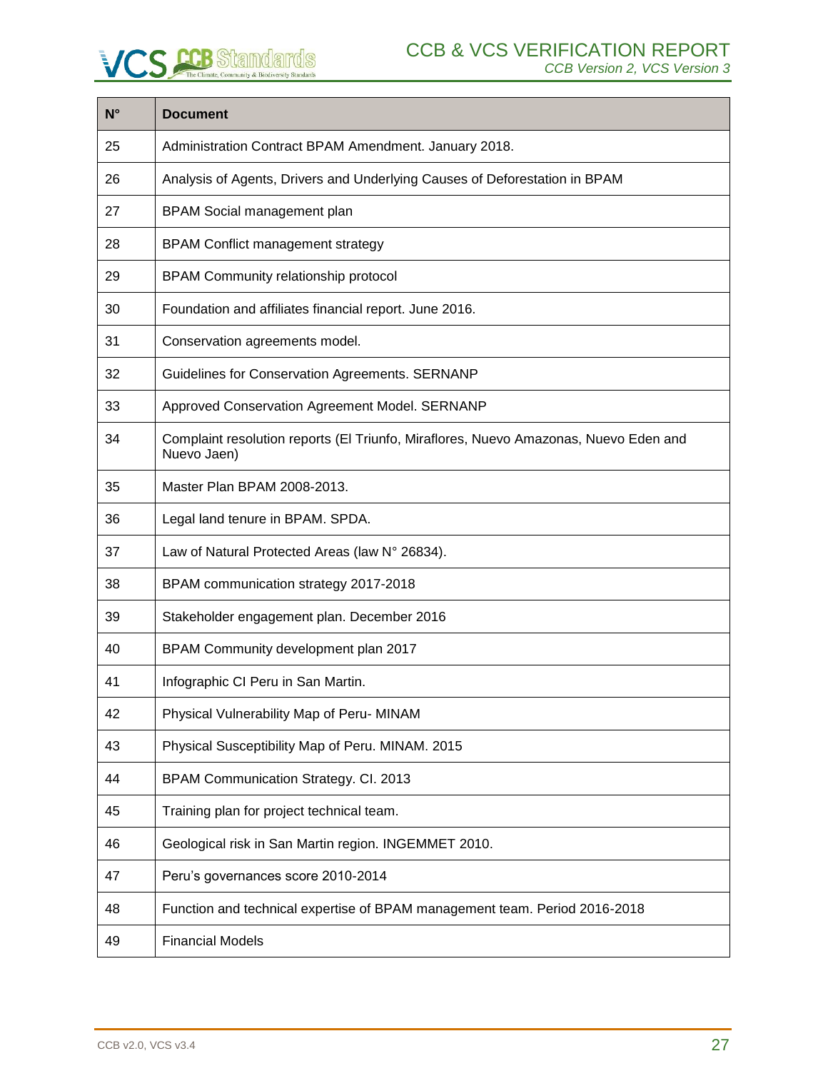| N° | Document |
|---|---|
| 25 | Administration Contract BPAM Amendment. January 2018. |
| 26 | Analysis of Agents, Drivers and Underlying Causes of Deforestation in BPAM |
| 27 | BPAM Social management plan |
| 28 | BPAM Conflict management strategy |
| 29 | BPAM Community relationship protocol |
| 30 | Foundation and affiliates financial report. June 2016. |
| 31 | Conservation agreements model. |
| 32 | Guidelines for Conservation Agreements. SERNANP |
| 33 | Approved Conservation Agreement Model. SERNANP |
| 34 | Complaint resolution reports (El Triunfo, Miraflores, Nuevo Amazonas, Nuevo Eden and Nuevo Jaen) |
| 35 | Master Plan BPAM 2008-2013. |
| 36 | Legal land tenure in BPAM. SPDA. |
| 37 | Law of Natural Protected Areas (law N° 26834). |
| 38 | BPAM communication strategy 2017-2018 |
| 39 | Stakeholder engagement plan. December 2016 |
| 40 | BPAM Community development plan 2017 |
| 41 | Infographic CI Peru in San Martin. |
| 42 | Physical Vulnerability Map of Peru- MINAM |
| 43 | Physical Susceptibility Map of Peru. MINAM. 2015 |
| 44 | BPAM Communication Strategy. CI. 2013 |
| 45 | Training plan for project technical team. |
| 46 | Geological risk in San Martin region. INGEMMET 2010. |
| 47 | Peru's governances score 2010-2014 |
| 48 | Function and technical expertise of BPAM management team. Period 2016-2018 |
| 49 | Financial Models |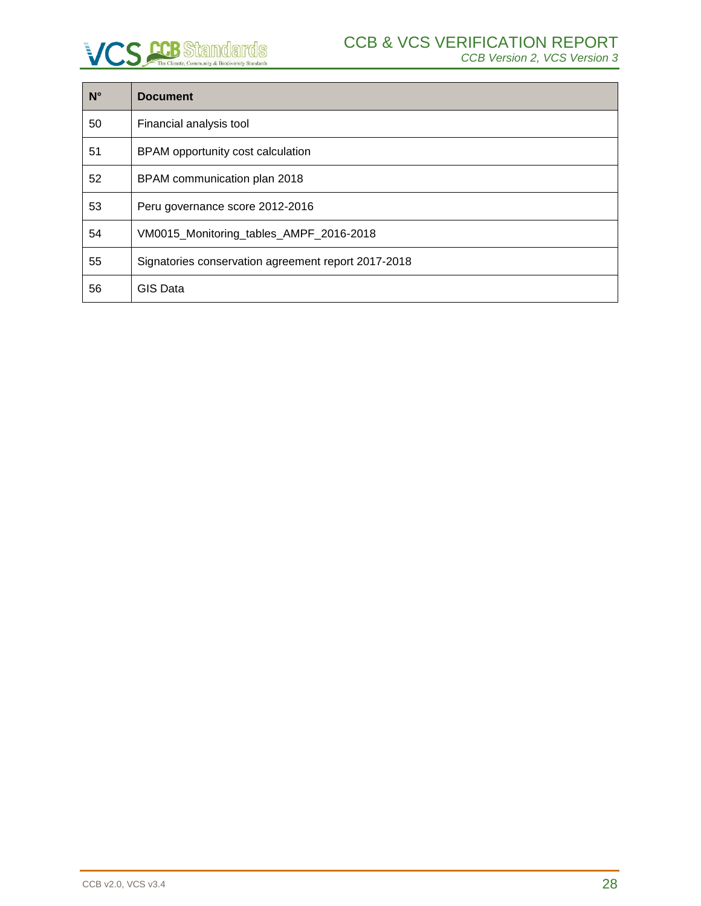| N° | Document |
| --- | --- |
| 50 | Financial analysis tool |
| 51 | BPAM opportunity cost calculation |
| 52 | BPAM communication plan 2018 |
| 53 | Peru governance score 2012-2016 |
| 54 | VM0015_Monitoring_tables_AMPF_2016-2018 |
| 55 | Signatories conservation agreement report 2017-2018 |
| 56 | GIS Data |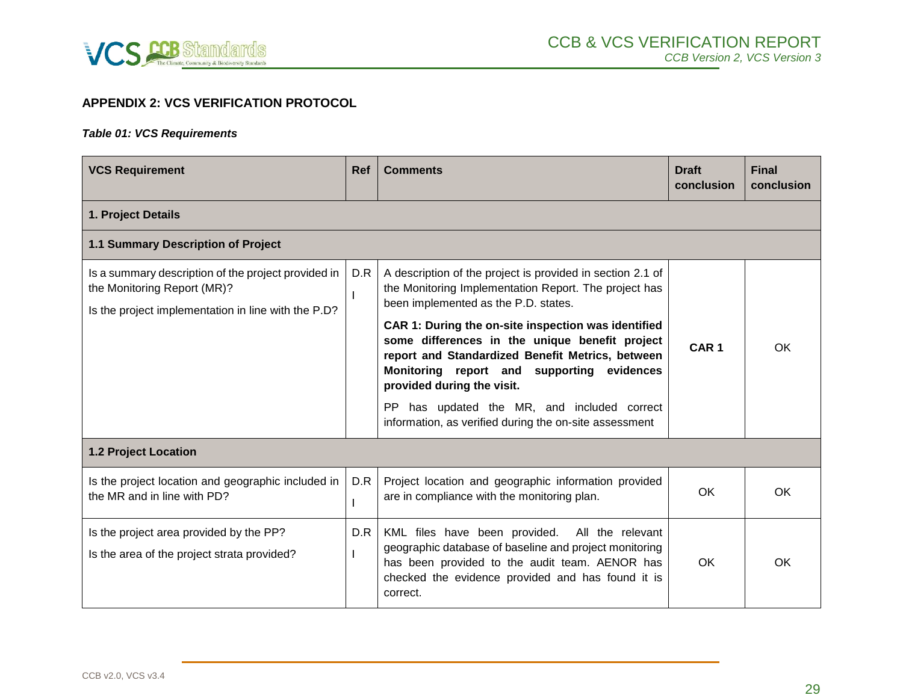## APPENDIX 2: VCS VERIFICATION PROTOCOL

***Table 01: VCS Requirements***

| VCS Requirement | Ref | Comments | Draft conclusion | Final conclusion |
|---|---|---|---|---|
| **1. Project Details** | | | | |
| **1.1 Summary Description of Project** | | | | |
| Is a summary description of the project provided in the Monitoring Report (MR)? Is the project implementation in line with the P.D? | D.R I | A description of the project is provided in section 2.1 of the Monitoring Implementation Report. The project has been implemented as the P.D. states. **CAR 1: During the on-site inspection was identified some differences in the unique benefit project report and Standardized Benefit Metrics, between Monitoring report and supporting evidences provided during the visit.** PP has updated the MR, and included correct information, as verified during the on-site assessment | **CAR 1** | OK |
| **1.2 Project Location** | | | | |
| Is the project location and geographic included in the MR and in line with PD? | D.R I | Project location and geographic information provided are in compliance with the monitoring plan. | OK | OK |
| Is the project area provided by the PP? Is the area of the project strata provided? | D.R I | KML files have been provided. All the relevant geographic database of baseline and project monitoring has been provided to the audit team. AENOR has checked the evidence provided and has found it is correct. | OK | OK |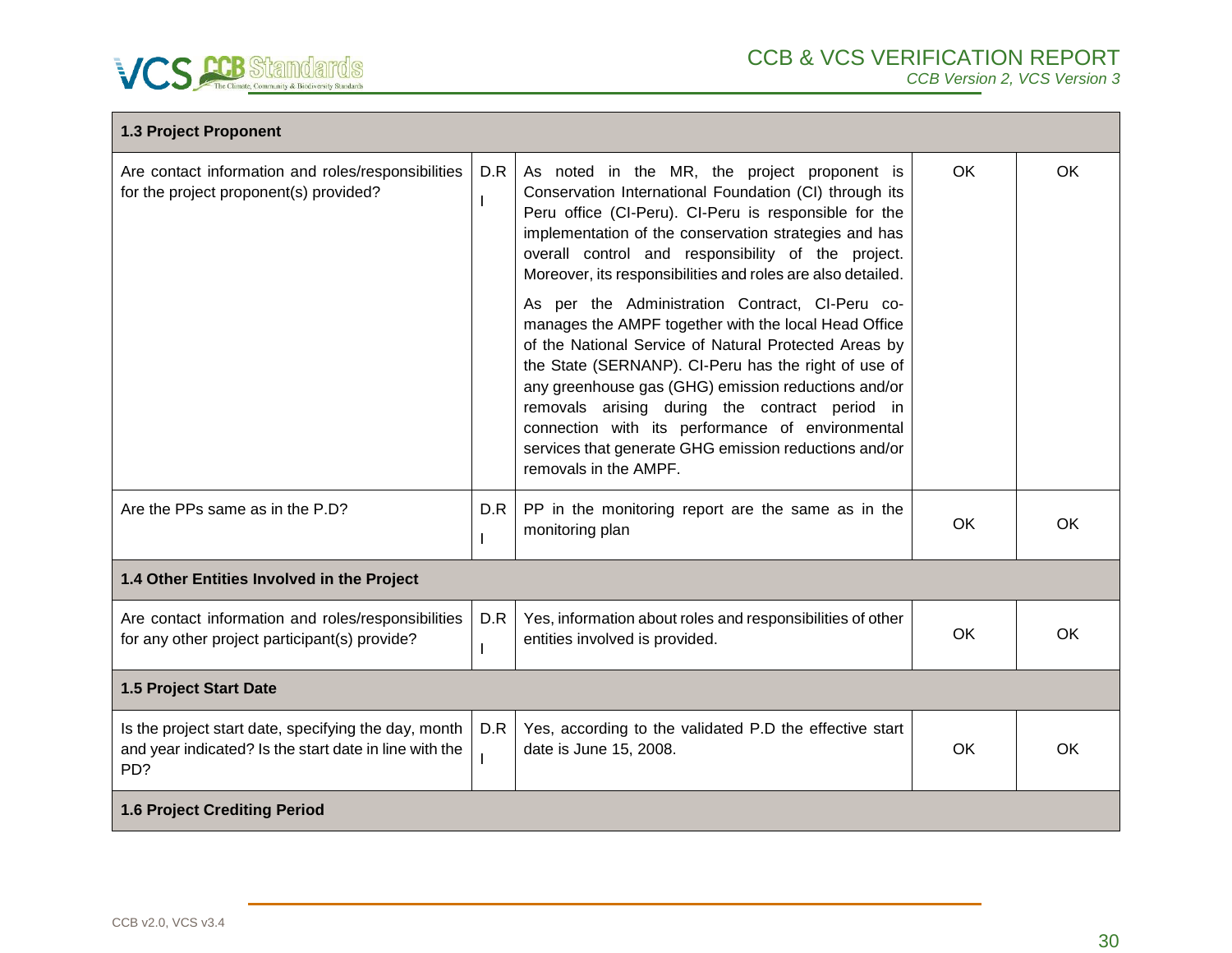| 1.3 Project Proponent | | | | |
|---|---|---|---|---|
| Are contact information and roles/responsibilities for the project proponent(s) provided? | D.R I | As noted in the MR, the project proponent is Conservation International Foundation (CI) through its Peru office (CI-Peru). CI-Peru is responsible for the implementation of the conservation strategies and has overall control and responsibility of the project. Moreover, its responsibilities and roles are also detailed.<br><br>As per the Administration Contract, CI-Peru co-manages the AMPF together with the local Head Office of the National Service of Natural Protected Areas by the State (SERNANP). CI-Peru has the right of use of any greenhouse gas (GHG) emission reductions and/or removals arising during the contract period in connection with its performance of environmental services that generate GHG emission reductions and/or removals in the AMPF. | OK | OK |
| Are the PPs same as in the P.D? | D.R I | PP in the monitoring report are the same as in the monitoring plan | OK | OK |
| **1.4 Other Entities Involved in the Project** | | | | |
| Are contact information and roles/responsibilities for any other project participant(s) provide? | D.R I | Yes, information about roles and responsibilities of other entities involved is provided. | OK | OK |
| **1.5 Project Start Date** | | | | |
| Is the project start date, specifying the day, month and year indicated? Is the start date in line with the PD? | D.R I | Yes, according to the validated P.D the effective start date is June 15, 2008. | OK | OK |
| **1.6 Project Crediting Period** | | | | |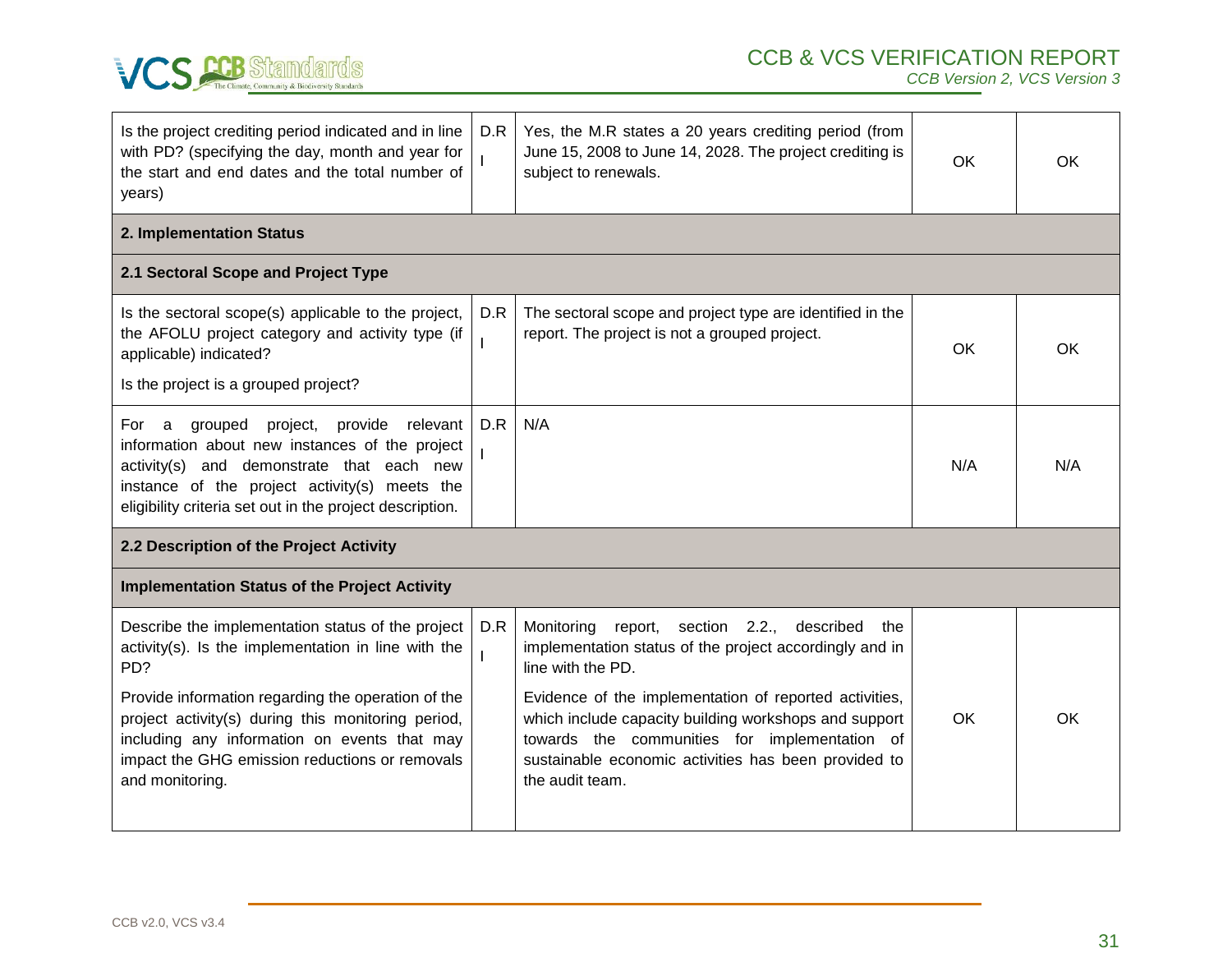| | | | | |
|---|---|---|---|---|
| Is the project crediting period indicated and in line with PD? (specifying the day, month and year for the start and end dates and the total number of years) | D.R I | Yes, the M.R states a 20 years crediting period (from June 15, 2008 to June 14, 2028. The project crediting is subject to renewals. | OK | OK |
| **2. Implementation Status** | | | | |
| **2.1 Sectoral Scope and Project Type** | | | | |
| Is the sectoral scope(s) applicable to the project, the AFOLU project category and activity type (if applicable) indicated?<br><br>Is the project is a grouped project? | D.R I | The sectoral scope and project type are identified in the report. The project is not a grouped project. | OK | OK |
| For a grouped project, provide relevant information about new instances of the project activity(s) and demonstrate that each new instance of the project activity(s) meets the eligibility criteria set out in the project description. | D.R I | N/A | N/A | N/A |
| **2.2 Description of the Project Activity** | | | | |
| **Implementation Status of the Project Activity** | | | | |
| Describe the implementation status of the project activity(s). Is the implementation in line with the PD?<br><br>Provide information regarding the operation of the project activity(s) during this monitoring period, including any information on events that may impact the GHG emission reductions or removals and monitoring. | D.R I | Monitoring report, section 2.2., described the implementation status of the project accordingly and in line with the PD.<br><br>Evidence of the implementation of reported activities, which include capacity building workshops and support towards the communities for implementation of sustainable economic activities has been provided to the audit team. | OK | OK |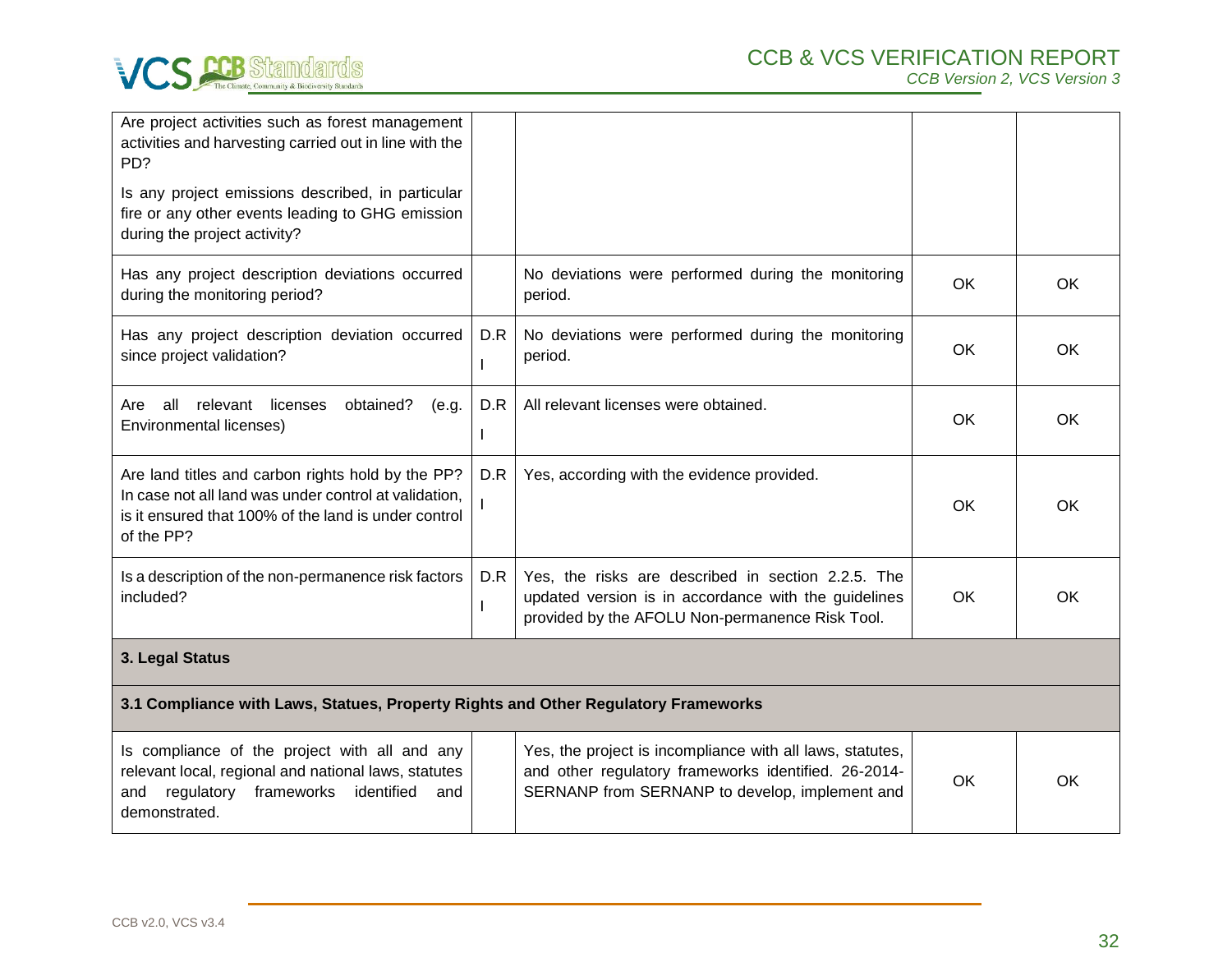| | | | | |
|---|---|---|---|---|
| Are project activities such as forest management activities and harvesting carried out in line with the PD?<br><br>Is any project emissions described, in particular fire or any other events leading to GHG emission during the project activity? | | | | |
| Has any project description deviations occurred during the monitoring period? | | No deviations were performed during the monitoring period. | OK | OK |
| Has any project description deviation occurred since project validation? | D.R I | No deviations were performed during the monitoring period. | OK | OK |
| Are all relevant licenses obtained? (e.g. Environmental licenses) | D.R I | All relevant licenses were obtained. | OK | OK |
| Are land titles and carbon rights hold by the PP? In case not all land was under control at validation, is it ensured that 100% of the land is under control of the PP? | D.R I | Yes, according with the evidence provided. | OK | OK |
| Is a description of the non-permanence risk factors included? | D.R I | Yes, the risks are described in section 2.2.5. The updated version is in accordance with the guidelines provided by the AFOLU Non-permanence Risk Tool. | OK | OK |
| **3. Legal Status** | | | | |
| **3.1 Compliance with Laws, Statues, Property Rights and Other Regulatory Frameworks** | | | | |
| Is compliance of the project with all and any relevant local, regional and national laws, statutes and regulatory frameworks identified and demonstrated. | | Yes, the project is incompliance with all laws, statutes, and other regulatory frameworks identified. 26-2014-SERNANP from SERNANP to develop, implement and | OK | OK |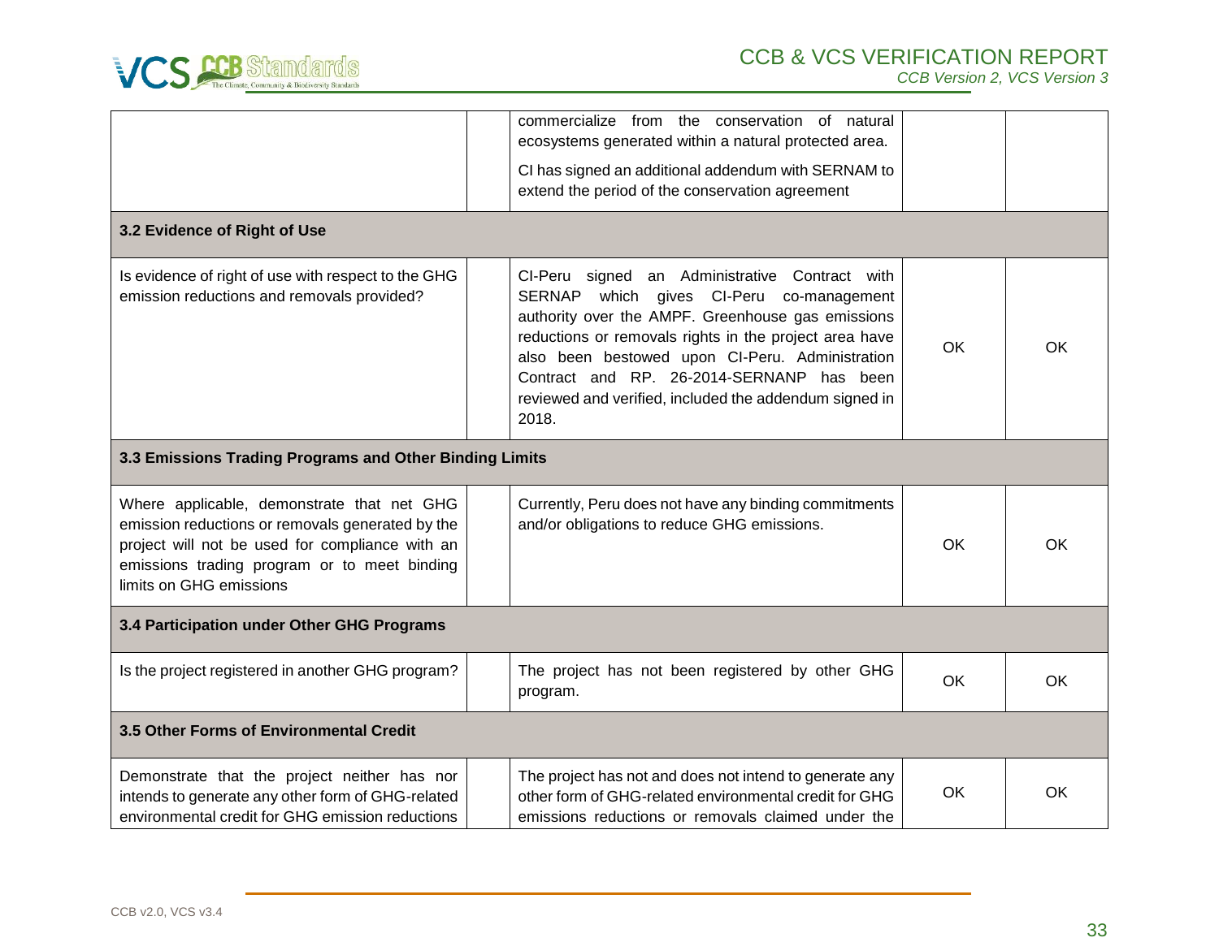| | | | | |
|---|---|---|---|---|
| | | commercialize from the conservation of natural ecosystems generated within a natural protected area.<br><br>CI has signed an additional addendum with SERNAM to extend the period of the conservation agreement | | |
| **3.2 Evidence of Right of Use** | | | | |
| Is evidence of right of use with respect to the GHG emission reductions and removals provided? | | CI-Peru signed an Administrative Contract with SERNAP which gives CI-Peru co-management authority over the AMPF. Greenhouse gas emissions reductions or removals rights in the project area have also been bestowed upon CI-Peru. Administration Contract and RP. 26-2014-SERNANP has been reviewed and verified, included the addendum signed in 2018. | OK | OK |
| **3.3 Emissions Trading Programs and Other Binding Limits** | | | | |
| Where applicable, demonstrate that net GHG emission reductions or removals generated by the project will not be used for compliance with an emissions trading program or to meet binding limits on GHG emissions | | Currently, Peru does not have any binding commitments and/or obligations to reduce GHG emissions. | OK | OK |
| **3.4 Participation under Other GHG Programs** | | | | |
| Is the project registered in another GHG program? | | The project has not been registered by other GHG program. | OK | OK |
| **3.5 Other Forms of Environmental Credit** | | | | |
| Demonstrate that the project neither has nor intends to generate any other form of GHG-related environmental credit for GHG emission reductions | | The project has not and does not intend to generate any other form of GHG-related environmental credit for GHG emissions reductions or removals claimed under the | OK | OK |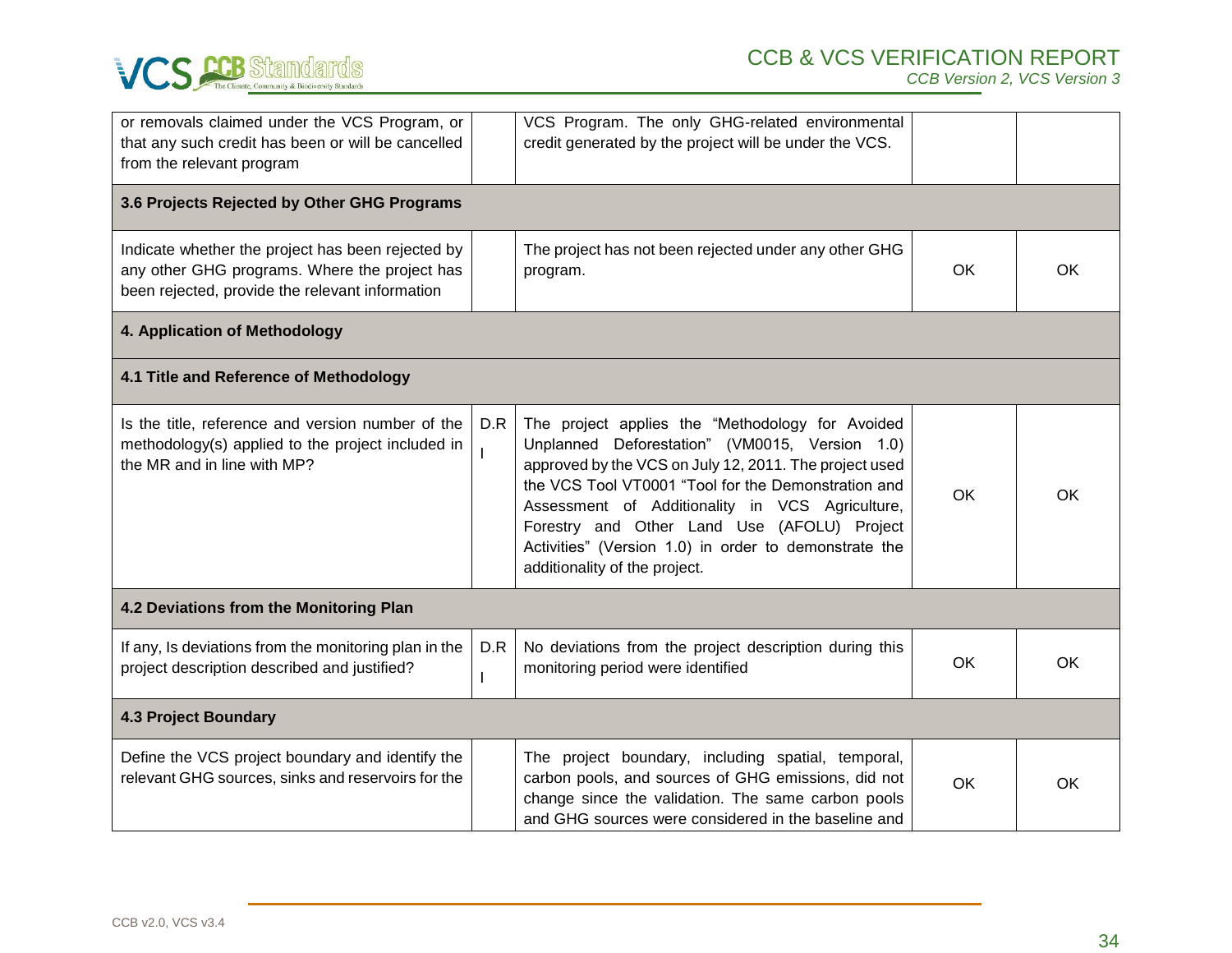| | | | | |
|---|---|---|---|---|
| or removals claimed under the VCS Program, or that any such credit has been or will be cancelled from the relevant program | | VCS Program. The only GHG-related environmental credit generated by the project will be under the VCS. | | |
| **3.6 Projects Rejected by Other GHG Programs** | | | | |
| Indicate whether the project has been rejected by any other GHG programs. Where the project has been rejected, provide the relevant information | | The project has not been rejected under any other GHG program. | OK | OK |
| **4. Application of Methodology** | | | | |
| **4.1 Title and Reference of Methodology** | | | | |
| Is the title, reference and version number of the methodology(s) applied to the project included in the MR and in line with MP? | D.R I | The project applies the "Methodology for Avoided Unplanned Deforestation" (VM0015, Version 1.0) approved by the VCS on July 12, 2011. The project used the VCS Tool VT0001 "Tool for the Demonstration and Assessment of Additionality in VCS Agriculture, Forestry and Other Land Use (AFOLU) Project Activities" (Version 1.0) in order to demonstrate the additionality of the project. | OK | OK |
| **4.2 Deviations from the Monitoring Plan** | | | | |
| If any, Is deviations from the monitoring plan in the project description described and justified? | D.R I | No deviations from the project description during this monitoring period were identified | OK | OK |
| **4.3 Project Boundary** | | | | |
| Define the VCS project boundary and identify the relevant GHG sources, sinks and reservoirs for the | | The project boundary, including spatial, temporal, carbon pools, and sources of GHG emissions, did not change since the validation. The same carbon pools and GHG sources were considered in the baseline and | OK | OK |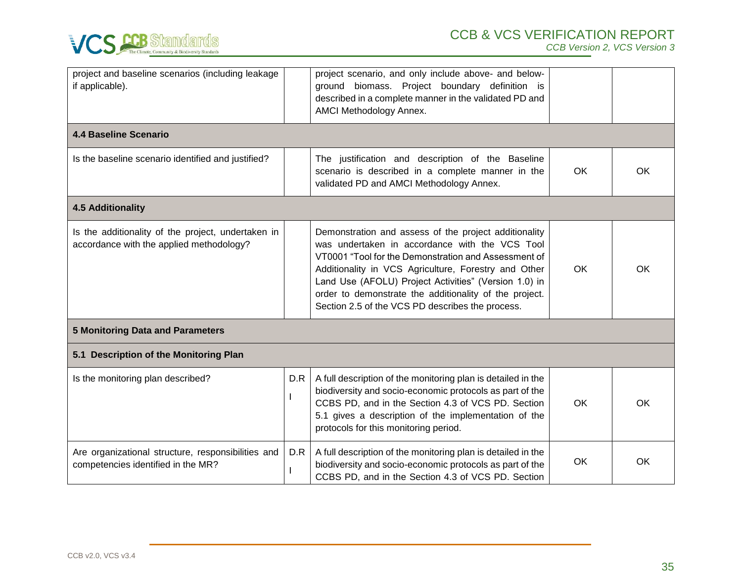| | | | | |
|---|---|---|---|---|
| project and baseline scenarios (including leakage if applicable). | | project scenario, and only include above- and below-ground biomass. Project boundary definition is described in a complete manner in the validated PD and AMCI Methodology Annex. | | |
| **4.4 Baseline Scenario** | | | | |
| Is the baseline scenario identified and justified? | | The justification and description of the Baseline scenario is described in a complete manner in the validated PD and AMCI Methodology Annex. | OK | OK |
| **4.5 Additionality** | | | | |
| Is the additionality of the project, undertaken in accordance with the applied methodology? | | Demonstration and assess of the project additionality was undertaken in accordance with the VCS Tool VT0001 "Tool for the Demonstration and Assessment of Additionality in VCS Agriculture, Forestry and Other Land Use (AFOLU) Project Activities" (Version 1.0) in order to demonstrate the additionality of the project. Section 2.5 of the VCS PD describes the process. | OK | OK |
| **5 Monitoring Data and Parameters** | | | | |
| **5.1 Description of the Monitoring Plan** | | | | |
| Is the monitoring plan described? | D.R I | A full description of the monitoring plan is detailed in the biodiversity and socio-economic protocols as part of the CCBS PD, and in the Section 4.3 of VCS PD. Section 5.1 gives a description of the implementation of the protocols for this monitoring period. | OK | OK |
| Are organizational structure, responsibilities and competencies identified in the MR? | D.R I | A full description of the monitoring plan is detailed in the biodiversity and socio-economic protocols as part of the CCBS PD, and in the Section 4.3 of VCS PD. Section | OK | OK |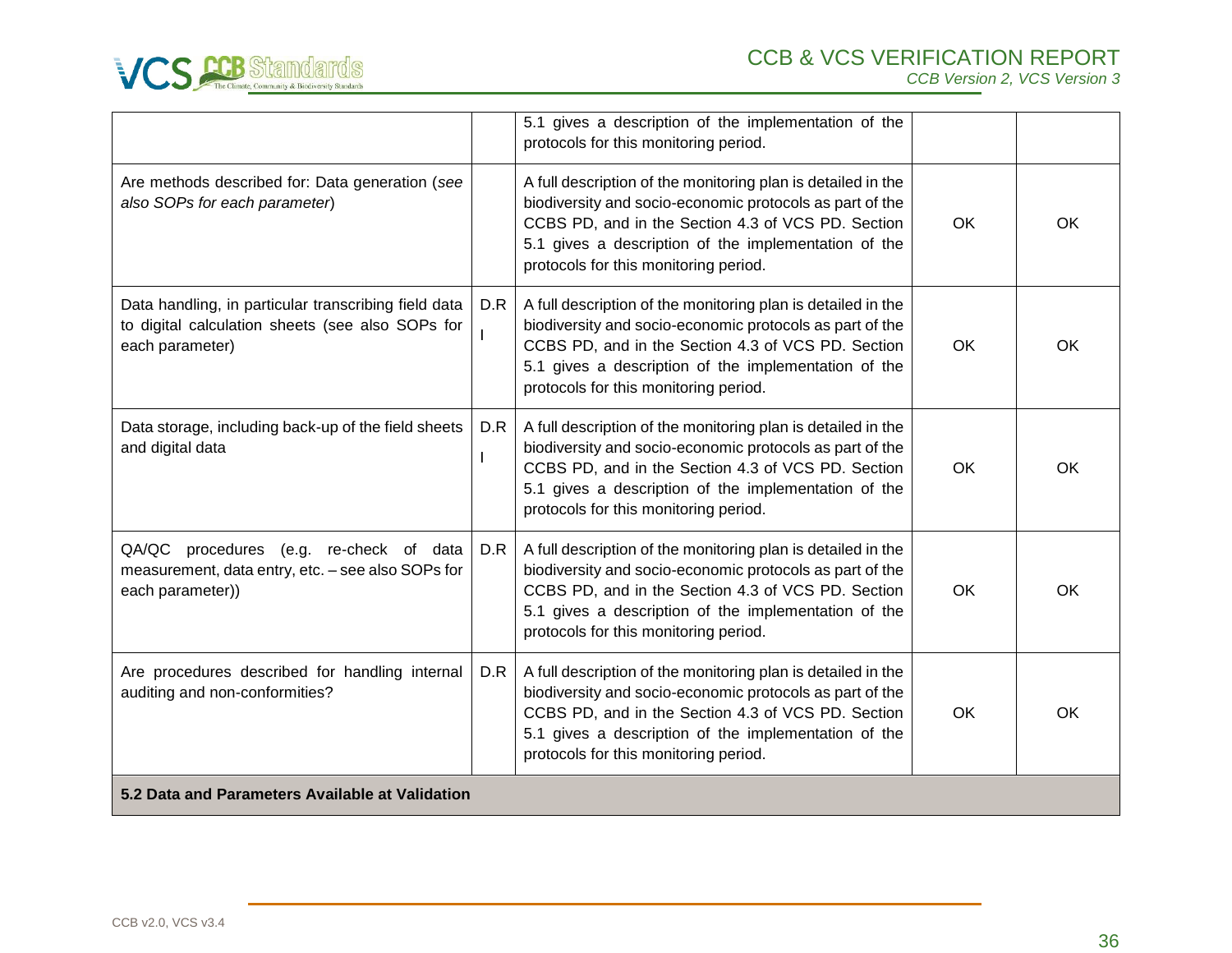|  |  | 5.1 gives a description of the implementation of the protocols for this monitoring period. |  |  |
|---|---|---|---|---|
| Are methods described for: Data generation (*see also SOPs for each parameter*) |  | A full description of the monitoring plan is detailed in the biodiversity and socio-economic protocols as part of the CCBS PD, and in the Section 4.3 of VCS PD. Section 5.1 gives a description of the implementation of the protocols for this monitoring period. | OK | OK |
| Data handling, in particular transcribing field data to digital calculation sheets (see also SOPs for each parameter) | D.R I | A full description of the monitoring plan is detailed in the biodiversity and socio-economic protocols as part of the CCBS PD, and in the Section 4.3 of VCS PD. Section 5.1 gives a description of the implementation of the protocols for this monitoring period. | OK | OK |
| Data storage, including back-up of the field sheets and digital data | D.R I | A full description of the monitoring plan is detailed in the biodiversity and socio-economic protocols as part of the CCBS PD, and in the Section 4.3 of VCS PD. Section 5.1 gives a description of the implementation of the protocols for this monitoring period. | OK | OK |
| QA/QC procedures (e.g. re-check of data measurement, data entry, etc. – see also SOPs for each parameter)) | D.R | A full description of the monitoring plan is detailed in the biodiversity and socio-economic protocols as part of the CCBS PD, and in the Section 4.3 of VCS PD. Section 5.1 gives a description of the implementation of the protocols for this monitoring period. | OK | OK |
| Are procedures described for handling internal auditing and non-conformities? | D.R | A full description of the monitoring plan is detailed in the biodiversity and socio-economic protocols as part of the CCBS PD, and in the Section 4.3 of VCS PD. Section 5.1 gives a description of the implementation of the protocols for this monitoring period. | OK | OK |
| **5.2 Data and Parameters Available at Validation** |  |  |  |  |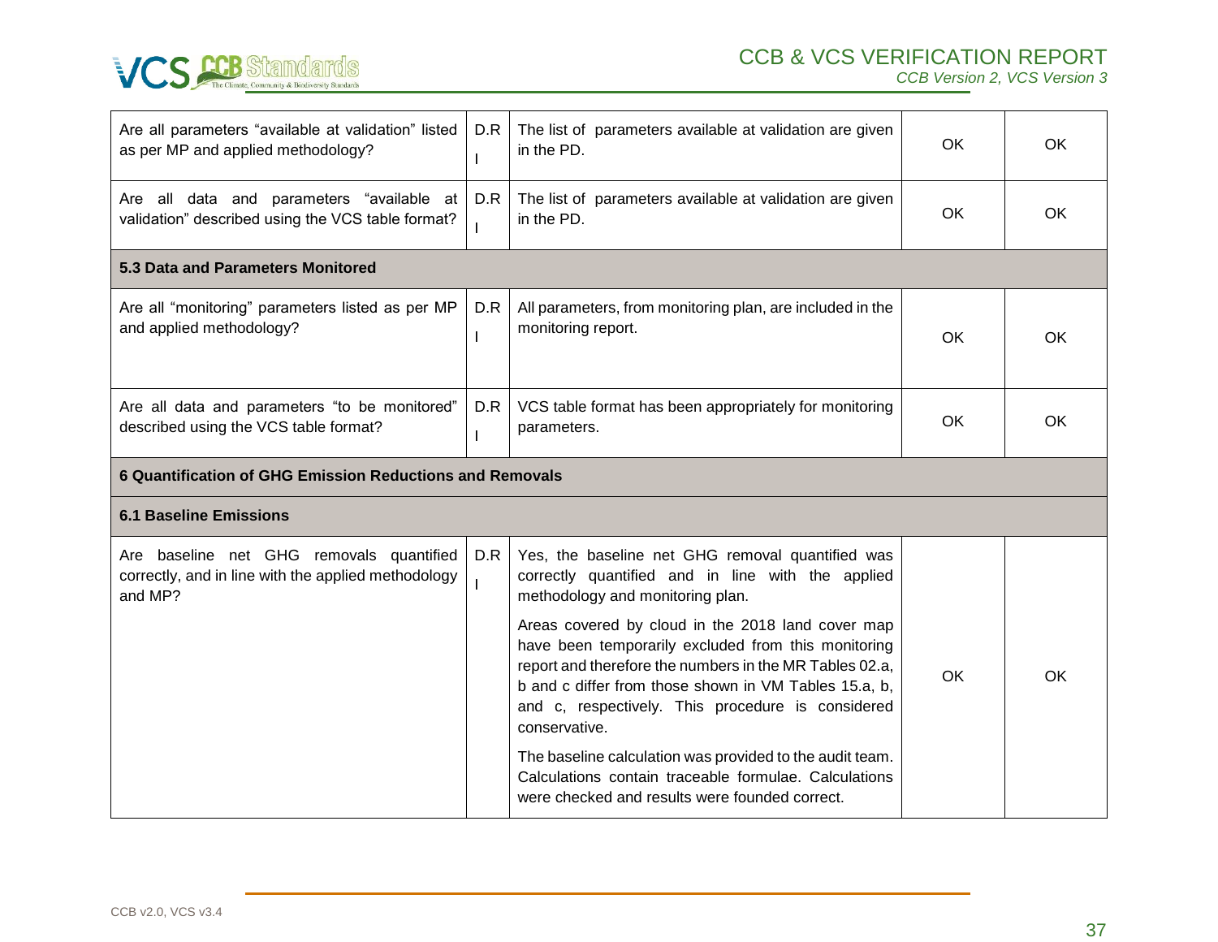| | | | | |
|---|---|---|---|---|
| Are all parameters "available at validation" listed as per MP and applied methodology? | D.R I | The list of parameters available at validation are given in the PD. | OK | OK |
| Are all data and parameters "available at validation" described using the VCS table format? | D.R I | The list of parameters available at validation are given in the PD. | OK | OK |
| **5.3 Data and Parameters Monitored** | | | | |
| Are all "monitoring" parameters listed as per MP and applied methodology? | D.R I | All parameters, from monitoring plan, are included in the monitoring report. | OK | OK |
| Are all data and parameters "to be monitored" described using the VCS table format? | D.R I | VCS table format has been appropriately for monitoring parameters. | OK | OK |
| **6 Quantification of GHG Emission Reductions and Removals** | | | | |
| **6.1 Baseline Emissions** | | | | |
| Are baseline net GHG removals quantified correctly, and in line with the applied methodology and MP? | D.R I | Yes, the baseline net GHG removal quantified was correctly quantified and in line with the applied methodology and monitoring plan.<br><br>Areas covered by cloud in the 2018 land cover map have been temporarily excluded from this monitoring report and therefore the numbers in the MR Tables 02.a, b and c differ from those shown in VM Tables 15.a, b, and c, respectively. This procedure is considered conservative.<br><br>The baseline calculation was provided to the audit team. Calculations contain traceable formulae. Calculations were checked and results were founded correct. | OK | OK |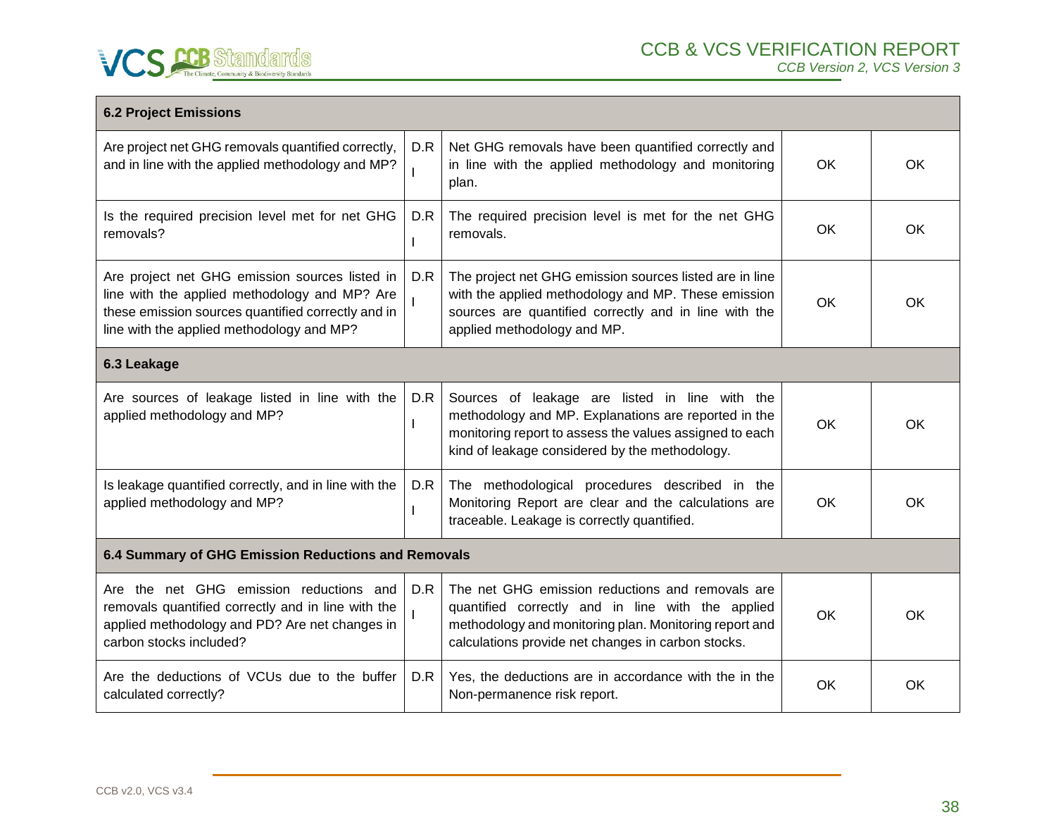| 6.2 Project Emissions | | | | |
|---|---|---|---|---|
| Are project net GHG removals quantified correctly, and in line with the applied methodology and MP? | D.R I | Net GHG removals have been quantified correctly and in line with the applied methodology and monitoring plan. | OK | OK |
| Is the required precision level met for net GHG removals? | D.R I | The required precision level is met for the net GHG removals. | OK | OK |
| Are project net GHG emission sources listed in line with the applied methodology and MP? Are these emission sources quantified correctly and in line with the applied methodology and MP? | D.R I | The project net GHG emission sources listed are in line with the applied methodology and MP. These emission sources are quantified correctly and in line with the applied methodology and MP. | OK | OK |
| **6.3 Leakage** | | | | |
| Are sources of leakage listed in line with the applied methodology and MP? | D.R I | Sources of leakage are listed in line with the methodology and MP. Explanations are reported in the monitoring report to assess the values assigned to each kind of leakage considered by the methodology. | OK | OK |
| Is leakage quantified correctly, and in line with the applied methodology and MP? | D.R I | The methodological procedures described in the Monitoring Report are clear and the calculations are traceable. Leakage is correctly quantified. | OK | OK |
| **6.4 Summary of GHG Emission Reductions and Removals** | | | | |
| Are the net GHG emission reductions and removals quantified correctly and in line with the applied methodology and PD? Are net changes in carbon stocks included? | D.R I | The net GHG emission reductions and removals are quantified correctly and in line with the applied methodology and monitoring plan. Monitoring report and calculations provide net changes in carbon stocks. | OK | OK |
| Are the deductions of VCUs due to the buffer calculated correctly? | D.R | Yes, the deductions are in accordance with the in the Non-permanence risk report. | OK | OK |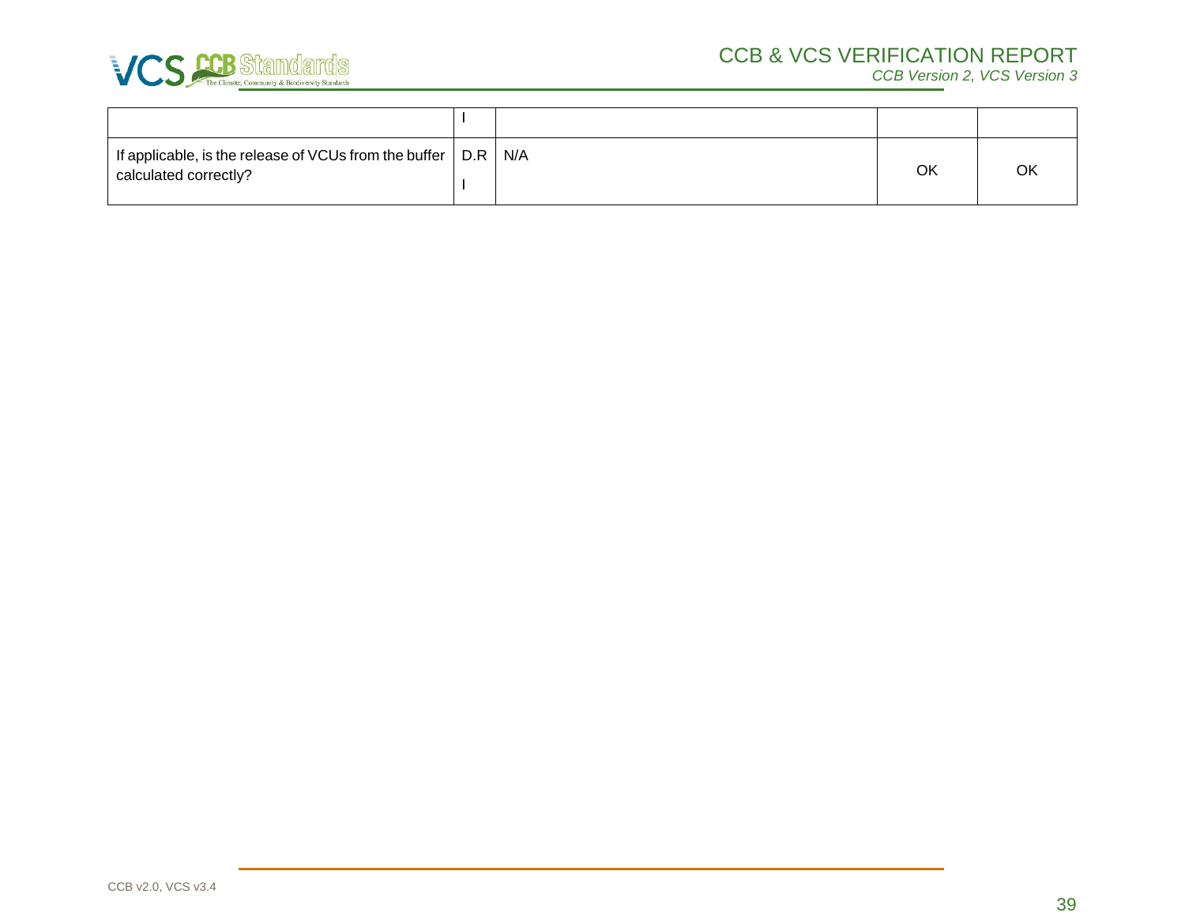|  | I |  |  |  |
| --- | --- | --- | --- | --- |
| If applicable, is the release of VCUs from the buffer calculated correctly? | D.R I | N/A | OK | OK |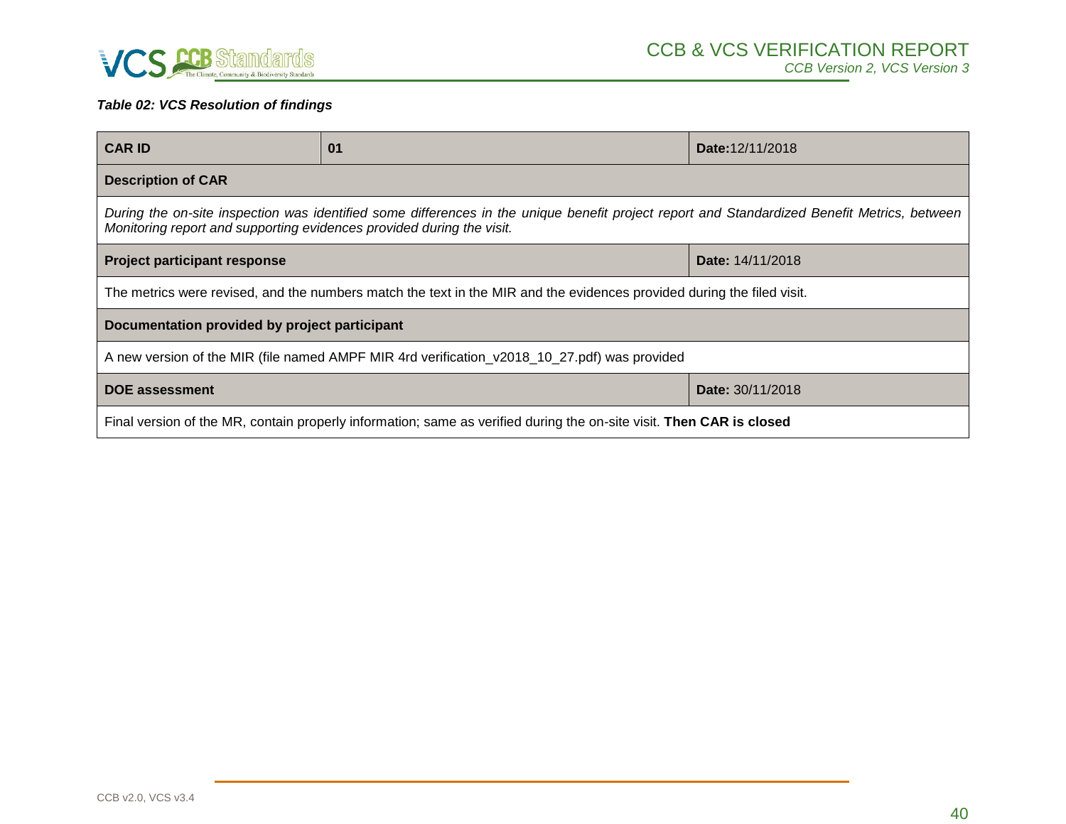***Table 02: VCS Resolution of findings***

| **CAR ID** | **01** | **Date:**12/11/2018 |
|---|---|---|
| **Description of CAR** | | |
| *During the on-site inspection was identified some differences in the unique benefit project report and Standardized Benefit Metrics, between Monitoring report and supporting evidences provided during the visit.* | | |
| **Project participant response** | | **Date:** 14/11/2018 |
| The metrics were revised, and the numbers match the text in the MIR and the evidences provided during the filed visit. | | |
| **Documentation provided by project participant** | | |
| A new version of the MIR (file named AMPF MIR 4rd verification_v2018_10_27.pdf) was provided | | |
| **DOE assessment** | | **Date:** 30/11/2018 |
| Final version of the MR, contain properly information; same as verified during the on-site visit. **Then CAR is closed** | | |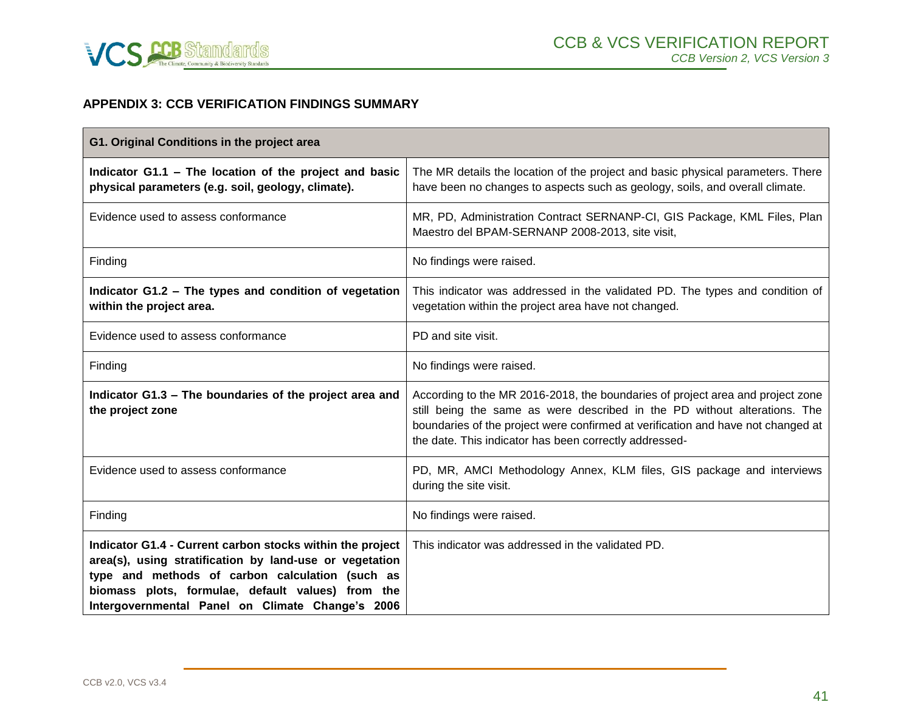## APPENDIX 3: CCB VERIFICATION FINDINGS SUMMARY

| **G1. Original Conditions in the project area** | |
|---|---|
| **Indicator G1.1 – The location of the project and basic physical parameters (e.g. soil, geology, climate).** | The MR details the location of the project and basic physical parameters. There have been no changes to aspects such as geology, soils, and overall climate. |
| Evidence used to assess conformance | MR, PD, Administration Contract SERNANP-CI, GIS Package, KML Files, Plan Maestro del BPAM-SERNANP 2008-2013, site visit, |
| Finding | No findings were raised. |
| **Indicator G1.2 – The types and condition of vegetation within the project area.** | This indicator was addressed in the validated PD. The types and condition of vegetation within the project area have not changed. |
| Evidence used to assess conformance | PD and site visit. |
| Finding | No findings were raised. |
| **Indicator G1.3 – The boundaries of the project area and the project zone** | According to the MR 2016-2018, the boundaries of project area and project zone still being the same as were described in the PD without alterations. The boundaries of the project were confirmed at verification and have not changed at the date. This indicator has been correctly addressed- |
| Evidence used to assess conformance | PD, MR, AMCI Methodology Annex, KLM files, GIS package and interviews during the site visit. |
| Finding | No findings were raised. |
| **Indicator G1.4 - Current carbon stocks within the project area(s), using stratification by land-use or vegetation type and methods of carbon calculation (such as biomass plots, formulae, default values) from the Intergovernmental Panel on Climate Change's 2006** | This indicator was addressed in the validated PD. |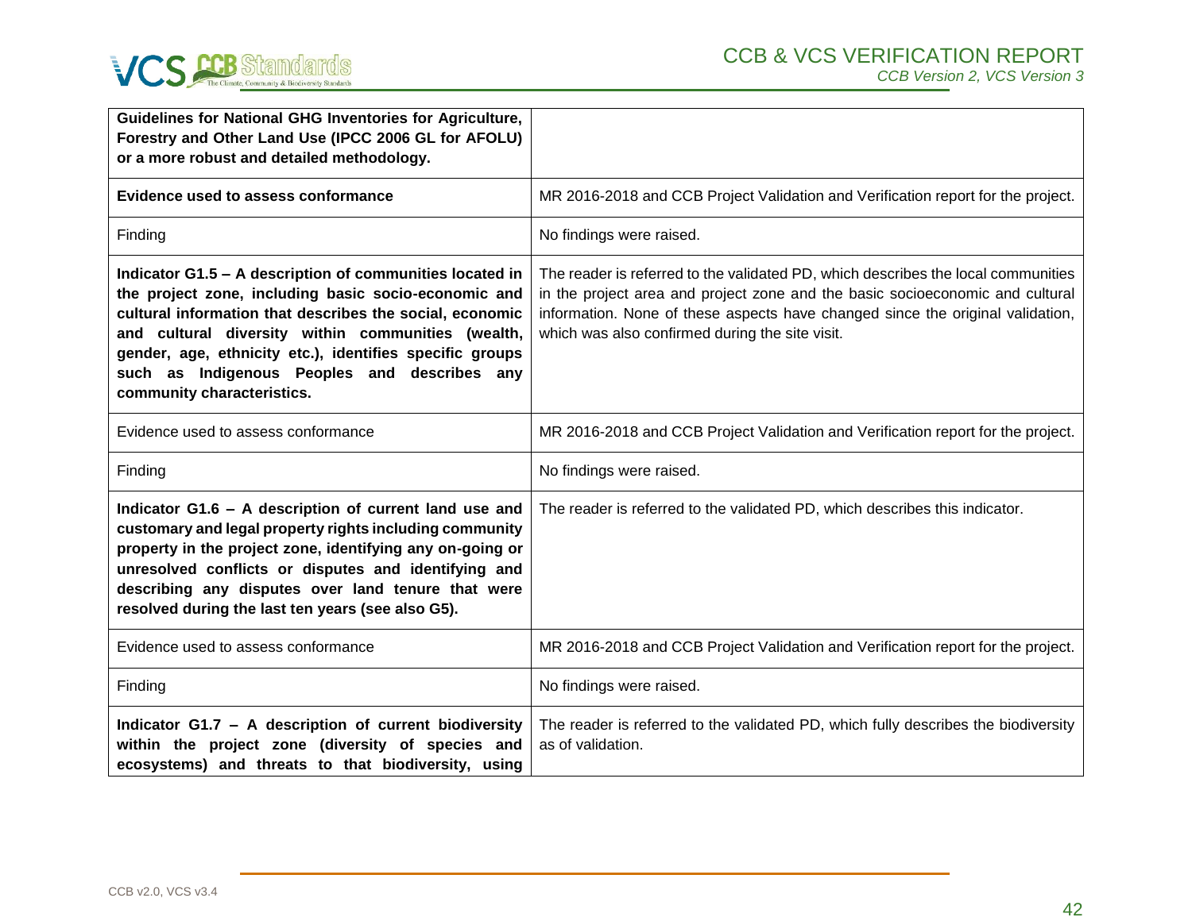| **Guidelines for National GHG Inventories for Agriculture, Forestry and Other Land Use (IPCC 2006 GL for AFOLU) or a more robust and detailed methodology.** | |
|---|---|
| **Evidence used to assess conformance** | MR 2016-2018 and CCB Project Validation and Verification report for the project. |
| Finding | No findings were raised. |
| **Indicator G1.5 – A description of communities located in the project zone, including basic socio-economic and cultural information that describes the social, economic and cultural diversity within communities (wealth, gender, age, ethnicity etc.), identifies specific groups such as Indigenous Peoples and describes any community characteristics.** | The reader is referred to the validated PD, which describes the local communities in the project area and project zone and the basic socioeconomic and cultural information. None of these aspects have changed since the original validation, which was also confirmed during the site visit. |
| Evidence used to assess conformance | MR 2016-2018 and CCB Project Validation and Verification report for the project. |
| Finding | No findings were raised. |
| **Indicator G1.6 – A description of current land use and customary and legal property rights including community property in the project zone, identifying any on-going or unresolved conflicts or disputes and identifying and describing any disputes over land tenure that were resolved during the last ten years (see also G5).** | The reader is referred to the validated PD, which describes this indicator. |
| Evidence used to assess conformance | MR 2016-2018 and CCB Project Validation and Verification report for the project. |
| Finding | No findings were raised. |
| **Indicator G1.7 – A description of current biodiversity within the project zone (diversity of species and ecosystems) and threats to that biodiversity, using** | The reader is referred to the validated PD, which fully describes the biodiversity as of validation. |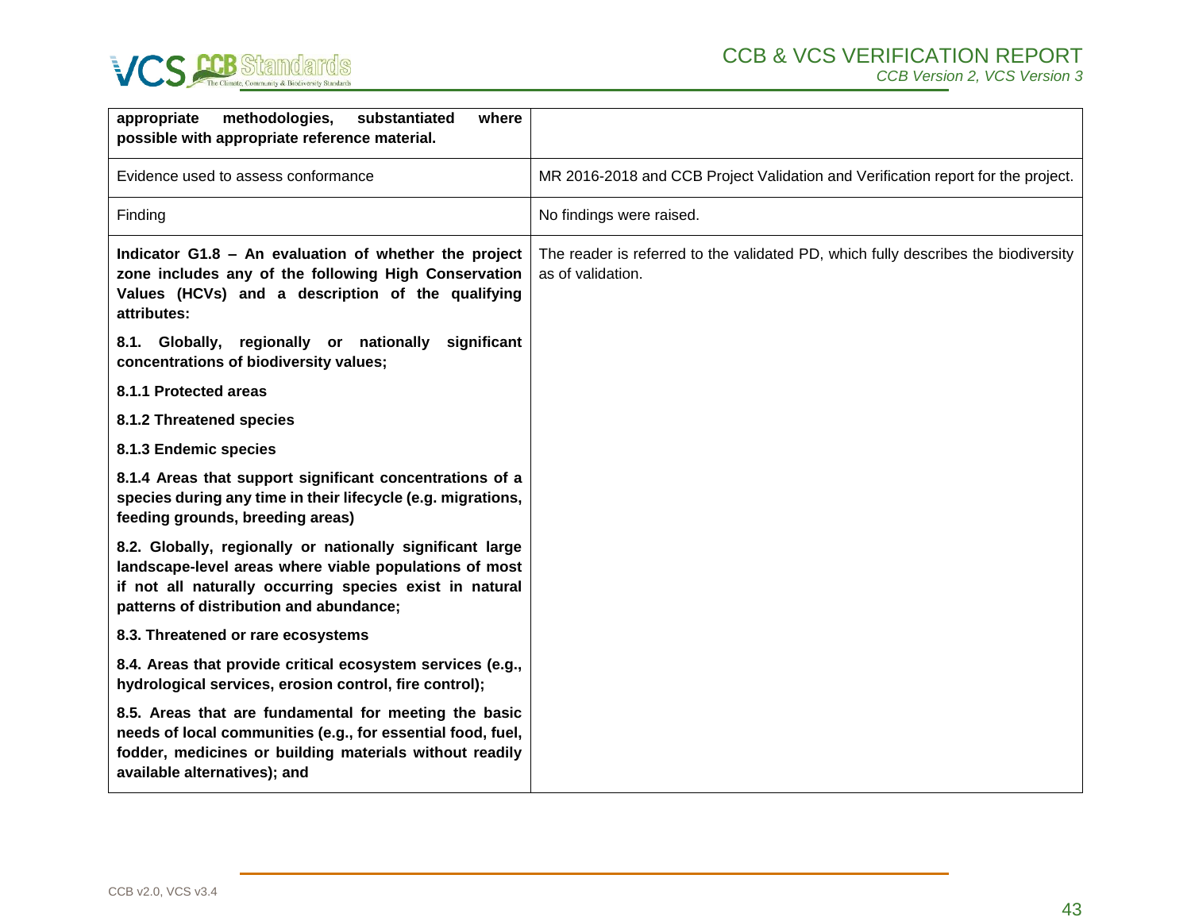| | |
|---|---|
| **appropriate methodologies, substantiated where possible with appropriate reference material.** | |
| Evidence used to assess conformance | MR 2016-2018 and CCB Project Validation and Verification report for the project. |
| Finding | No findings were raised. |
| **Indicator G1.8 – An evaluation of whether the project zone includes any of the following High Conservation Values (HCVs) and a description of the qualifying attributes:**<br><br>**8.1. Globally, regionally or nationally significant concentrations of biodiversity values;**<br><br>**8.1.1 Protected areas**<br><br>**8.1.2 Threatened species**<br><br>**8.1.3 Endemic species**<br><br>**8.1.4 Areas that support significant concentrations of a species during any time in their lifecycle (e.g. migrations, feeding grounds, breeding areas)**<br><br>**8.2. Globally, regionally or nationally significant large landscape-level areas where viable populations of most if not all naturally occurring species exist in natural patterns of distribution and abundance;**<br><br>**8.3. Threatened or rare ecosystems**<br><br>**8.4. Areas that provide critical ecosystem services (e.g., hydrological services, erosion control, fire control);**<br><br>**8.5. Areas that are fundamental for meeting the basic needs of local communities (e.g., for essential food, fuel, fodder, medicines or building materials without readily available alternatives); and** | The reader is referred to the validated PD, which fully describes the biodiversity as of validation. |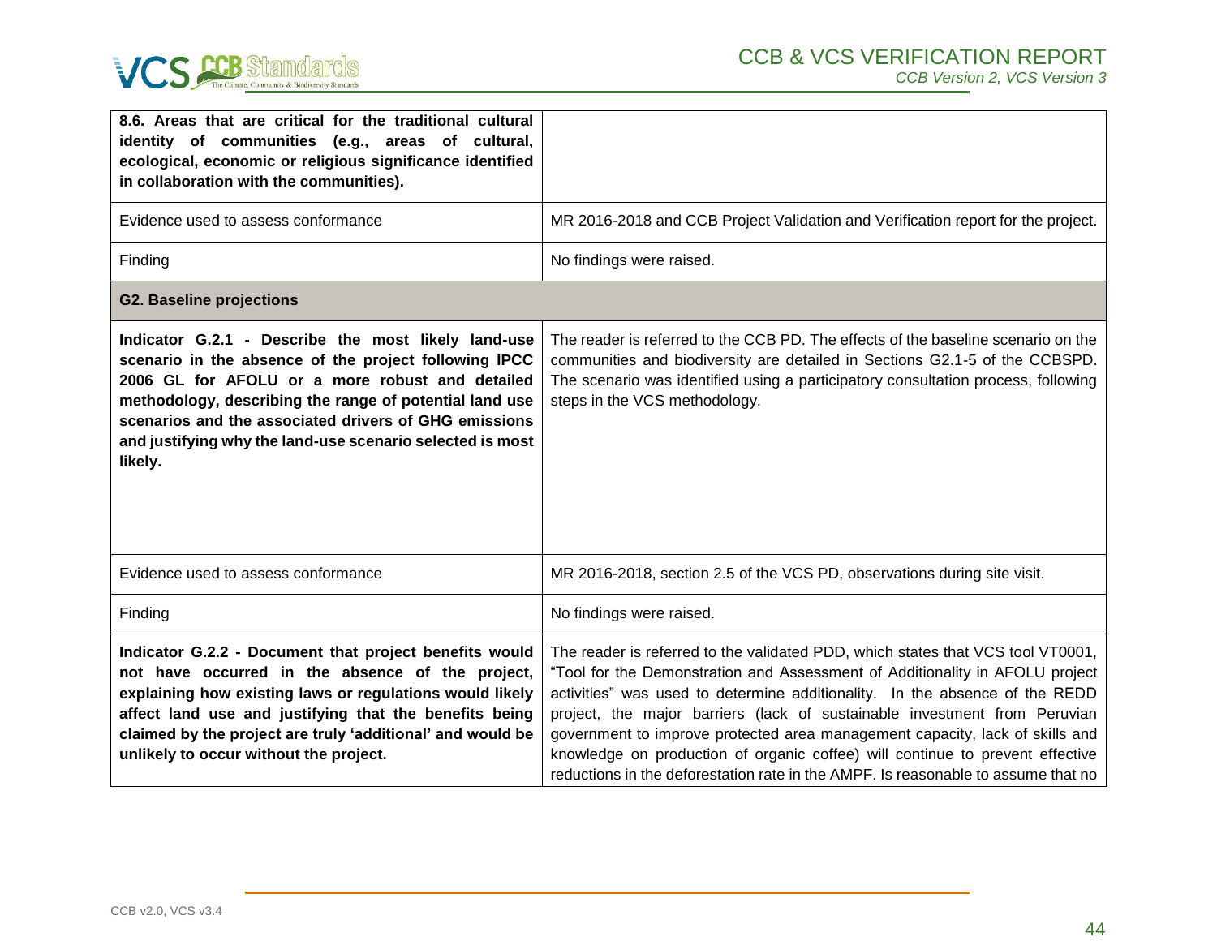| **8.6. Areas that are critical for the traditional cultural identity of communities (e.g., areas of cultural, ecological, economic or religious significance identified in collaboration with the communities).** | |
|---|---|
| Evidence used to assess conformance | MR 2016-2018 and CCB Project Validation and Verification report for the project. |
| Finding | No findings were raised. |
| **G2. Baseline projections** | |
| **Indicator G.2.1 - Describe the most likely land-use scenario in the absence of the project following IPCC 2006 GL for AFOLU or a more robust and detailed methodology, describing the range of potential land use scenarios and the associated drivers of GHG emissions and justifying why the land-use scenario selected is most likely.** | The reader is referred to the CCB PD. The effects of the baseline scenario on the communities and biodiversity are detailed in Sections G2.1-5 of the CCBSPD. The scenario was identified using a participatory consultation process, following steps in the VCS methodology. |
| Evidence used to assess conformance | MR 2016-2018, section 2.5 of the VCS PD, observations during site visit. |
| Finding | No findings were raised. |
| **Indicator G.2.2 - Document that project benefits would not have occurred in the absence of the project, explaining how existing laws or regulations would likely affect land use and justifying that the benefits being claimed by the project are truly 'additional' and would be unlikely to occur without the project.** | The reader is referred to the validated PDD, which states that VCS tool VT0001, "Tool for the Demonstration and Assessment of Additionality in AFOLU project activities" was used to determine additionality. In the absence of the REDD project, the major barriers (lack of sustainable investment from Peruvian government to improve protected area management capacity, lack of skills and knowledge on production of organic coffee) will continue to prevent effective reductions in the deforestation rate in the AMPF. Is reasonable to assume that no |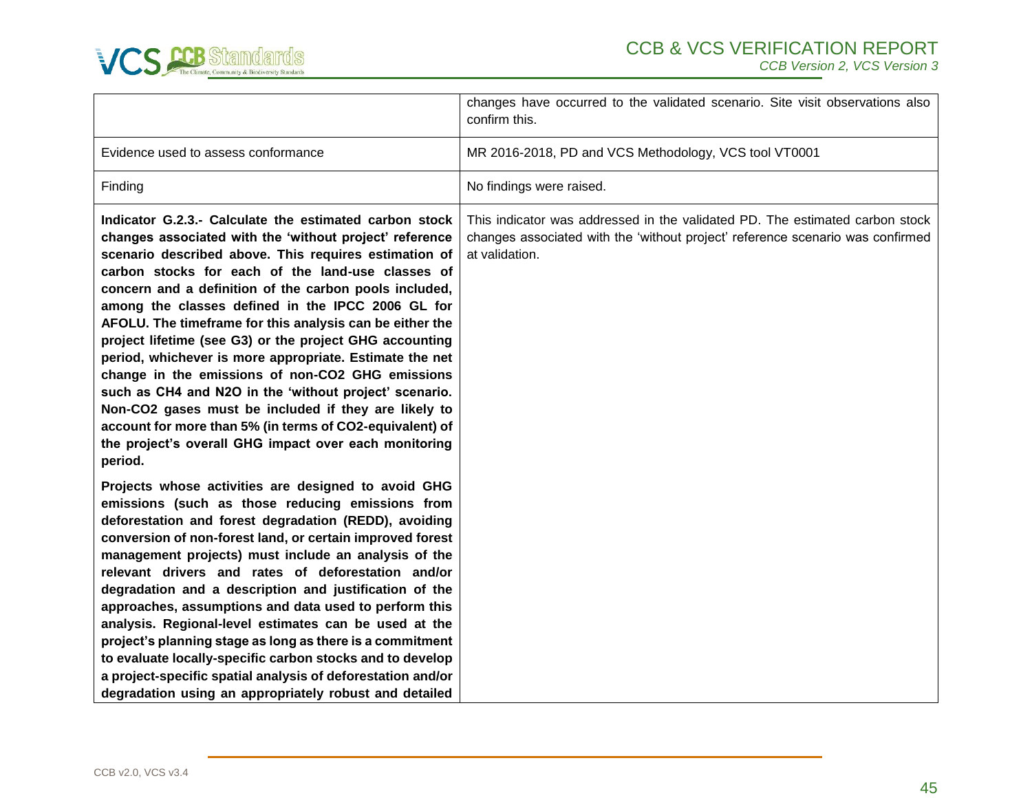| | |
|---|---|
| | changes have occurred to the validated scenario. Site visit observations also confirm this. |
| Evidence used to assess conformance | MR 2016-2018, PD and VCS Methodology, VCS tool VT0001 |
| Finding | No findings were raised. |
| **Indicator G.2.3.- Calculate the estimated carbon stock changes associated with the 'without project' reference scenario described above. This requires estimation of carbon stocks for each of the land-use classes of concern and a definition of the carbon pools included, among the classes defined in the IPCC 2006 GL for AFOLU. The timeframe for this analysis can be either the project lifetime (see G3) or the project GHG accounting period, whichever is more appropriate. Estimate the net change in the emissions of non-CO2 GHG emissions such as CH4 and N2O in the 'without project' scenario. Non-CO2 gases must be included if they are likely to account for more than 5% (in terms of CO2-equivalent) of the project's overall GHG impact over each monitoring period.**<br><br>**Projects whose activities are designed to avoid GHG emissions (such as those reducing emissions from deforestation and forest degradation (REDD), avoiding conversion of non-forest land, or certain improved forest management projects) must include an analysis of the relevant drivers and rates of deforestation and/or degradation and a description and justification of the approaches, assumptions and data used to perform this analysis. Regional-level estimates can be used at the project's planning stage as long as there is a commitment to evaluate locally-specific carbon stocks and to develop a project-specific spatial analysis of deforestation and/or degradation using an appropriately robust and detailed** | This indicator was addressed in the validated PD. The estimated carbon stock changes associated with the 'without project' reference scenario was confirmed at validation. |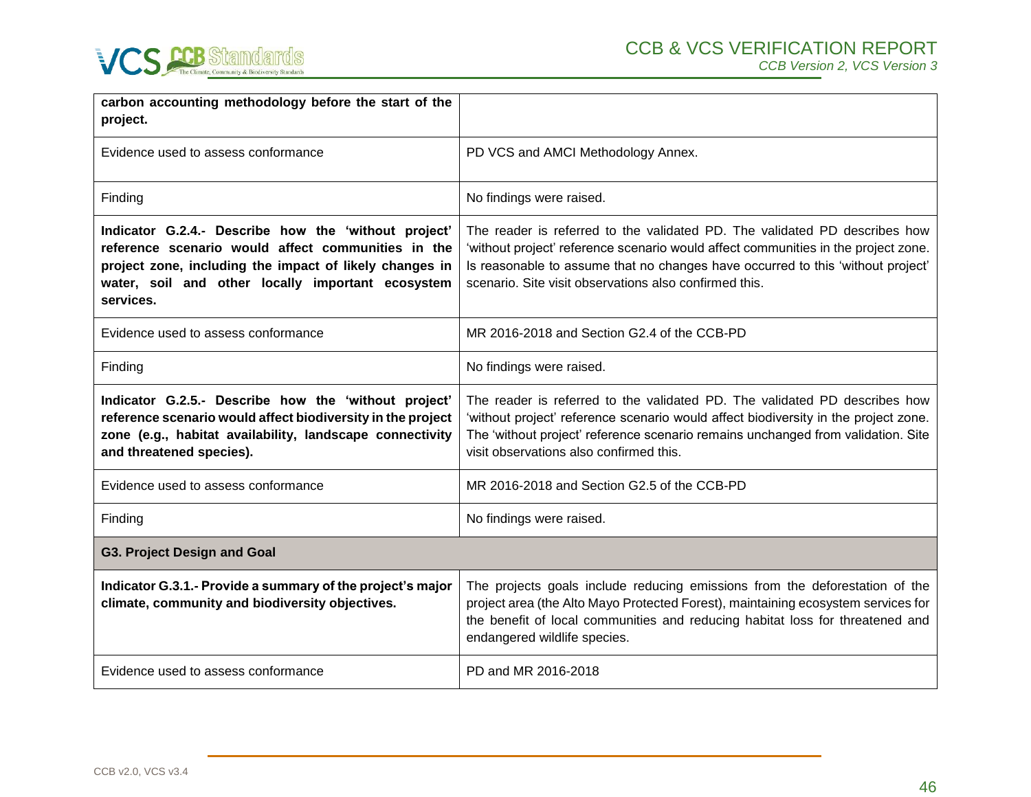| **carbon accounting methodology before the start of the project.** | |
|---|---|
| Evidence used to assess conformance | PD VCS and AMCI Methodology Annex. |
| Finding | No findings were raised. |
| **Indicator G.2.4.- Describe how the 'without project' reference scenario would affect communities in the project zone, including the impact of likely changes in water, soil and other locally important ecosystem services.** | The reader is referred to the validated PD. The validated PD describes how 'without project' reference scenario would affect communities in the project zone. Is reasonable to assume that no changes have occurred to this 'without project' scenario. Site visit observations also confirmed this. |
| Evidence used to assess conformance | MR 2016-2018 and Section G2.4 of the CCB-PD |
| Finding | No findings were raised. |
| **Indicator G.2.5.- Describe how the 'without project' reference scenario would affect biodiversity in the project zone (e.g., habitat availability, landscape connectivity and threatened species).** | The reader is referred to the validated PD. The validated PD describes how 'without project' reference scenario would affect biodiversity in the project zone. The 'without project' reference scenario remains unchanged from validation. Site visit observations also confirmed this. |
| Evidence used to assess conformance | MR 2016-2018 and Section G2.5 of the CCB-PD |
| Finding | No findings were raised. |
| **G3. Project Design and Goal** | |
| **Indicator G.3.1.- Provide a summary of the project's major climate, community and biodiversity objectives.** | The projects goals include reducing emissions from the deforestation of the project area (the Alto Mayo Protected Forest), maintaining ecosystem services for the benefit of local communities and reducing habitat loss for threatened and endangered wildlife species. |
| Evidence used to assess conformance | PD and MR 2016-2018 |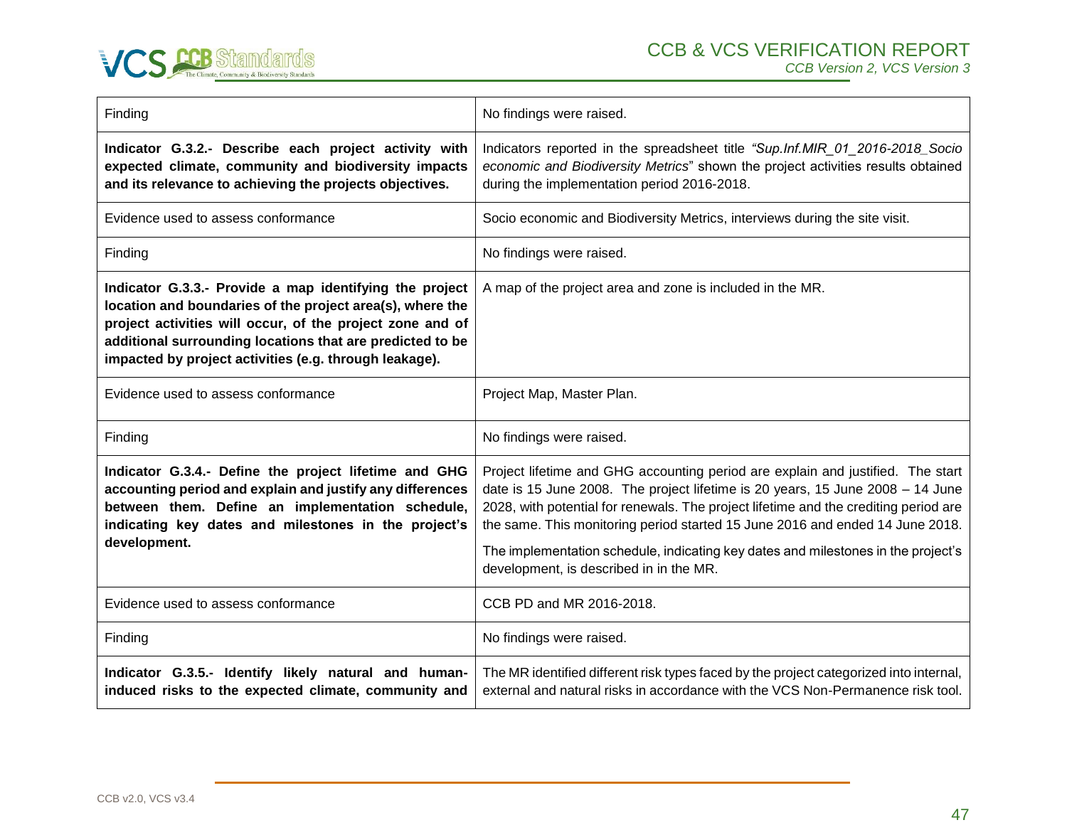| Finding | No findings were raised. |
|---|---|
| **Indicator G.3.2.- Describe each project activity with expected climate, community and biodiversity impacts and its relevance to achieving the projects objectives.** | Indicators reported in the spreadsheet title *"Sup.Inf.MIR_01_2016-2018_Socio economic and Biodiversity Metrics*" shown the project activities results obtained during the implementation period 2016-2018. |
| Evidence used to assess conformance | Socio economic and Biodiversity Metrics, interviews during the site visit. |
| Finding | No findings were raised. |
| **Indicator G.3.3.- Provide a map identifying the project location and boundaries of the project area(s), where the project activities will occur, of the project zone and of additional surrounding locations that are predicted to be impacted by project activities (e.g. through leakage).** | A map of the project area and zone is included in the MR. |
| Evidence used to assess conformance | Project Map, Master Plan. |
| Finding | No findings were raised. |
| **Indicator G.3.4.- Define the project lifetime and GHG accounting period and explain and justify any differences between them. Define an implementation schedule, indicating key dates and milestones in the project's development.** | Project lifetime and GHG accounting period are explain and justified. The start date is 15 June 2008. The project lifetime is 20 years, 15 June 2008 – 14 June 2028, with potential for renewals. The project lifetime and the crediting period are the same. This monitoring period started 15 June 2016 and ended 14 June 2018.<br><br>The implementation schedule, indicating key dates and milestones in the project's development, is described in in the MR. |
| Evidence used to assess conformance | CCB PD and MR 2016-2018. |
| Finding | No findings were raised. |
| **Indicator G.3.5.- Identify likely natural and human-induced risks to the expected climate, community and** | The MR identified different risk types faced by the project categorized into internal, external and natural risks in accordance with the VCS Non-Permanence risk tool. |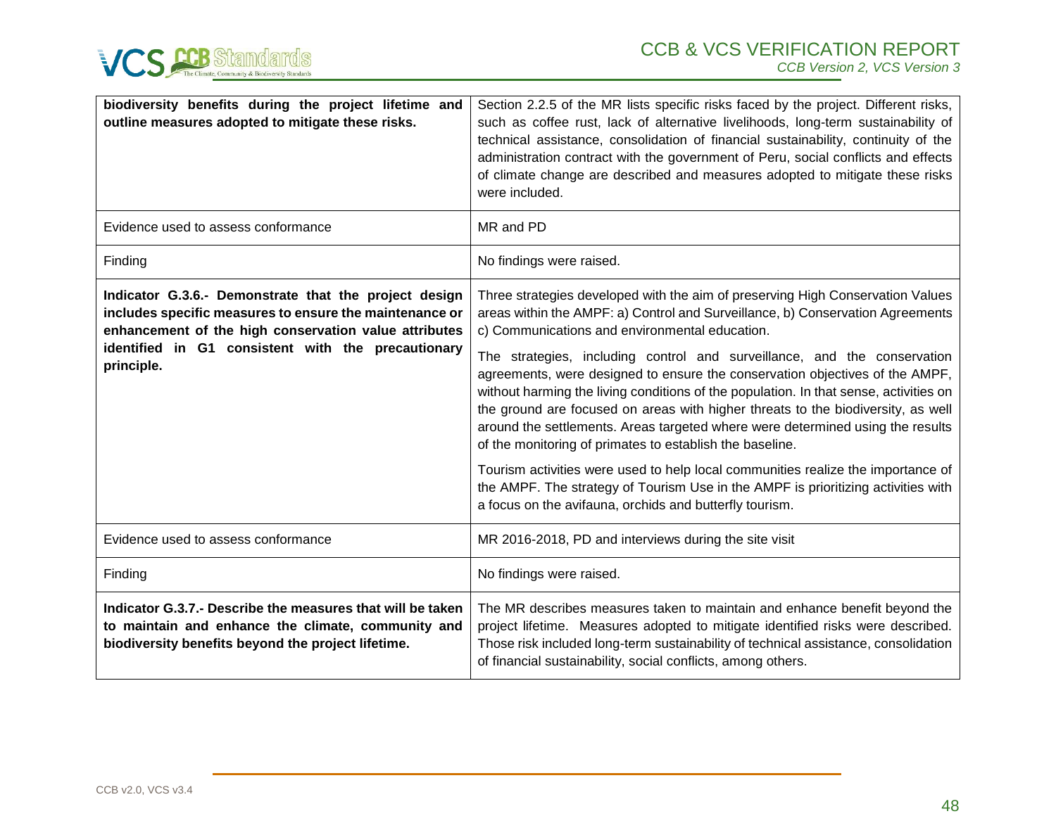| | |
|---|---|
| **biodiversity benefits during the project lifetime and outline measures adopted to mitigate these risks.** | Section 2.2.5 of the MR lists specific risks faced by the project. Different risks, such as coffee rust, lack of alternative livelihoods, long-term sustainability of technical assistance, consolidation of financial sustainability, continuity of the administration contract with the government of Peru, social conflicts and effects of climate change are described and measures adopted to mitigate these risks were included. |
| Evidence used to assess conformance | MR and PD |
| Finding | No findings were raised. |
| **Indicator G.3.6.- Demonstrate that the project design includes specific measures to ensure the maintenance or enhancement of the high conservation value attributes identified in G1 consistent with the precautionary principle.** | Three strategies developed with the aim of preserving High Conservation Values areas within the AMPF: a) Control and Surveillance, b) Conservation Agreements c) Communications and environmental education.<br><br>The strategies, including control and surveillance, and the conservation agreements, were designed to ensure the conservation objectives of the AMPF, without harming the living conditions of the population. In that sense, activities on the ground are focused on areas with higher threats to the biodiversity, as well around the settlements. Areas targeted where were determined using the results of the monitoring of primates to establish the baseline.<br><br>Tourism activities were used to help local communities realize the importance of the AMPF. The strategy of Tourism Use in the AMPF is prioritizing activities with a focus on the avifauna, orchids and butterfly tourism. |
| Evidence used to assess conformance | MR 2016-2018, PD and interviews during the site visit |
| Finding | No findings were raised. |
| **Indicator G.3.7.- Describe the measures that will be taken to maintain and enhance the climate, community and biodiversity benefits beyond the project lifetime.** | The MR describes measures taken to maintain and enhance benefit beyond the project lifetime. Measures adopted to mitigate identified risks were described. Those risk included long-term sustainability of technical assistance, consolidation of financial sustainability, social conflicts, among others. |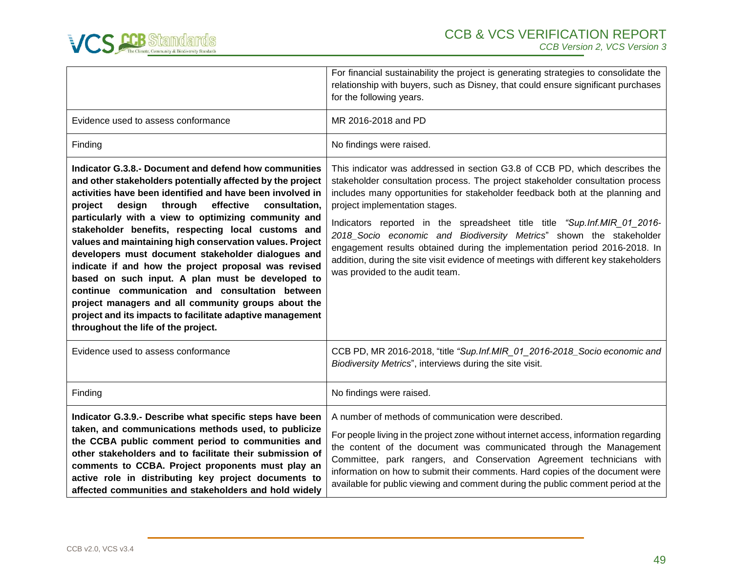|  |  |
|---|---|
|  | For financial sustainability the project is generating strategies to consolidate the relationship with buyers, such as Disney, that could ensure significant purchases for the following years. |
| Evidence used to assess conformance | MR 2016-2018 and PD |
| Finding | No findings were raised. |
| **Indicator G.3.8.- Document and defend how communities and other stakeholders potentially affected by the project activities have been identified and have been involved in project design through effective consultation, particularly with a view to optimizing community and stakeholder benefits, respecting local customs and values and maintaining high conservation values. Project developers must document stakeholder dialogues and indicate if and how the project proposal was revised based on such input. A plan must be developed to continue communication and consultation between project managers and all community groups about the project and its impacts to facilitate adaptive management throughout the life of the project.** | This indicator was addressed in section G3.8 of CCB PD, which describes the stakeholder consultation process. The project stakeholder consultation process includes many opportunities for stakeholder feedback both at the planning and project implementation stages.<br><br>Indicators reported in the spreadsheet title title *"Sup.Inf.MIR_01_2016-2018_Socio economic and Biodiversity Metrics*" shown the stakeholder engagement results obtained during the implementation period 2016-2018. In addition, during the site visit evidence of meetings with different key stakeholders was provided to the audit team. |
| Evidence used to assess conformance | CCB PD, MR 2016-2018, "title *"Sup.Inf.MIR_01_2016-2018_Socio economic and Biodiversity Metrics*", interviews during the site visit. |
| Finding | No findings were raised. |
| **Indicator G.3.9.- Describe what specific steps have been taken, and communications methods used, to publicize the CCBA public comment period to communities and other stakeholders and to facilitate their submission of comments to CCBA. Project proponents must play an active role in distributing key project documents to affected communities and stakeholders and hold widely** | A number of methods of communication were described.<br><br>For people living in the project zone without internet access, information regarding the content of the document was communicated through the Management Committee, park rangers, and Conservation Agreement technicians with information on how to submit their comments. Hard copies of the document were available for public viewing and comment during the public comment period at the |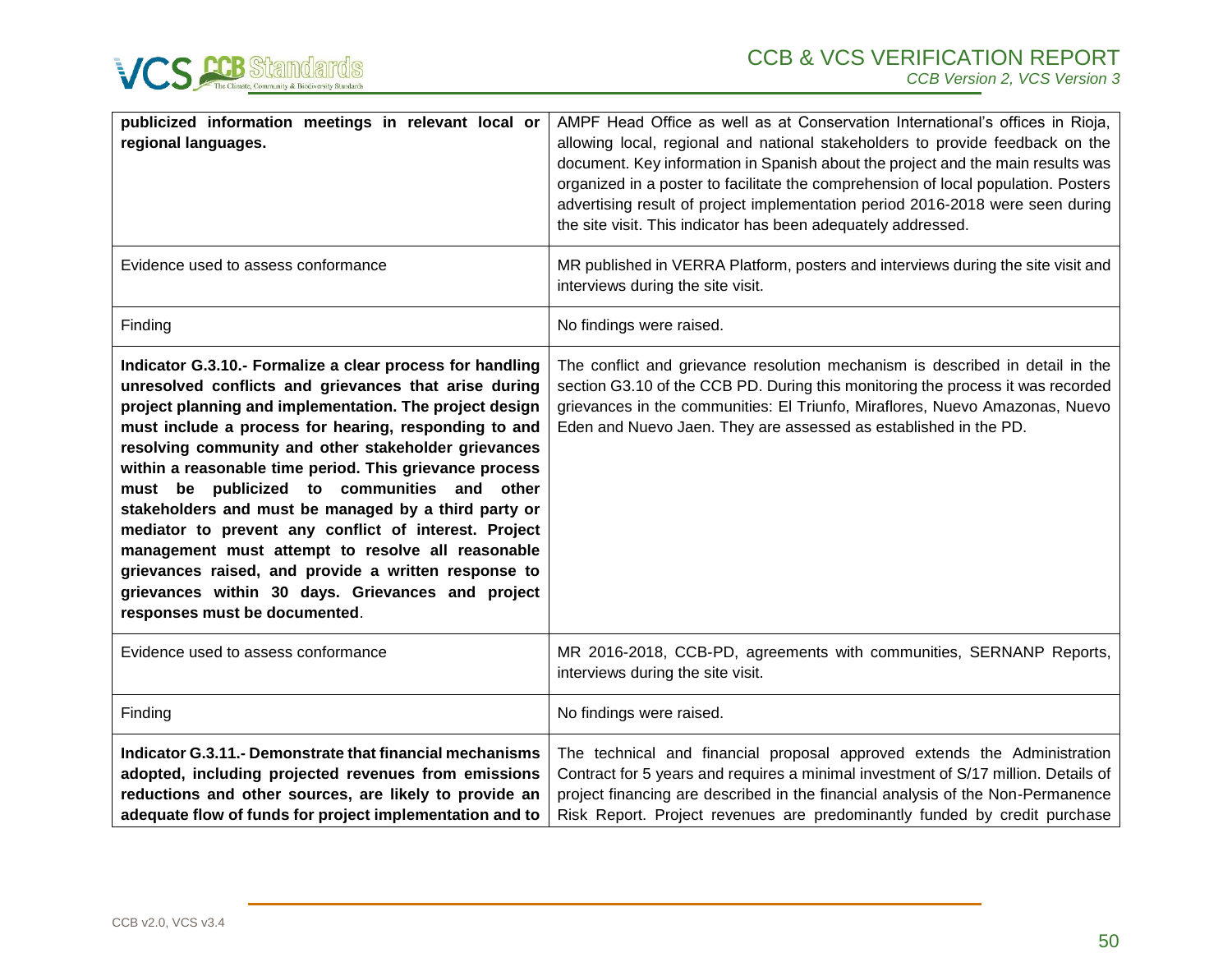| | |
|---|---|
| **publicized information meetings in relevant local or regional languages.** | AMPF Head Office as well as at Conservation International's offices in Rioja, allowing local, regional and national stakeholders to provide feedback on the document. Key information in Spanish about the project and the main results was organized in a poster to facilitate the comprehension of local population. Posters advertising result of project implementation period 2016-2018 were seen during the site visit. This indicator has been adequately addressed. |
| Evidence used to assess conformance | MR published in VERRA Platform, posters and interviews during the site visit and interviews during the site visit. |
| Finding | No findings were raised. |
| **Indicator G.3.10.- Formalize a clear process for handling unresolved conflicts and grievances that arise during project planning and implementation. The project design must include a process for hearing, responding to and resolving community and other stakeholder grievances within a reasonable time period. This grievance process must be publicized to communities and other stakeholders and must be managed by a third party or mediator to prevent any conflict of interest. Project management must attempt to resolve all reasonable grievances raised, and provide a written response to grievances within 30 days. Grievances and project responses must be documented**. | The conflict and grievance resolution mechanism is described in detail in the section G3.10 of the CCB PD. During this monitoring the process it was recorded grievances in the communities: El Triunfo, Miraflores, Nuevo Amazonas, Nuevo Eden and Nuevo Jaen. They are assessed as established in the PD. |
| Evidence used to assess conformance | MR 2016-2018, CCB-PD, agreements with communities, SERNANP Reports, interviews during the site visit. |
| Finding | No findings were raised. |
| **Indicator G.3.11.- Demonstrate that financial mechanisms adopted, including projected revenues from emissions reductions and other sources, are likely to provide an adequate flow of funds for project implementation and to** | The technical and financial proposal approved extends the Administration Contract for 5 years and requires a minimal investment of S/17 million. Details of project financing are described in the financial analysis of the Non-Permanence Risk Report. Project revenues are predominantly funded by credit purchase |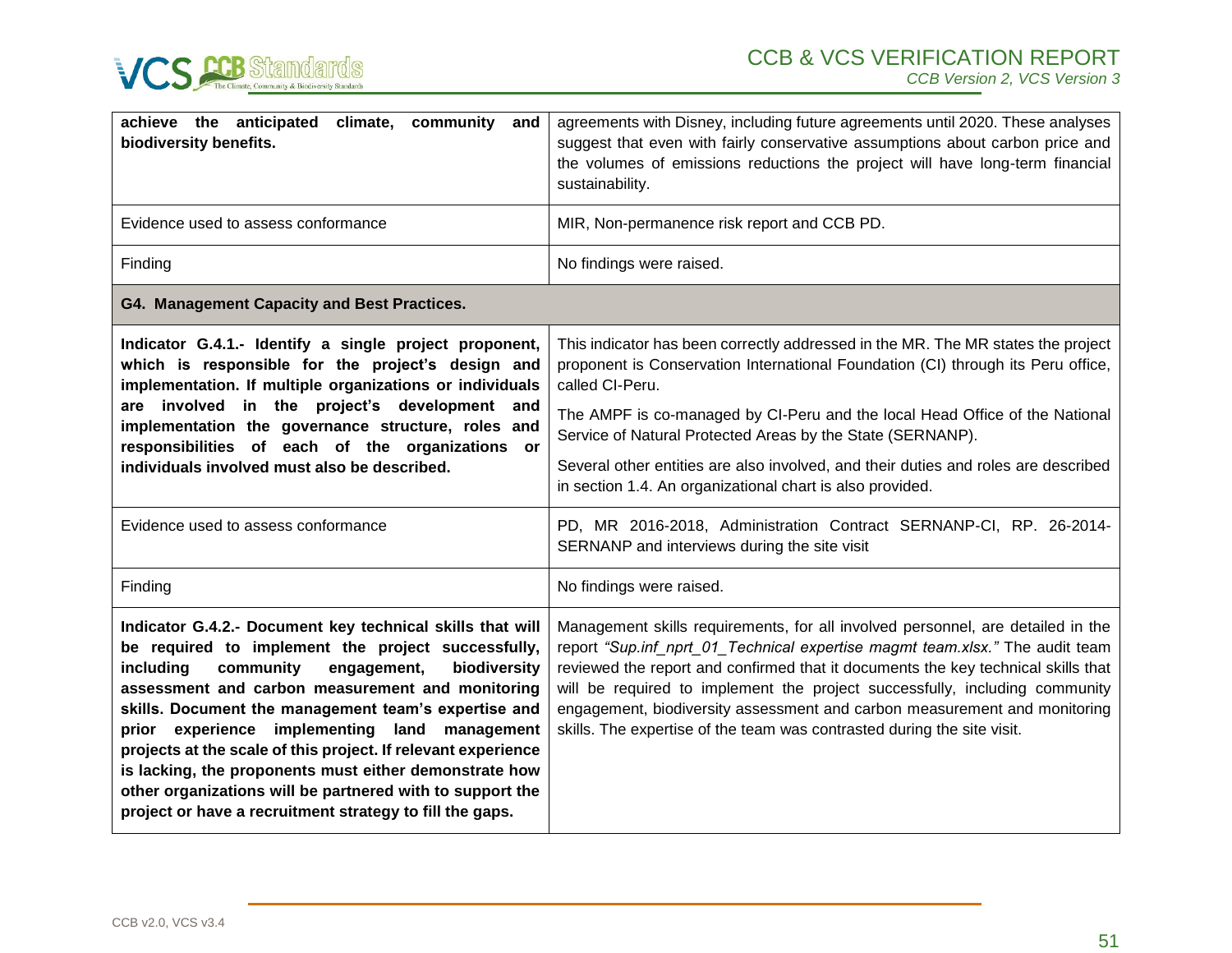| **achieve the anticipated climate, community and biodiversity benefits.** | agreements with Disney, including future agreements until 2020. These analyses suggest that even with fairly conservative assumptions about carbon price and the volumes of emissions reductions the project will have long-term financial sustainability. |
|---|---|
| Evidence used to assess conformance | MIR, Non-permanence risk report and CCB PD. |
| Finding | No findings were raised. |
| **G4. Management Capacity and Best Practices.** | |
| **Indicator G.4.1.- Identify a single project proponent, which is responsible for the project's design and implementation. If multiple organizations or individuals are involved in the project's development and implementation the governance structure, roles and responsibilities of each of the organizations or individuals involved must also be described.** | This indicator has been correctly addressed in the MR. The MR states the project proponent is Conservation International Foundation (CI) through its Peru office, called CI-Peru.<br><br>The AMPF is co-managed by CI-Peru and the local Head Office of the National Service of Natural Protected Areas by the State (SERNANP).<br><br>Several other entities are also involved, and their duties and roles are described in section 1.4. An organizational chart is also provided. |
| Evidence used to assess conformance | PD, MR 2016-2018, Administration Contract SERNANP-CI, RP. 26-2014-SERNANP and interviews during the site visit |
| Finding | No findings were raised. |
| **Indicator G.4.2.- Document key technical skills that will be required to implement the project successfully, including community engagement, biodiversity assessment and carbon measurement and monitoring skills. Document the management team's expertise and prior experience implementing land management projects at the scale of this project. If relevant experience is lacking, the proponents must either demonstrate how other organizations will be partnered with to support the project or have a recruitment strategy to fill the gaps.** | Management skills requirements, for all involved personnel, are detailed in the report *"Sup.inf_nprt_01_Technical expertise magmt team.xlsx."* The audit team reviewed the report and confirmed that it documents the key technical skills that will be required to implement the project successfully, including community engagement, biodiversity assessment and carbon measurement and monitoring skills. The expertise of the team was contrasted during the site visit. |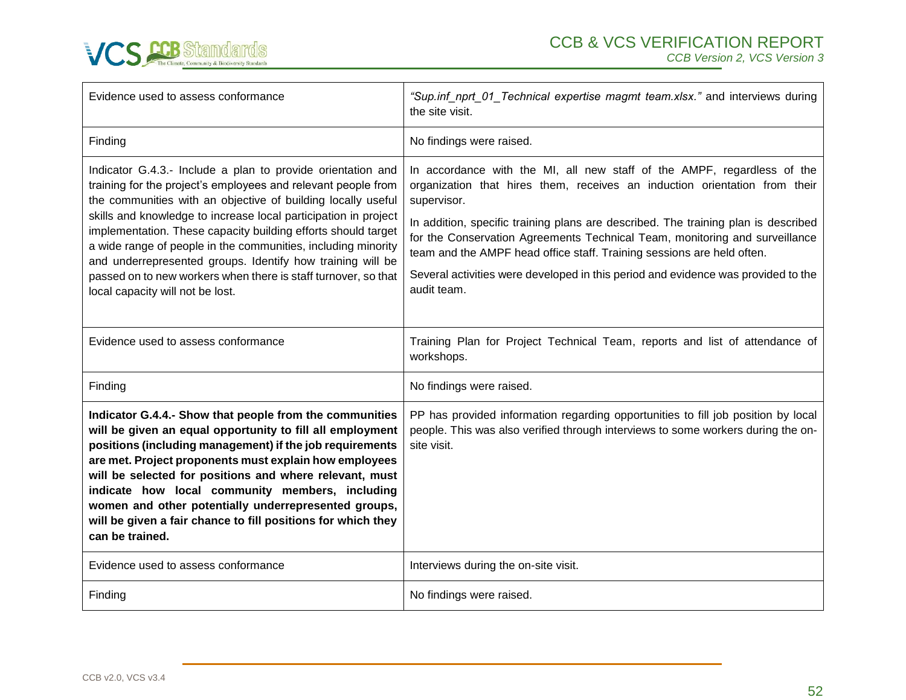| | |
|---|---|
| Evidence used to assess conformance | *"Sup.inf_nprt_01_Technical expertise magmt team.xlsx."* and interviews during the site visit. |
| Finding | No findings were raised. |
| Indicator G.4.3.- Include a plan to provide orientation and training for the project's employees and relevant people from the communities with an objective of building locally useful skills and knowledge to increase local participation in project implementation. These capacity building efforts should target a wide range of people in the communities, including minority and underrepresented groups. Identify how training will be passed on to new workers when there is staff turnover, so that local capacity will not be lost. | In accordance with the MI, all new staff of the AMPF, regardless of the organization that hires them, receives an induction orientation from their supervisor.<br><br>In addition, specific training plans are described. The training plan is described for the Conservation Agreements Technical Team, monitoring and surveillance team and the AMPF head office staff. Training sessions are held often.<br><br>Several activities were developed in this period and evidence was provided to the audit team. |
| Evidence used to assess conformance | Training Plan for Project Technical Team, reports and list of attendance of workshops. |
| Finding | No findings were raised. |
| **Indicator G.4.4.- Show that people from the communities will be given an equal opportunity to fill all employment positions (including management) if the job requirements are met. Project proponents must explain how employees will be selected for positions and where relevant, must indicate how local community members, including women and other potentially underrepresented groups, will be given a fair chance to fill positions for which they can be trained.** | PP has provided information regarding opportunities to fill job position by local people. This was also verified through interviews to some workers during the on-site visit. |
| Evidence used to assess conformance | Interviews during the on-site visit. |
| Finding | No findings were raised. |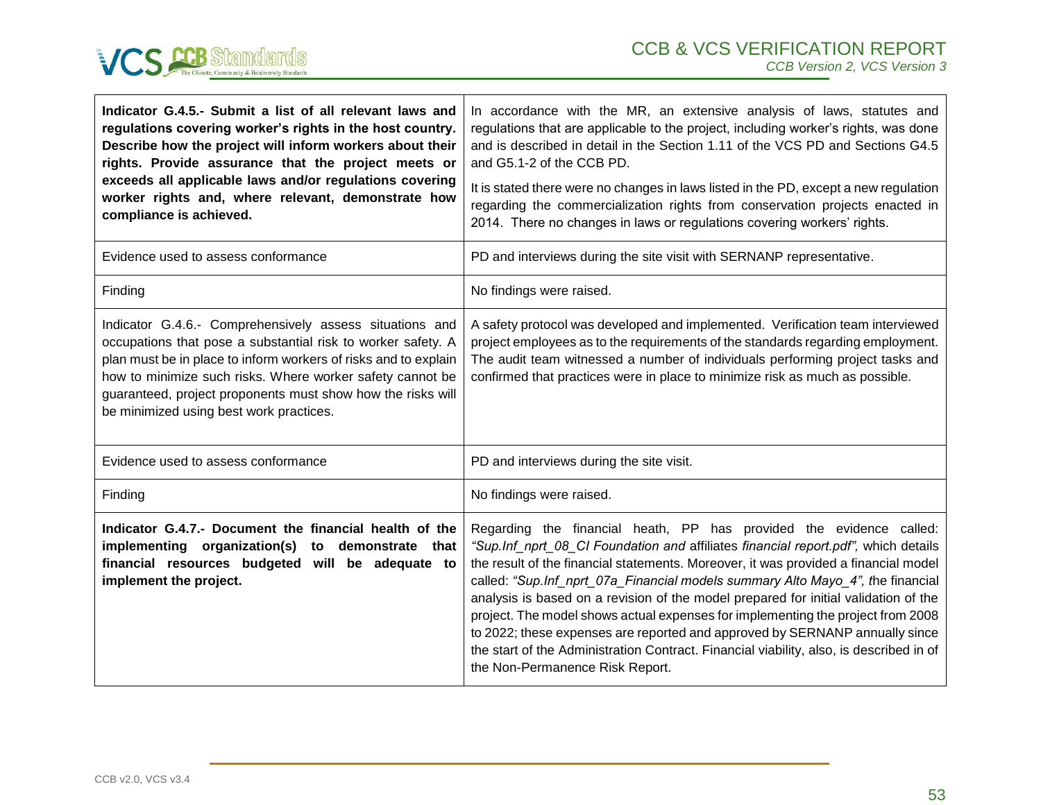| **Indicator G.4.5.- Submit a list of all relevant laws and regulations covering worker's rights in the host country. Describe how the project will inform workers about their rights. Provide assurance that the project meets or exceeds all applicable laws and/or regulations covering worker rights and, where relevant, demonstrate how compliance is achieved.** | In accordance with the MR, an extensive analysis of laws, statutes and regulations that are applicable to the project, including worker's rights, was done and is described in detail in the Section 1.11 of the VCS PD and Sections G4.5 and G5.1-2 of the CCB PD.<br><br>It is stated there were no changes in laws listed in the PD, except a new regulation regarding the commercialization rights from conservation projects enacted in 2014. There no changes in laws or regulations covering workers' rights. |
|---|---|
| Evidence used to assess conformance | PD and interviews during the site visit with SERNANP representative. |
| Finding | No findings were raised. |
| Indicator G.4.6.- Comprehensively assess situations and occupations that pose a substantial risk to worker safety. A plan must be in place to inform workers of risks and to explain how to minimize such risks. Where worker safety cannot be guaranteed, project proponents must show how the risks will be minimized using best work practices. | A safety protocol was developed and implemented. Verification team interviewed project employees as to the requirements of the standards regarding employment. The audit team witnessed a number of individuals performing project tasks and confirmed that practices were in place to minimize risk as much as possible. |
| Evidence used to assess conformance | PD and interviews during the site visit. |
| Finding | No findings were raised. |
| **Indicator G.4.7.- Document the financial health of the implementing organization(s) to demonstrate that financial resources budgeted will be adequate to implement the project.** | Regarding the financial heath, PP has provided the evidence called: *"Sup.Inf_nprt_08_CI Foundation and* affiliates *financial report.pdf",* which details the result of the financial statements. Moreover, it was provided a financial model called: *"Sup.Inf_nprt_07a_Financial models summary Alto Mayo_4", t*he financial analysis is based on a revision of the model prepared for initial validation of the project. The model shows actual expenses for implementing the project from 2008 to 2022; these expenses are reported and approved by SERNANP annually since the start of the Administration Contract. Financial viability, also, is described in of the Non-Permanence Risk Report. |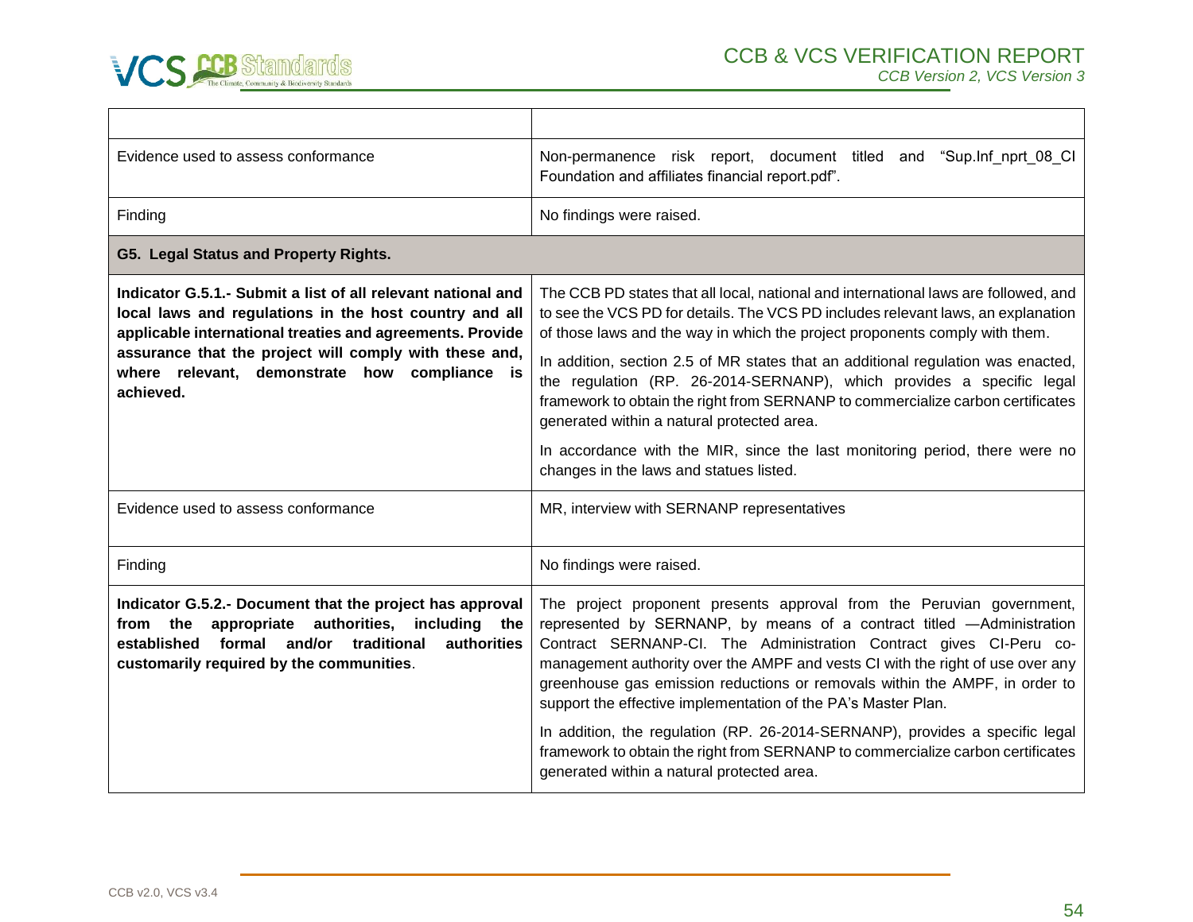| | |
|---|---|
| Evidence used to assess conformance | Non-permanence risk report, document titled and "Sup.Inf_nprt_08_CI Foundation and affiliates financial report.pdf". |
| Finding | No findings were raised. |
| **G5. Legal Status and Property Rights.** | |
| **Indicator G.5.1.- Submit a list of all relevant national and local laws and regulations in the host country and all applicable international treaties and agreements. Provide assurance that the project will comply with these and, where relevant, demonstrate how compliance is achieved.** | The CCB PD states that all local, national and international laws are followed, and to see the VCS PD for details. The VCS PD includes relevant laws, an explanation of those laws and the way in which the project proponents comply with them.<br><br>In addition, section 2.5 of MR states that an additional regulation was enacted, the regulation (RP. 26-2014-SERNANP), which provides a specific legal framework to obtain the right from SERNANP to commercialize carbon certificates generated within a natural protected area.<br><br>In accordance with the MIR, since the last monitoring period, there were no changes in the laws and statues listed. |
| Evidence used to assess conformance | MR, interview with SERNANP representatives |
| Finding | No findings were raised. |
| **Indicator G.5.2.- Document that the project has approval from the appropriate authorities, including the established formal and/or traditional authorities customarily required by the communities**. | The project proponent presents approval from the Peruvian government, represented by SERNANP, by means of a contract titled —Administration Contract SERNANP-CI. The Administration Contract gives CI-Peru co-management authority over the AMPF and vests CI with the right of use over any greenhouse gas emission reductions or removals within the AMPF, in order to support the effective implementation of the PA's Master Plan.<br><br>In addition, the regulation (RP. 26-2014-SERNANP), provides a specific legal framework to obtain the right from SERNANP to commercialize carbon certificates generated within a natural protected area. |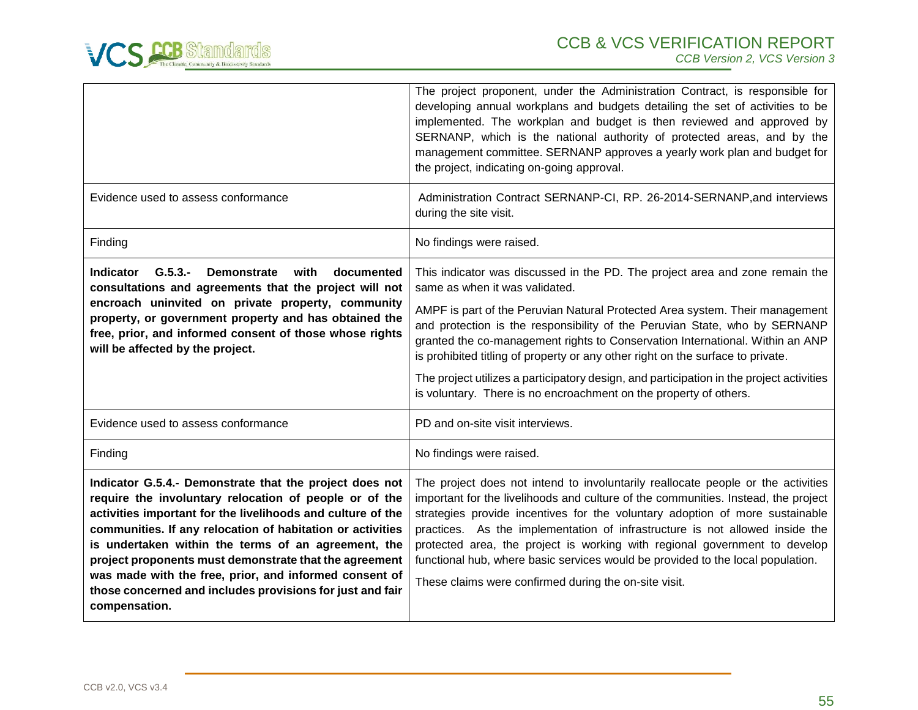| | |
|---|---|
| | The project proponent, under the Administration Contract, is responsible for developing annual workplans and budgets detailing the set of activities to be implemented. The workplan and budget is then reviewed and approved by SERNANP, which is the national authority of protected areas, and by the management committee. SERNANP approves a yearly work plan and budget for the project, indicating on-going approval. |
| Evidence used to assess conformance | Administration Contract SERNANP-CI, RP. 26-2014-SERNANP,and interviews during the site visit. |
| Finding | No findings were raised. |
| **Indicator G.5.3.- Demonstrate with documented consultations and agreements that the project will not encroach uninvited on private property, community property, or government property and has obtained the free, prior, and informed consent of those whose rights will be affected by the project.** | This indicator was discussed in the PD. The project area and zone remain the same as when it was validated.<br><br>AMPF is part of the Peruvian Natural Protected Area system. Their management and protection is the responsibility of the Peruvian State, who by SERNANP granted the co-management rights to Conservation International. Within an ANP is prohibited titling of property or any other right on the surface to private.<br><br>The project utilizes a participatory design, and participation in the project activities is voluntary. There is no encroachment on the property of others. |
| Evidence used to assess conformance | PD and on-site visit interviews. |
| Finding | No findings were raised. |
| **Indicator G.5.4.- Demonstrate that the project does not require the involuntary relocation of people or of the activities important for the livelihoods and culture of the communities. If any relocation of habitation or activities is undertaken within the terms of an agreement, the project proponents must demonstrate that the agreement was made with the free, prior, and informed consent of those concerned and includes provisions for just and fair compensation.** | The project does not intend to involuntarily reallocate people or the activities important for the livelihoods and culture of the communities. Instead, the project strategies provide incentives for the voluntary adoption of more sustainable practices. As the implementation of infrastructure is not allowed inside the protected area, the project is working with regional government to develop functional hub, where basic services would be provided to the local population.<br><br>These claims were confirmed during the on-site visit. |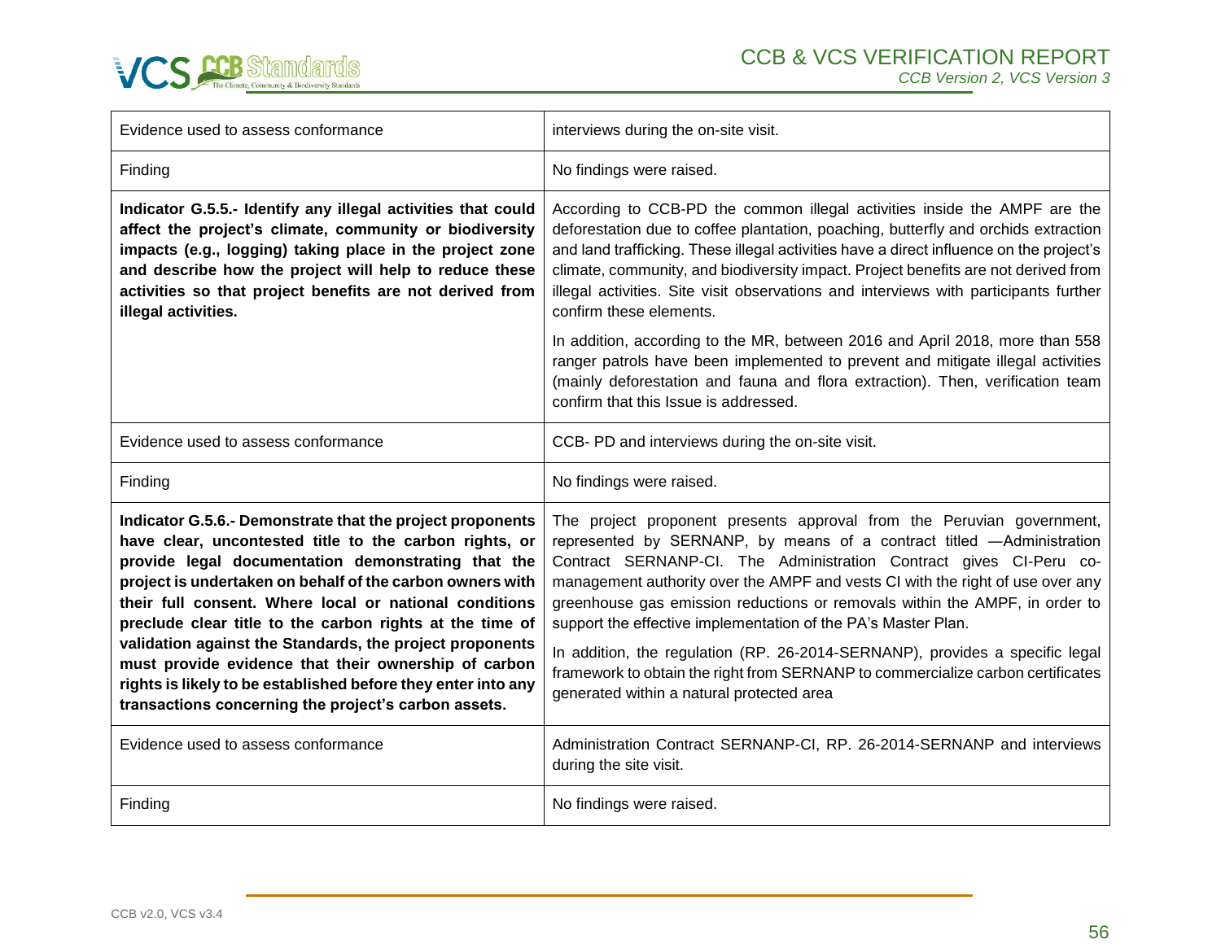| | |
|---|---|
| Evidence used to assess conformance | interviews during the on-site visit. |
| Finding | No findings were raised. |
| **Indicator G.5.5.- Identify any illegal activities that could affect the project's climate, community or biodiversity impacts (e.g., logging) taking place in the project zone and describe how the project will help to reduce these activities so that project benefits are not derived from illegal activities.** | According to CCB-PD the common illegal activities inside the AMPF are the deforestation due to coffee plantation, poaching, butterfly and orchids extraction and land trafficking. These illegal activities have a direct influence on the project's climate, community, and biodiversity impact. Project benefits are not derived from illegal activities. Site visit observations and interviews with participants further confirm these elements.<br><br>In addition, according to the MR, between 2016 and April 2018, more than 558 ranger patrols have been implemented to prevent and mitigate illegal activities (mainly deforestation and fauna and flora extraction). Then, verification team confirm that this Issue is addressed. |
| Evidence used to assess conformance | CCB- PD and interviews during the on-site visit. |
| Finding | No findings were raised. |
| **Indicator G.5.6.- Demonstrate that the project proponents have clear, uncontested title to the carbon rights, or provide legal documentation demonstrating that the project is undertaken on behalf of the carbon owners with their full consent. Where local or national conditions preclude clear title to the carbon rights at the time of validation against the Standards, the project proponents must provide evidence that their ownership of carbon rights is likely to be established before they enter into any transactions concerning the project's carbon assets.** | The project proponent presents approval from the Peruvian government, represented by SERNANP, by means of a contract titled —Administration Contract SERNANP-CI. The Administration Contract gives CI-Peru co-management authority over the AMPF and vests CI with the right of use over any greenhouse gas emission reductions or removals within the AMPF, in order to support the effective implementation of the PA's Master Plan.<br><br>In addition, the regulation (RP. 26-2014-SERNANP), provides a specific legal framework to obtain the right from SERNANP to commercialize carbon certificates generated within a natural protected area |
| Evidence used to assess conformance | Administration Contract SERNANP-CI, RP. 26-2014-SERNANP and interviews during the site visit. |
| Finding | No findings were raised. |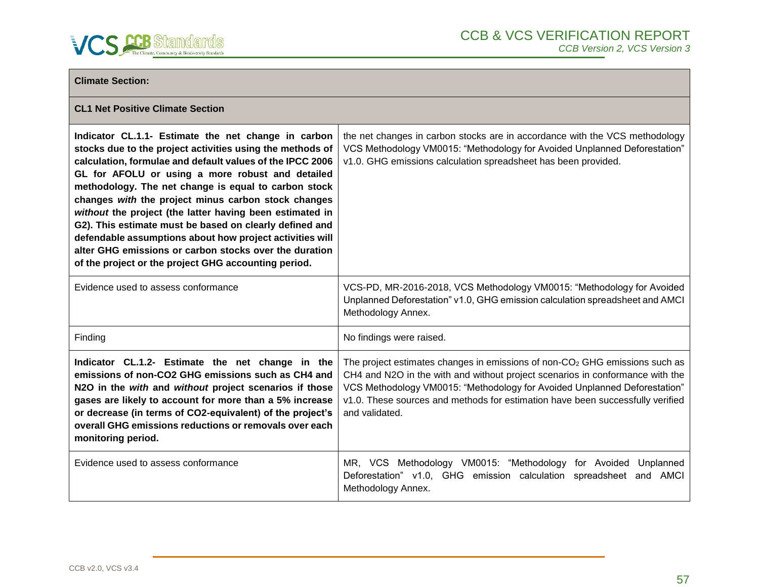| Climate Section: | |
|---|---|
| **CL1 Net Positive Climate Section** | |
| **Indicator CL.1.1- Estimate the net change in carbon stocks due to the project activities using the methods of calculation, formulae and default values of the IPCC 2006 GL for AFOLU or using a more robust and detailed methodology. The net change is equal to carbon stock changes *with* the project minus carbon stock changes *without* the project (the latter having been estimated in G2). This estimate must be based on clearly defined and defendable assumptions about how project activities will alter GHG emissions or carbon stocks over the duration of the project or the project GHG accounting period.** | the net changes in carbon stocks are in accordance with the VCS methodology VCS Methodology VM0015: "Methodology for Avoided Unplanned Deforestation" v1.0. GHG emissions calculation spreadsheet has been provided. |
| Evidence used to assess conformance | VCS-PD, MR-2016-2018, VCS Methodology VM0015: "Methodology for Avoided Unplanned Deforestation" v1.0, GHG emission calculation spreadsheet and AMCI Methodology Annex. |
| Finding | No findings were raised. |
| **Indicator CL.1.2- Estimate the net change in the emissions of non-CO2 GHG emissions such as CH4 and N2O in the *with* and *without* project scenarios if those gases are likely to account for more than a 5% increase or decrease (in terms of CO2-equivalent) of the project's overall GHG emissions reductions or removals over each monitoring period.** | The project estimates changes in emissions of non-$CO_2$ GHG emissions such as CH4 and N2O in the with and without project scenarios in conformance with the VCS Methodology VM0015: "Methodology for Avoided Unplanned Deforestation" v1.0. These sources and methods for estimation have been successfully verified and validated. |
| Evidence used to assess conformance | MR, VCS Methodology VM0015: "Methodology for Avoided Unplanned Deforestation" v1.0, GHG emission calculation spreadsheet and AMCI Methodology Annex. |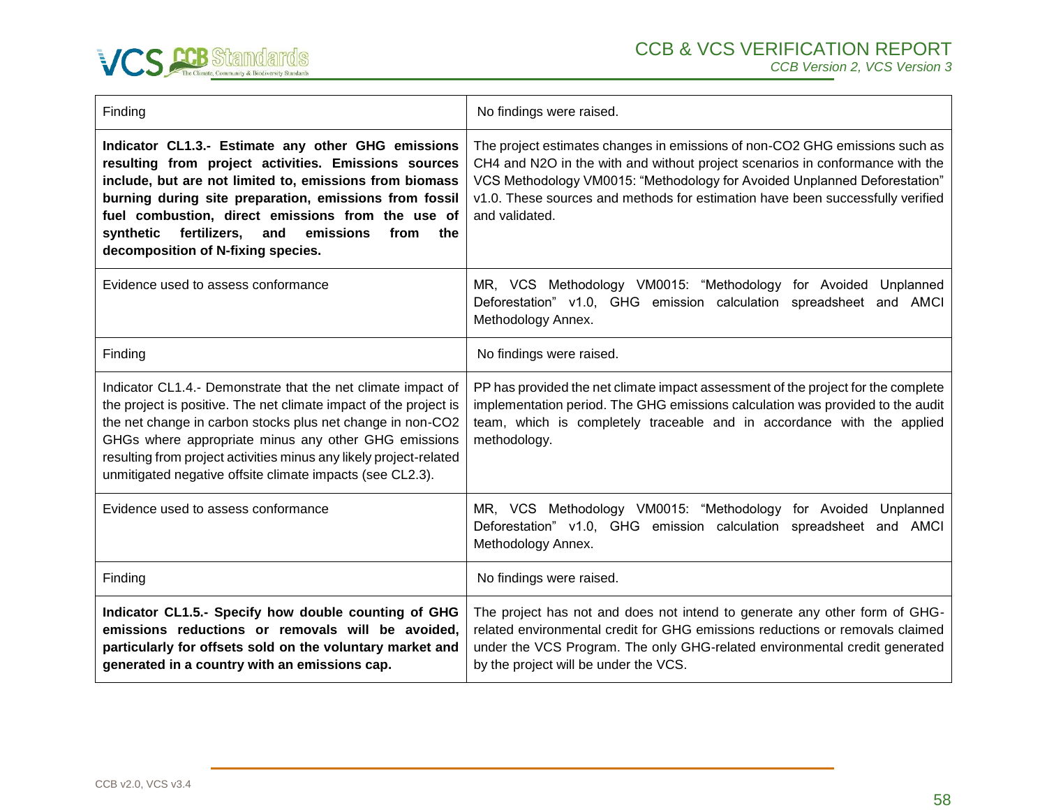| Finding | No findings were raised. |
|---|---|
| **Indicator CL1.3.- Estimate any other GHG emissions resulting from project activities. Emissions sources include, but are not limited to, emissions from biomass burning during site preparation, emissions from fossil fuel combustion, direct emissions from the use of synthetic fertilizers, and emissions from the decomposition of N-fixing species.** | The project estimates changes in emissions of non-CO2 GHG emissions such as CH4 and N2O in the with and without project scenarios in conformance with the VCS Methodology VM0015: "Methodology for Avoided Unplanned Deforestation" v1.0. These sources and methods for estimation have been successfully verified and validated. |
| Evidence used to assess conformance | MR, VCS Methodology VM0015: "Methodology for Avoided Unplanned Deforestation" v1.0, GHG emission calculation spreadsheet and AMCI Methodology Annex. |
| Finding | No findings were raised. |
| Indicator CL1.4.- Demonstrate that the net climate impact of the project is positive. The net climate impact of the project is the net change in carbon stocks plus net change in non-CO2 GHGs where appropriate minus any other GHG emissions resulting from project activities minus any likely project-related unmitigated negative offsite climate impacts (see CL2.3). | PP has provided the net climate impact assessment of the project for the complete implementation period. The GHG emissions calculation was provided to the audit team, which is completely traceable and in accordance with the applied methodology. |
| Evidence used to assess conformance | MR, VCS Methodology VM0015: "Methodology for Avoided Unplanned Deforestation" v1.0, GHG emission calculation spreadsheet and AMCI Methodology Annex. |
| Finding | No findings were raised. |
| **Indicator CL1.5.- Specify how double counting of GHG emissions reductions or removals will be avoided, particularly for offsets sold on the voluntary market and generated in a country with an emissions cap.** | The project has not and does not intend to generate any other form of GHG-related environmental credit for GHG emissions reductions or removals claimed under the VCS Program. The only GHG-related environmental credit generated by the project will be under the VCS. |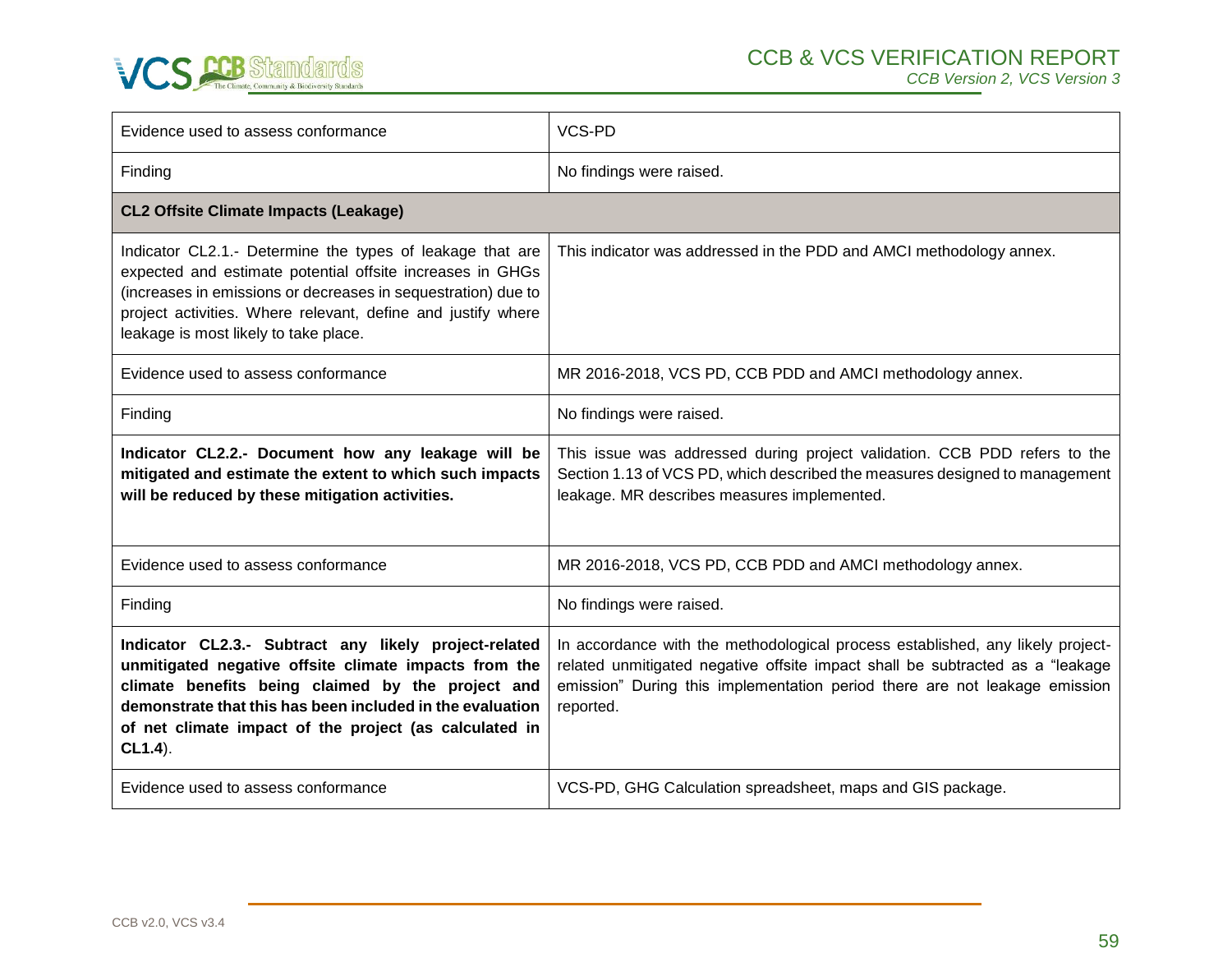| | |
|---|---|
| Evidence used to assess conformance | VCS-PD |
| Finding | No findings were raised. |
| **CL2 Offsite Climate Impacts (Leakage)** | |
| Indicator CL2.1.- Determine the types of leakage that are expected and estimate potential offsite increases in GHGs (increases in emissions or decreases in sequestration) due to project activities. Where relevant, define and justify where leakage is most likely to take place. | This indicator was addressed in the PDD and AMCI methodology annex. |
| Evidence used to assess conformance | MR 2016-2018, VCS PD, CCB PDD and AMCI methodology annex. |
| Finding | No findings were raised. |
| **Indicator CL2.2.- Document how any leakage will be mitigated and estimate the extent to which such impacts will be reduced by these mitigation activities.** | This issue was addressed during project validation. CCB PDD refers to the Section 1.13 of VCS PD, which described the measures designed to management leakage. MR describes measures implemented. |
| Evidence used to assess conformance | MR 2016-2018, VCS PD, CCB PDD and AMCI methodology annex. |
| Finding | No findings were raised. |
| **Indicator CL2.3.- Subtract any likely project-related unmitigated negative offsite climate impacts from the climate benefits being claimed by the project and demonstrate that this has been included in the evaluation of net climate impact of the project (as calculated in CL1.4**). | In accordance with the methodological process established, any likely project-related unmitigated negative offsite impact shall be subtracted as a "leakage emission" During this implementation period there are not leakage emission reported. |
| Evidence used to assess conformance | VCS-PD, GHG Calculation spreadsheet, maps and GIS package. |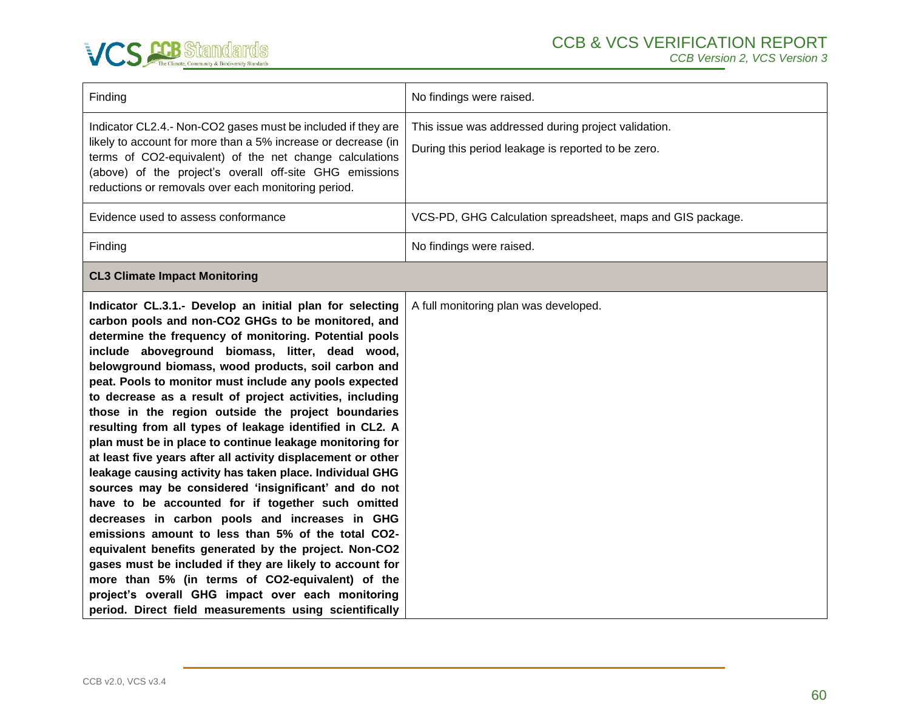| | |
|---|---|
| Finding | No findings were raised. |
| Indicator CL2.4.- Non-CO2 gases must be included if they are likely to account for more than a 5% increase or decrease (in terms of CO2-equivalent) of the net change calculations (above) of the project's overall off-site GHG emissions reductions or removals over each monitoring period. | This issue was addressed during project validation.<br><br>During this period leakage is reported to be zero. |
| Evidence used to assess conformance | VCS-PD, GHG Calculation spreadsheet, maps and GIS package. |
| Finding | No findings were raised. |
| **CL3 Climate Impact Monitoring** | |
| **Indicator CL.3.1.- Develop an initial plan for selecting carbon pools and non-CO2 GHGs to be monitored, and determine the frequency of monitoring. Potential pools include aboveground biomass, litter, dead wood, belowground biomass, wood products, soil carbon and peat. Pools to monitor must include any pools expected to decrease as a result of project activities, including those in the region outside the project boundaries resulting from all types of leakage identified in CL2. A plan must be in place to continue leakage monitoring for at least five years after all activity displacement or other leakage causing activity has taken place. Individual GHG sources may be considered 'insignificant' and do not have to be accounted for if together such omitted decreases in carbon pools and increases in GHG emissions amount to less than 5% of the total CO2-equivalent benefits generated by the project. Non-CO2 gases must be included if they are likely to account for more than 5% (in terms of CO2-equivalent) of the project's overall GHG impact over each monitoring period. Direct field measurements using scientifically** | A full monitoring plan was developed. |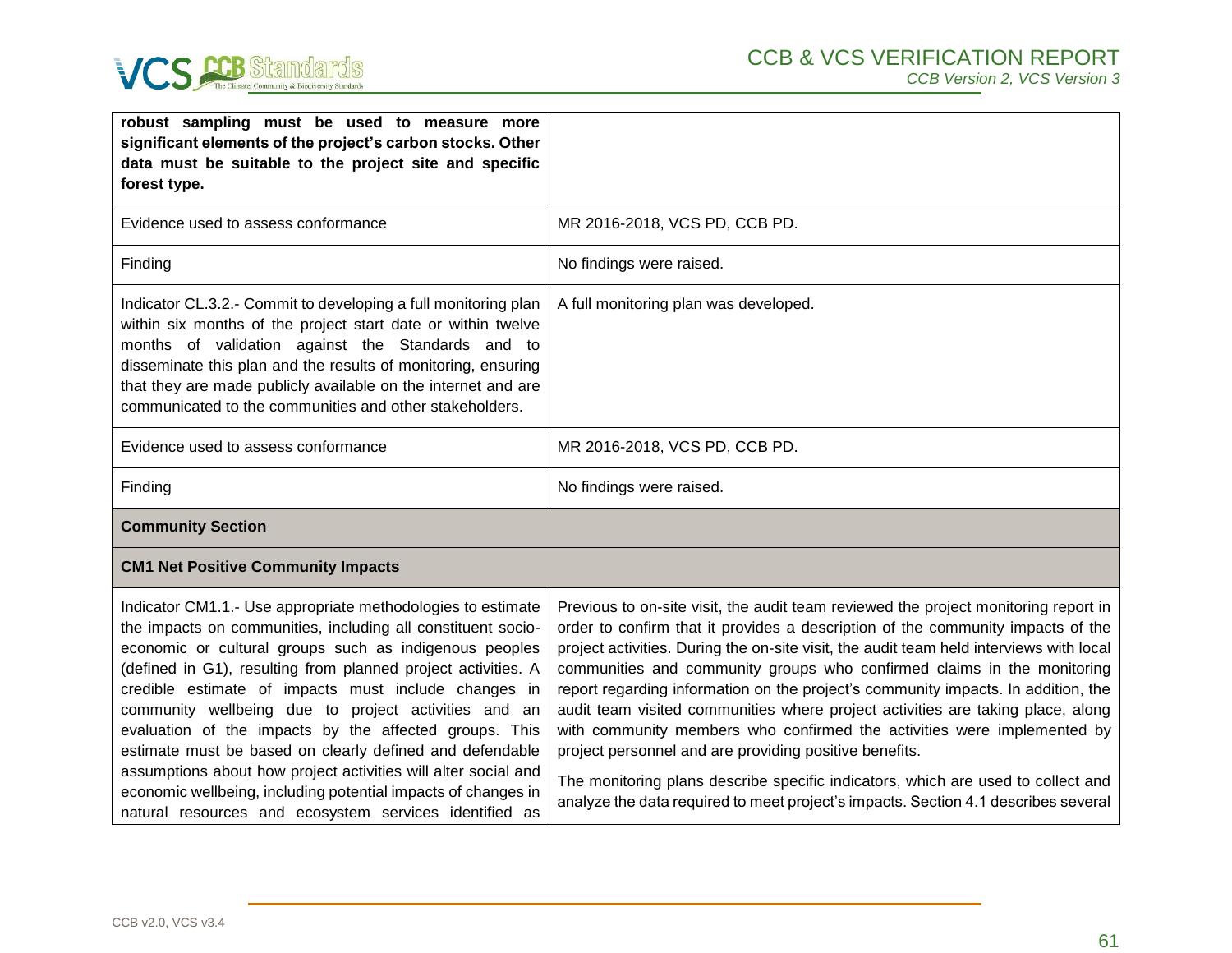| | |
|---|---|
| **robust sampling must be used to measure more significant elements of the project's carbon stocks. Other data must be suitable to the project site and specific forest type.** | |
| Evidence used to assess conformance | MR 2016-2018, VCS PD, CCB PD. |
| Finding | No findings were raised. |
| Indicator CL.3.2.- Commit to developing a full monitoring plan within six months of the project start date or within twelve months of validation against the Standards and to disseminate this plan and the results of monitoring, ensuring that they are made publicly available on the internet and are communicated to the communities and other stakeholders. | A full monitoring plan was developed. |
| Evidence used to assess conformance | MR 2016-2018, VCS PD, CCB PD. |
| Finding | No findings were raised. |
| **Community Section** | |
| **CM1 Net Positive Community Impacts** | |
| Indicator CM1.1.- Use appropriate methodologies to estimate the impacts on communities, including all constituent socio-economic or cultural groups such as indigenous peoples (defined in G1), resulting from planned project activities. A credible estimate of impacts must include changes in community wellbeing due to project activities and an evaluation of the impacts by the affected groups. This estimate must be based on clearly defined and defendable assumptions about how project activities will alter social and economic wellbeing, including potential impacts of changes in natural resources and ecosystem services identified as | Previous to on-site visit, the audit team reviewed the project monitoring report in order to confirm that it provides a description of the community impacts of the project activities. During the on-site visit, the audit team held interviews with local communities and community groups who confirmed claims in the monitoring report regarding information on the project's community impacts. In addition, the audit team visited communities where project activities are taking place, along with community members who confirmed the activities were implemented by project personnel and are providing positive benefits.<br><br>The monitoring plans describe specific indicators, which are used to collect and analyze the data required to meet project's impacts. Section 4.1 describes several |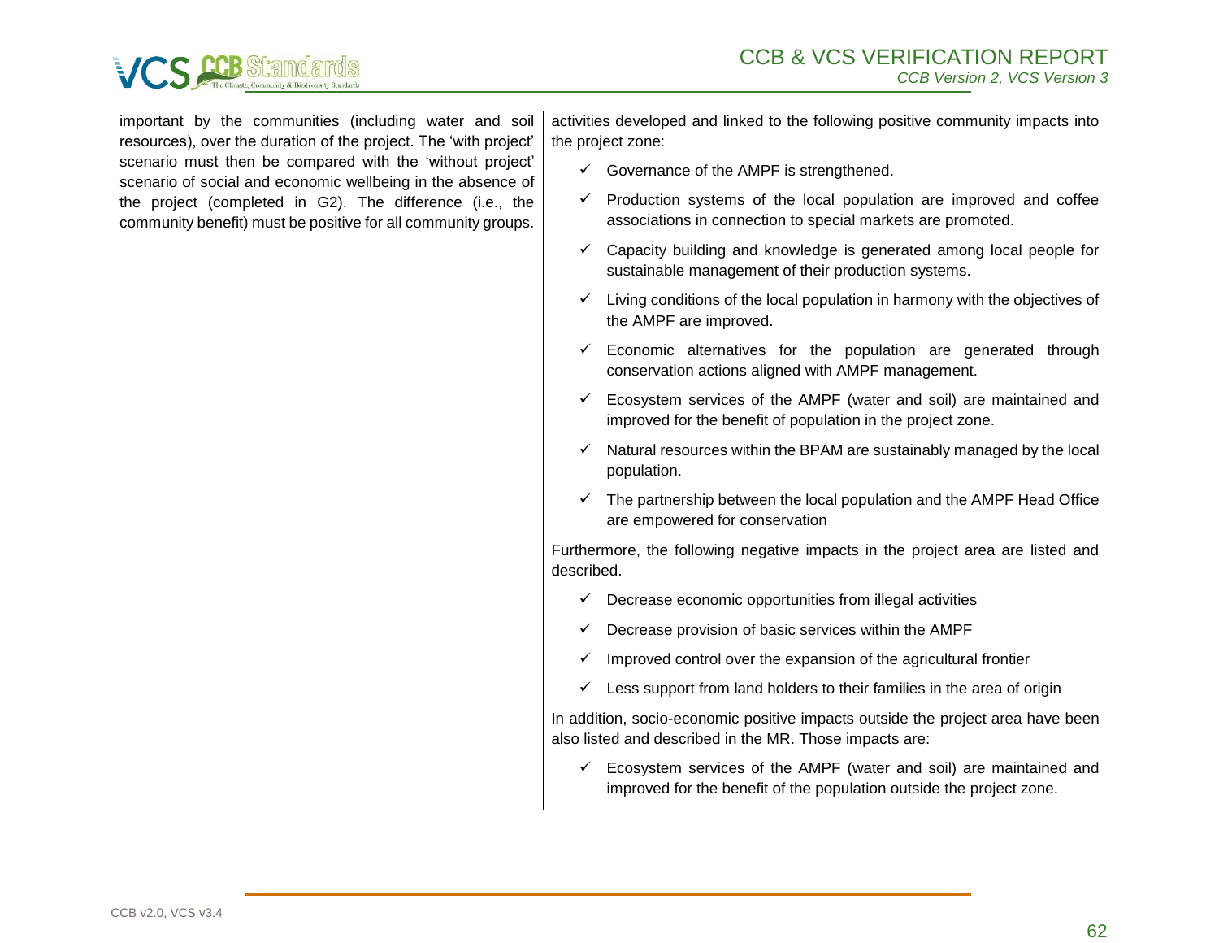| | |
|---|---|
| important by the communities (including water and soil resources), over the duration of the project. The 'with project' scenario must then be compared with the 'without project' scenario of social and economic wellbeing in the absence of the project (completed in G2). The difference (i.e., the community benefit) must be positive for all community groups. | activities developed and linked to the following positive community impacts into the project zone:<br>✓ Governance of the AMPF is strengthened.<br>✓ Production systems of the local population are improved and coffee associations in connection to special markets are promoted.<br>✓ Capacity building and knowledge is generated among local people for sustainable management of their production systems.<br>✓ Living conditions of the local population in harmony with the objectives of the AMPF are improved.<br>✓ Economic alternatives for the population are generated through conservation actions aligned with AMPF management.<br>✓ Ecosystem services of the AMPF (water and soil) are maintained and improved for the benefit of population in the project zone.<br>✓ Natural resources within the BPAM are sustainably managed by the local population.<br>✓ The partnership between the local population and the AMPF Head Office are empowered for conservation<br><br>Furthermore, the following negative impacts in the project area are listed and described.<br>✓ Decrease economic opportunities from illegal activities<br>✓ Decrease provision of basic services within the AMPF<br>✓ Improved control over the expansion of the agricultural frontier<br>✓ Less support from land holders to their families in the area of origin<br><br>In addition, socio-economic positive impacts outside the project area have been also listed and described in the MR. Those impacts are:<br>✓ Ecosystem services of the AMPF (water and soil) are maintained and improved for the benefit of the population outside the project zone. |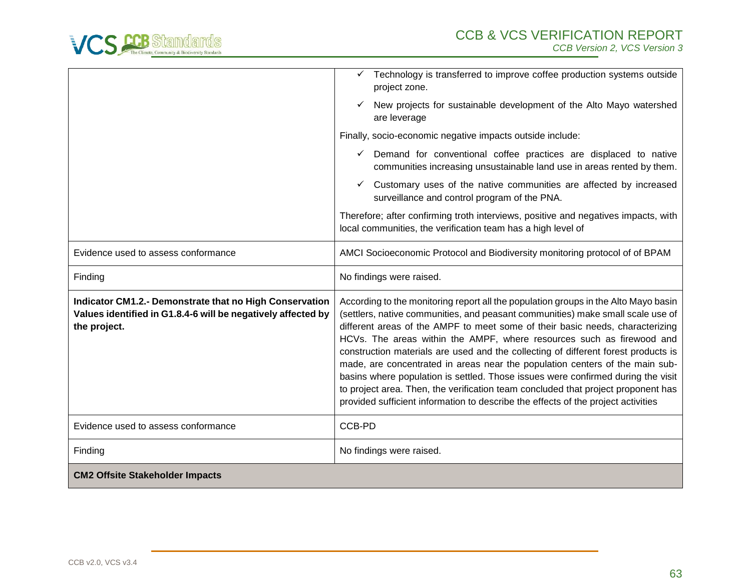| | |
|---|---|
| | ✓ Technology is transferred to improve coffee production systems outside project zone.<br>✓ New projects for sustainable development of the Alto Mayo watershed are leverage<br>Finally, socio-economic negative impacts outside include:<br>✓ Demand for conventional coffee practices are displaced to native communities increasing unsustainable land use in areas rented by them.<br>✓ Customary uses of the native communities are affected by increased surveillance and control program of the PNA.<br>Therefore; after confirming troth interviews, positive and negatives impacts, with local communities, the verification team has a high level of |
| Evidence used to assess conformance | AMCI Socioeconomic Protocol and Biodiversity monitoring protocol of of BPAM |
| Finding | No findings were raised. |
| **Indicator CM1.2.- Demonstrate that no High Conservation Values identified in G1.8.4-6 will be negatively affected by the project.** | According to the monitoring report all the population groups in the Alto Mayo basin (settlers, native communities, and peasant communities) make small scale use of different areas of the AMPF to meet some of their basic needs, characterizing HCVs. The areas within the AMPF, where resources such as firewood and construction materials are used and the collecting of different forest products is made, are concentrated in areas near the population centers of the main sub-basins where population is settled. Those issues were confirmed during the visit to project area. Then, the verification team concluded that project proponent has provided sufficient information to describe the effects of the project activities |
| Evidence used to assess conformance | CCB-PD |
| Finding | No findings were raised. |
| **CM2 Offsite Stakeholder Impacts** | |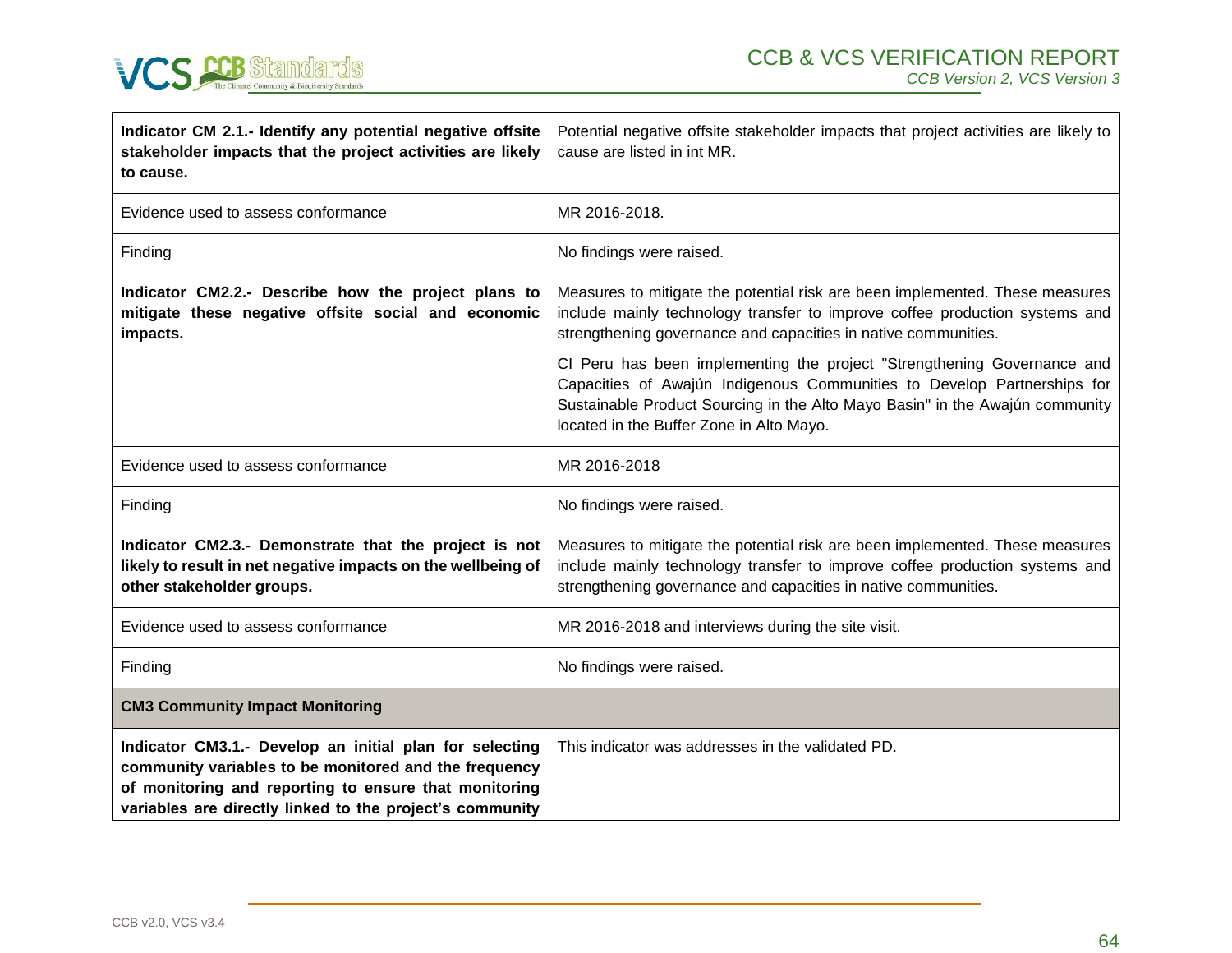| | |
|---|---|
| **Indicator CM 2.1.- Identify any potential negative offsite stakeholder impacts that the project activities are likely to cause.** | Potential negative offsite stakeholder impacts that project activities are likely to cause are listed in int MR. |
| Evidence used to assess conformance | MR 2016-2018. |
| Finding | No findings were raised. |
| **Indicator CM2.2.- Describe how the project plans to mitigate these negative offsite social and economic impacts.** | Measures to mitigate the potential risk are been implemented. These measures include mainly technology transfer to improve coffee production systems and strengthening governance and capacities in native communities.<br><br>CI Peru has been implementing the project "Strengthening Governance and Capacities of Awajún Indigenous Communities to Develop Partnerships for Sustainable Product Sourcing in the Alto Mayo Basin" in the Awajún community located in the Buffer Zone in Alto Mayo. |
| Evidence used to assess conformance | MR 2016-2018 |
| Finding | No findings were raised. |
| **Indicator CM2.3.- Demonstrate that the project is not likely to result in net negative impacts on the wellbeing of other stakeholder groups.** | Measures to mitigate the potential risk are been implemented. These measures include mainly technology transfer to improve coffee production systems and strengthening governance and capacities in native communities. |
| Evidence used to assess conformance | MR 2016-2018 and interviews during the site visit. |
| Finding | No findings were raised. |
| **CM3 Community Impact Monitoring** | |
| **Indicator CM3.1.- Develop an initial plan for selecting community variables to be monitored and the frequency of monitoring and reporting to ensure that monitoring variables are directly linked to the project's community** | This indicator was addresses in the validated PD. |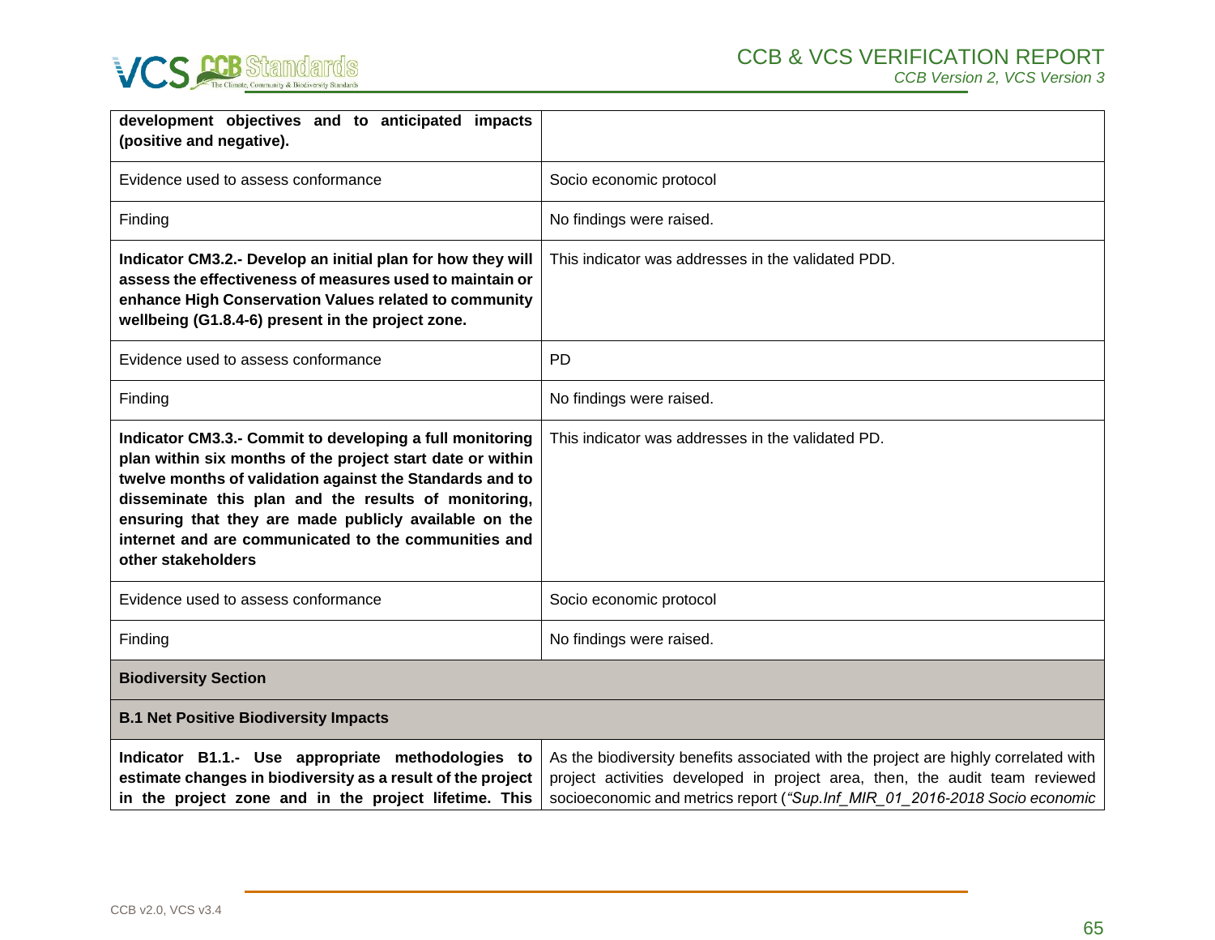| | |
|---|---|
| **development objectives and to anticipated impacts (positive and negative).** | |
| Evidence used to assess conformance | Socio economic protocol |
| Finding | No findings were raised. |
| **Indicator CM3.2.- Develop an initial plan for how they will assess the effectiveness of measures used to maintain or enhance High Conservation Values related to community wellbeing (G1.8.4-6) present in the project zone.** | This indicator was addresses in the validated PDD. |
| Evidence used to assess conformance | PD |
| Finding | No findings were raised. |
| **Indicator CM3.3.- Commit to developing a full monitoring plan within six months of the project start date or within twelve months of validation against the Standards and to disseminate this plan and the results of monitoring, ensuring that they are made publicly available on the internet and are communicated to the communities and other stakeholders** | This indicator was addresses in the validated PD. |
| Evidence used to assess conformance | Socio economic protocol |
| Finding | No findings were raised. |
| **Biodiversity Section** | |
| **B.1 Net Positive Biodiversity Impacts** | |
| **Indicator B1.1.- Use appropriate methodologies to estimate changes in biodiversity as a result of the project in the project zone and in the project lifetime. This** | As the biodiversity benefits associated with the project are highly correlated with project activities developed in project area, then, the audit team reviewed socioeconomic and metrics report (*"Sup.Inf_MIR_01_2016-2018 Socio economic* |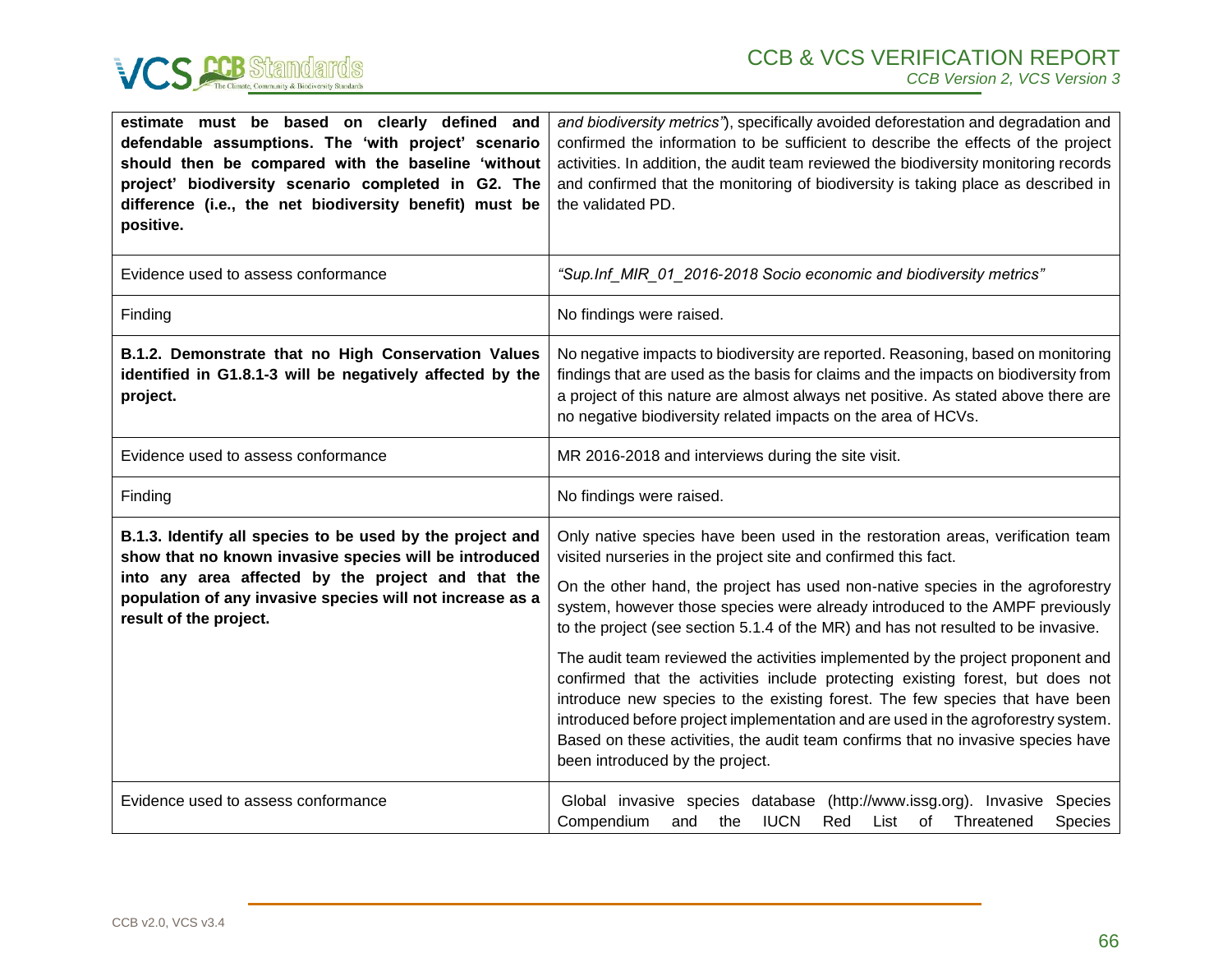| | |
|---|---|
| **estimate must be based on clearly defined and defendable assumptions. The 'with project' scenario should then be compared with the baseline 'without project' biodiversity scenario completed in G2. The difference (i.e., the net biodiversity benefit) must be positive.** | *and biodiversity metrics"*), specifically avoided deforestation and degradation and confirmed the information to be sufficient to describe the effects of the project activities. In addition, the audit team reviewed the biodiversity monitoring records and confirmed that the monitoring of biodiversity is taking place as described in the validated PD. |
| Evidence used to assess conformance | *"Sup.Inf_MIR_01_2016-2018 Socio economic and biodiversity metrics"* |
| Finding | No findings were raised. |
| **B.1.2. Demonstrate that no High Conservation Values identified in G1.8.1-3 will be negatively affected by the project.** | No negative impacts to biodiversity are reported. Reasoning, based on monitoring findings that are used as the basis for claims and the impacts on biodiversity from a project of this nature are almost always net positive. As stated above there are no negative biodiversity related impacts on the area of HCVs. |
| Evidence used to assess conformance | MR 2016-2018 and interviews during the site visit. |
| Finding | No findings were raised. |
| **B.1.3. Identify all species to be used by the project and show that no known invasive species will be introduced into any area affected by the project and that the population of any invasive species will not increase as a result of the project.** | Only native species have been used in the restoration areas, verification team visited nurseries in the project site and confirmed this fact.<br><br>On the other hand, the project has used non-native species in the agroforestry system, however those species were already introduced to the AMPF previously to the project (see section 5.1.4 of the MR) and has not resulted to be invasive.<br><br>The audit team reviewed the activities implemented by the project proponent and confirmed that the activities include protecting existing forest, but does not introduce new species to the existing forest. The few species that have been introduced before project implementation and are used in the agroforestry system. Based on these activities, the audit team confirms that no invasive species have been introduced by the project. |
| Evidence used to assess conformance | Global invasive species database (http://www.issg.org). Invasive Species Compendium and the IUCN Red List of Threatened Species |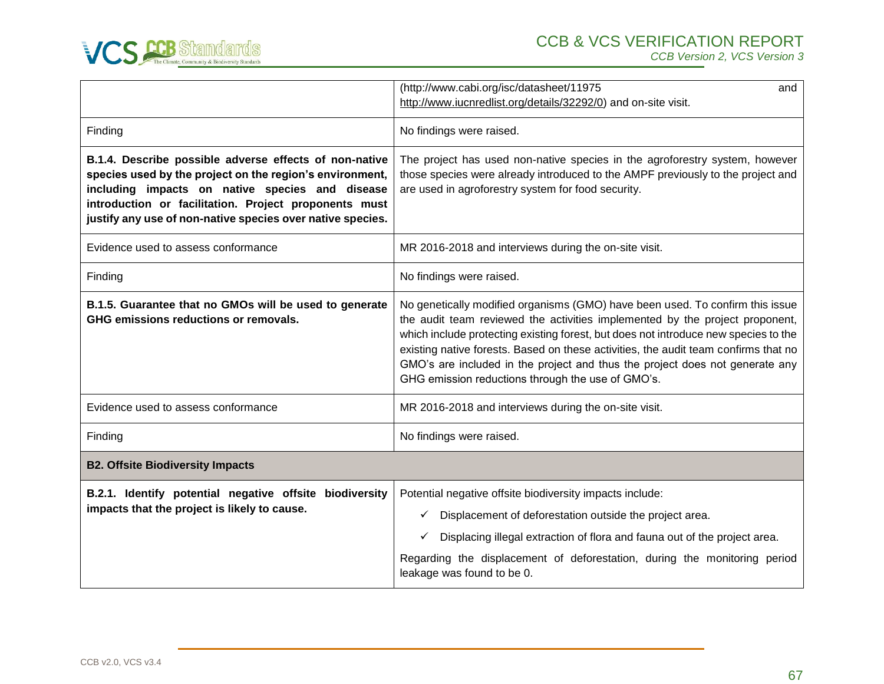| | |
|---|---|
| | (http://www.cabi.org/isc/datasheet/11975 and http://www.iucnredlist.org/details/32292/0) and on-site visit. |
| Finding | No findings were raised. |
| **B.1.4. Describe possible adverse effects of non-native species used by the project on the region's environment, including impacts on native species and disease introduction or facilitation. Project proponents must justify any use of non-native species over native species.** | The project has used non-native species in the agroforestry system, however those species were already introduced to the AMPF previously to the project and are used in agroforestry system for food security. |
| Evidence used to assess conformance | MR 2016-2018 and interviews during the on-site visit. |
| Finding | No findings were raised. |
| **B.1.5. Guarantee that no GMOs will be used to generate GHG emissions reductions or removals.** | No genetically modified organisms (GMO) have been used. To confirm this issue the audit team reviewed the activities implemented by the project proponent, which include protecting existing forest, but does not introduce new species to the existing native forests. Based on these activities, the audit team confirms that no GMO's are included in the project and thus the project does not generate any GHG emission reductions through the use of GMO's. |
| Evidence used to assess conformance | MR 2016-2018 and interviews during the on-site visit. |
| Finding | No findings were raised. |
| **B2. Offsite Biodiversity Impacts** | |
| **B.2.1. Identify potential negative offsite biodiversity impacts that the project is likely to cause.** | Potential negative offsite biodiversity impacts include:<br>✓ Displacement of deforestation outside the project area.<br>✓ Displacing illegal extraction of flora and fauna out of the project area.<br>Regarding the displacement of deforestation, during the monitoring period leakage was found to be 0. |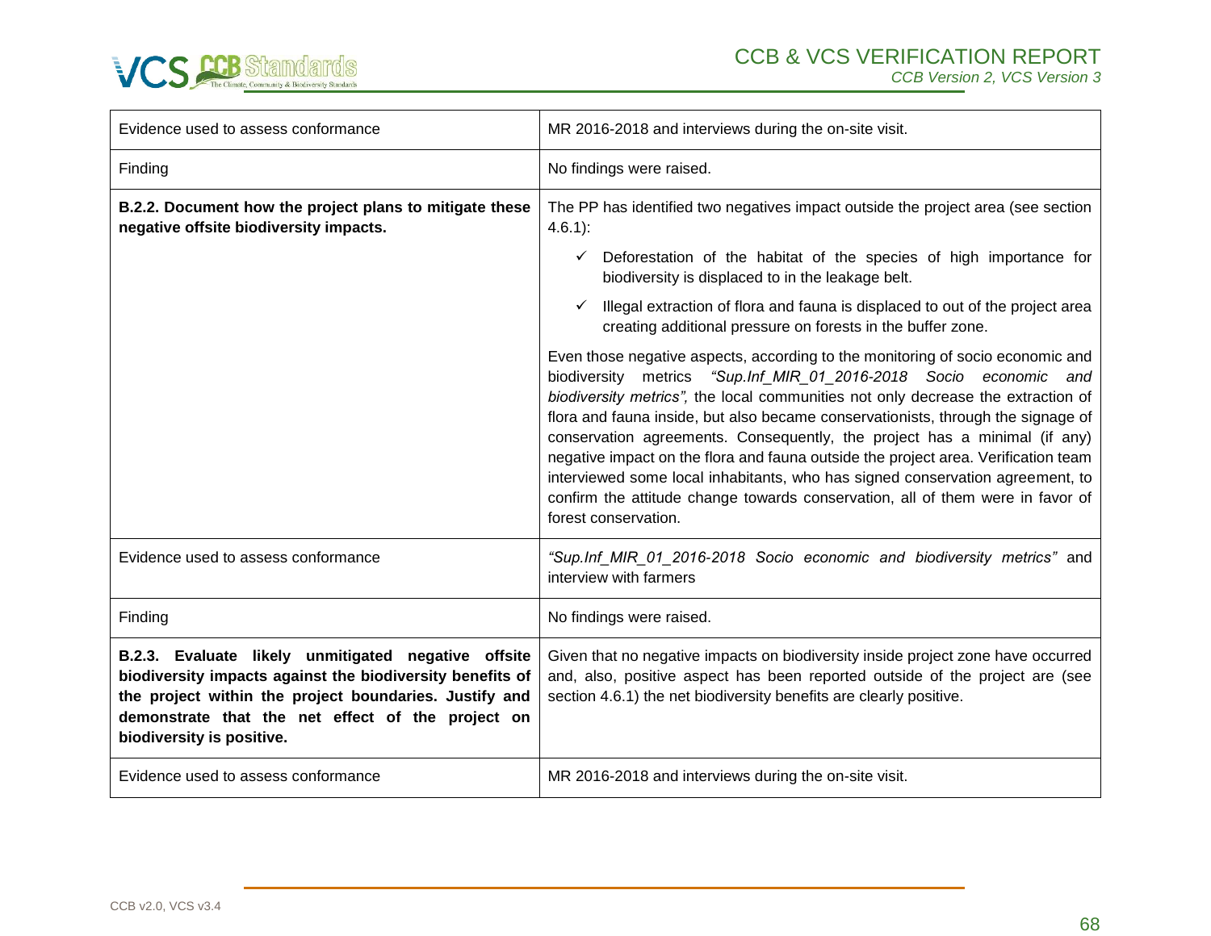| | |
|---|---|
| Evidence used to assess conformance | MR 2016-2018 and interviews during the on-site visit. |
| Finding | No findings were raised. |
| **B.2.2. Document how the project plans to mitigate these negative offsite biodiversity impacts.** | The PP has identified two negatives impact outside the project area (see section 4.6.1):<br>✓ Deforestation of the habitat of the species of high importance for biodiversity is displaced to in the leakage belt.<br>✓ Illegal extraction of flora and fauna is displaced to out of the project area creating additional pressure on forests in the buffer zone.<br>Even those negative aspects, according to the monitoring of socio economic and biodiversity metrics *"Sup.Inf_MIR_01_2016-2018 Socio economic and biodiversity metrics",* the local communities not only decrease the extraction of flora and fauna inside, but also became conservationists, through the signage of conservation agreements. Consequently, the project has a minimal (if any) negative impact on the flora and fauna outside the project area. Verification team interviewed some local inhabitants, who has signed conservation agreement, to confirm the attitude change towards conservation, all of them were in favor of forest conservation. |
| Evidence used to assess conformance | *"Sup.Inf_MIR_01_2016-2018 Socio economic and biodiversity metrics"* and interview with farmers |
| Finding | No findings were raised. |
| **B.2.3. Evaluate likely unmitigated negative offsite biodiversity impacts against the biodiversity benefits of the project within the project boundaries. Justify and demonstrate that the net effect of the project on biodiversity is positive.** | Given that no negative impacts on biodiversity inside project zone have occurred and, also, positive aspect has been reported outside of the project are (see section 4.6.1) the net biodiversity benefits are clearly positive. |
| Evidence used to assess conformance | MR 2016-2018 and interviews during the on-site visit. |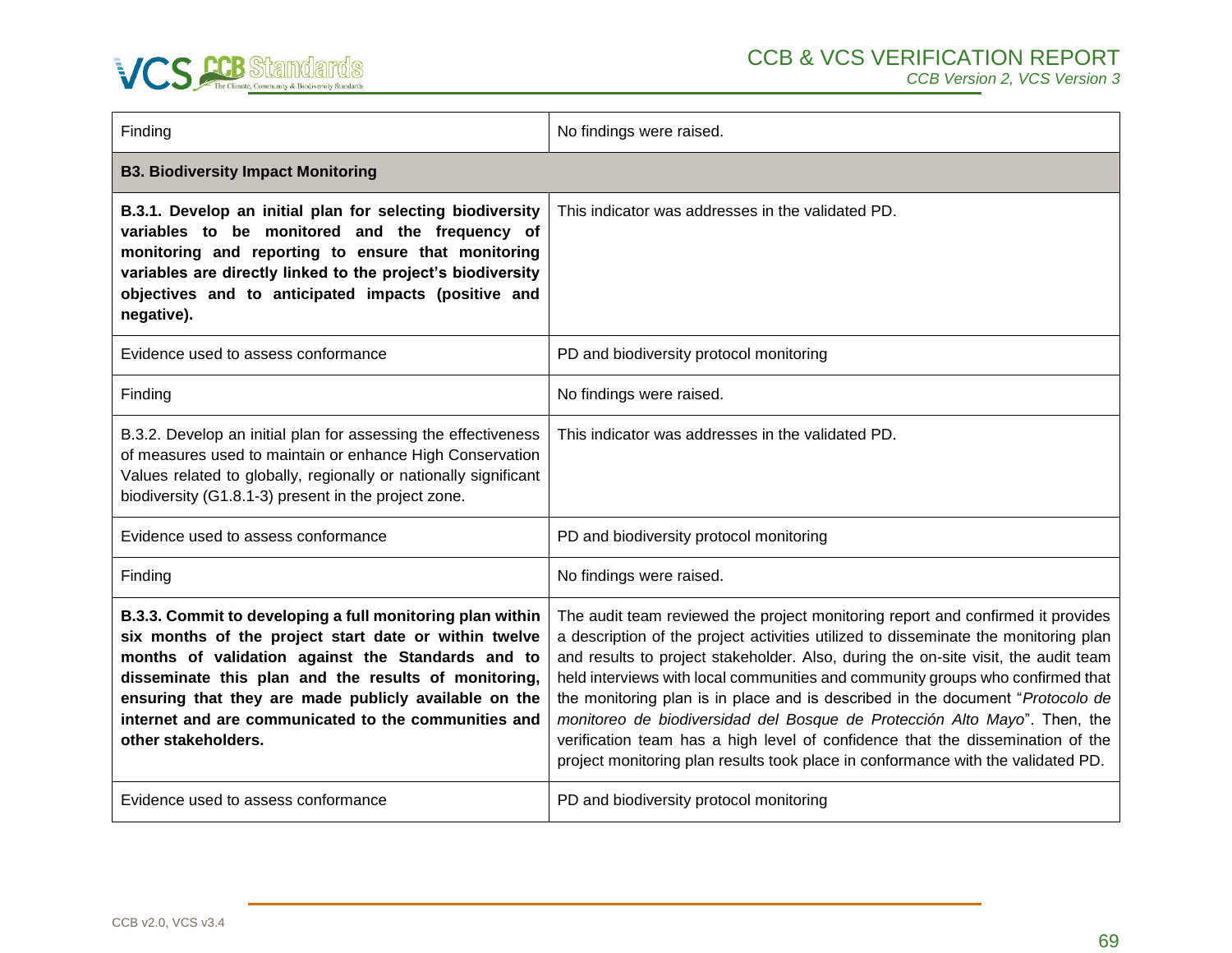| | |
|---|---|
| Finding | No findings were raised. |
| **B3. Biodiversity Impact Monitoring** | |
| **B.3.1. Develop an initial plan for selecting biodiversity variables to be monitored and the frequency of monitoring and reporting to ensure that monitoring variables are directly linked to the project's biodiversity objectives and to anticipated impacts (positive and negative).** | This indicator was addresses in the validated PD. |
| Evidence used to assess conformance | PD and biodiversity protocol monitoring |
| Finding | No findings were raised. |
| B.3.2. Develop an initial plan for assessing the effectiveness of measures used to maintain or enhance High Conservation Values related to globally, regionally or nationally significant biodiversity (G1.8.1-3) present in the project zone. | This indicator was addresses in the validated PD. |
| Evidence used to assess conformance | PD and biodiversity protocol monitoring |
| Finding | No findings were raised. |
| **B.3.3. Commit to developing a full monitoring plan within six months of the project start date or within twelve months of validation against the Standards and to disseminate this plan and the results of monitoring, ensuring that they are made publicly available on the internet and are communicated to the communities and other stakeholders.** | The audit team reviewed the project monitoring report and confirmed it provides a description of the project activities utilized to disseminate the monitoring plan and results to project stakeholder. Also, during the on-site visit, the audit team held interviews with local communities and community groups who confirmed that the monitoring plan is in place and is described in the document "*Protocolo de monitoreo de biodiversidad del Bosque de Protección Alto Mayo*". Then, the verification team has a high level of confidence that the dissemination of the project monitoring plan results took place in conformance with the validated PD. |
| Evidence used to assess conformance | PD and biodiversity protocol monitoring |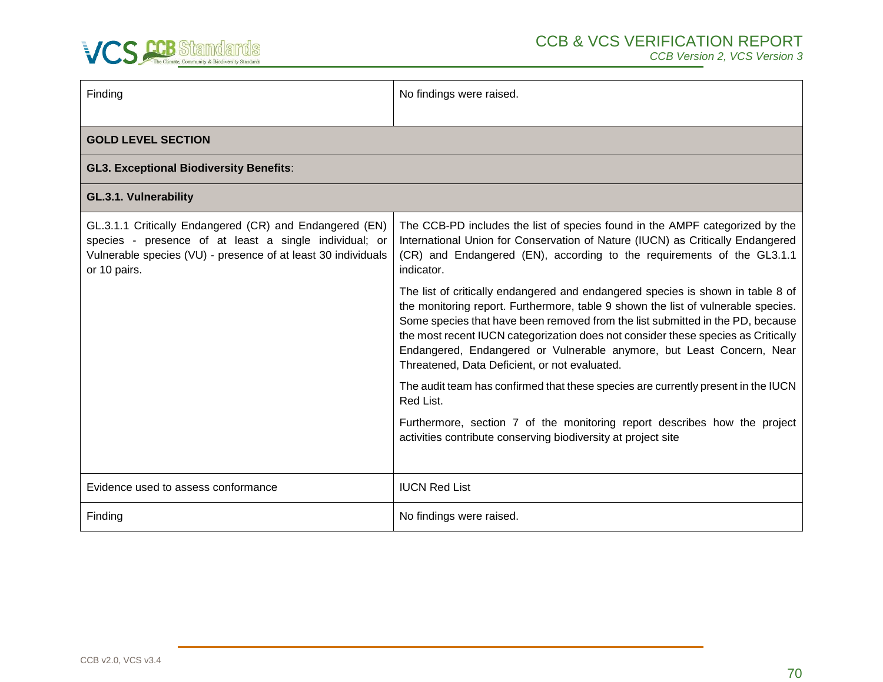| | |
|---|---|
| Finding | No findings were raised. |
| **GOLD LEVEL SECTION** | |
| **GL3. Exceptional Biodiversity Benefits**: | |
| **GL.3.1. Vulnerability** | |
| GL.3.1.1 Critically Endangered (CR) and Endangered (EN) species - presence of at least a single individual; or Vulnerable species (VU) - presence of at least 30 individuals or 10 pairs. | The CCB-PD includes the list of species found in the AMPF categorized by the International Union for Conservation of Nature (IUCN) as Critically Endangered (CR) and Endangered (EN), according to the requirements of the GL3.1.1 indicator.<br><br>The list of critically endangered and endangered species is shown in table 8 of the monitoring report. Furthermore, table 9 shown the list of vulnerable species. Some species that have been removed from the list submitted in the PD, because the most recent IUCN categorization does not consider these species as Critically Endangered, Endangered or Vulnerable anymore, but Least Concern, Near Threatened, Data Deficient, or not evaluated.<br><br>The audit team has confirmed that these species are currently present in the IUCN Red List.<br><br>Furthermore, section 7 of the monitoring report describes how the project activities contribute conserving biodiversity at project site |
| Evidence used to assess conformance | IUCN Red List |
| Finding | No findings were raised. |